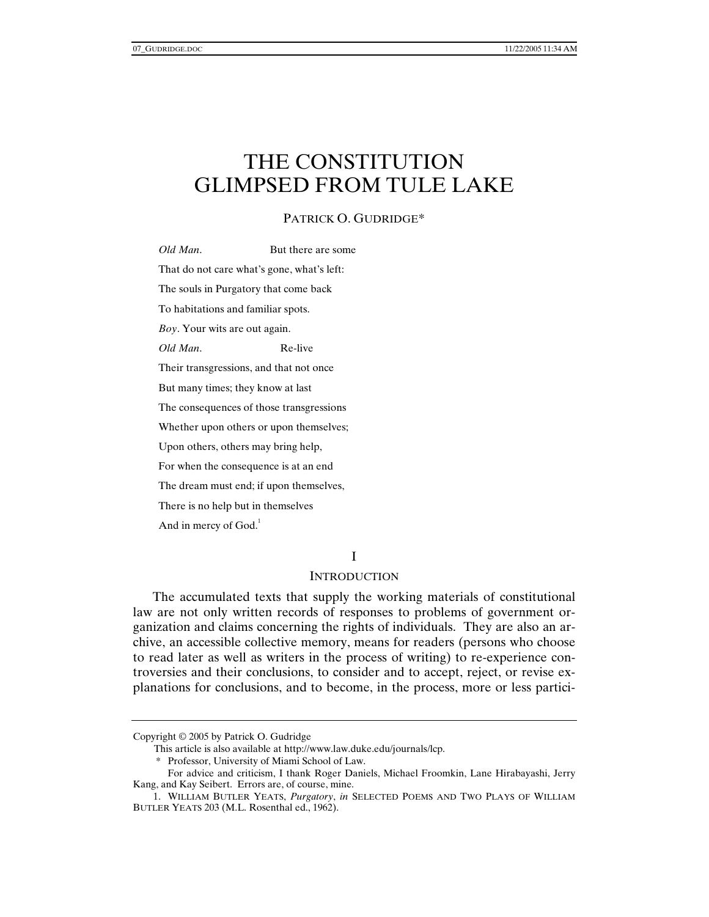# THE CONSTITUTION GLIMPSED FROM TULE LAKE

PATRICK O. GUDRIDGE*

*Old Man*. But there are some

That do not care what's gone, what's left:

The souls in Purgatory that come back

To habitations and familiar spots.

*Boy*. Your wits are out again.

*Old Man*. Re-live

Their transgressions, and that not once

But many times; they know at last

The consequences of those transgressions

Whether upon others or upon themselves;

Upon others, others may bring help,

For when the consequence is at an end

The dream must end; if upon themselves,

There is no help but in themselves

And in mercy of God.[1]

## I

## INTRODUCTION

The accumulated texts that supply the working materials of constitutional law are not only written records of responses to problems of government organization and claims concerning the rights of individuals. They are also an archive, an accessible collective memory, means for readers (persons who choose to read later as well as writers in the process of writing) to re-experience controversies and their conclusions, to consider and to accept, reject, or revise explanations for conclusions, and to become, in the process, more or less partici-

---

Copyright © 2005 by Patrick O. Gudridge

This article is also available at http://www.law.duke.edu/journals/lcp.

\* Professor, University of Miami School of Law.

For advice and criticism, I thank Roger Daniels, Michael Froomkin, Lane Hirabayashi, Jerry Kang, and Kay Seibert. Errors are, of course, mine.

1. WILLIAM BUTLER YEATS, *Purgatory*, *in* SELECTED POEMS AND TWO PLAYS OF WILLIAM BUTLER YEATS 203 (M.L. Rosenthal ed., 1962).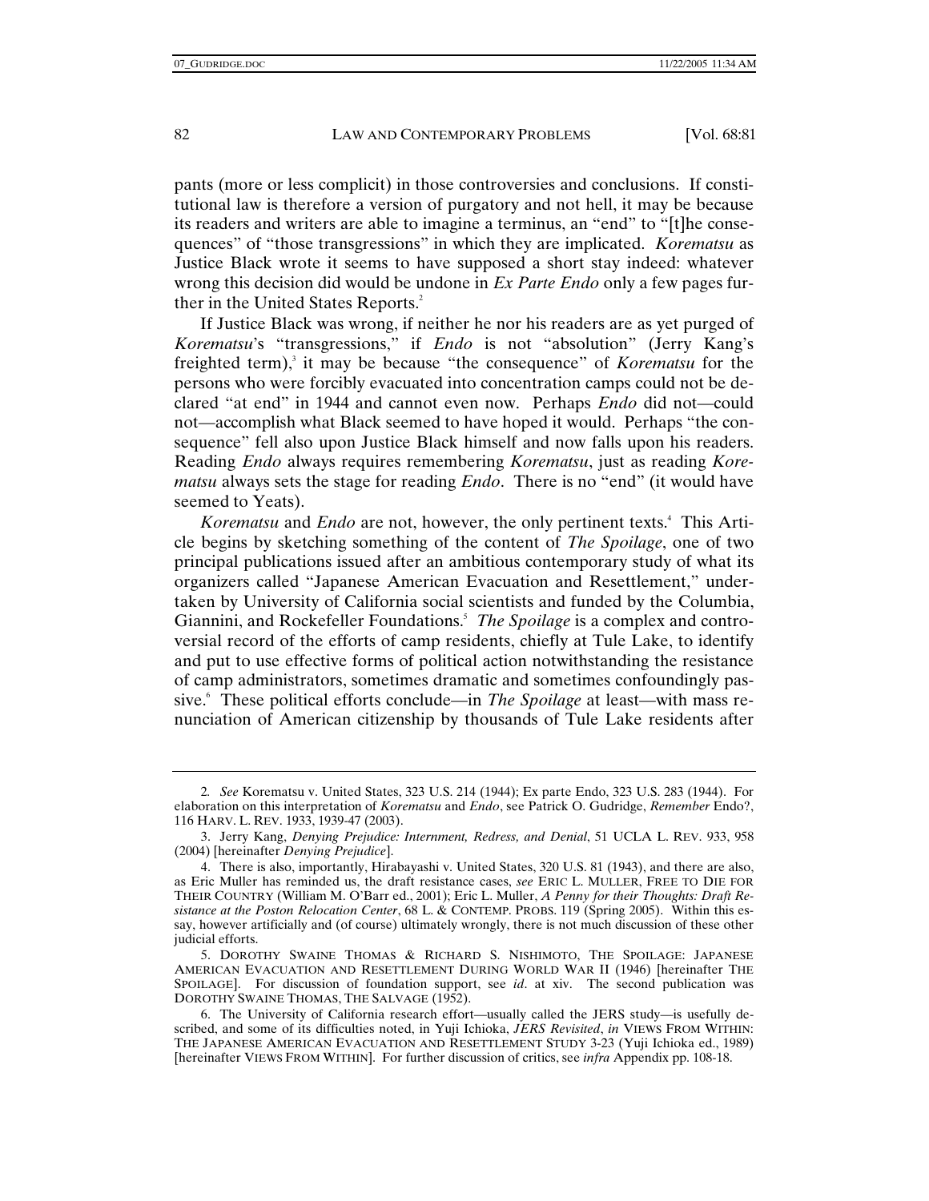pants (more or less complicit) in those controversies and conclusions. If constitutional law is therefore a version of purgatory and not hell, it may be because its readers and writers are able to imagine a terminus, an "end" to "[t]he consequences" of "those transgressions" in which they are implicated. *Korematsu* as Justice Black wrote it seems to have supposed a short stay indeed: whatever wrong this decision did would be undone in *Ex Parte Endo* only a few pages further in the United States Reports.[2]

If Justice Black was wrong, if neither he nor his readers are as yet purged of *Korematsu*'s "transgressions," if *Endo* is not "absolution" (Jerry Kang's freighted term),[3] it may be because "the consequence" of *Korematsu* for the persons who were forcibly evacuated into concentration camps could not be declared "at end" in 1944 and cannot even now. Perhaps *Endo* did not—could not—accomplish what Black seemed to have hoped it would. Perhaps "the consequence" fell also upon Justice Black himself and now falls upon his readers. Reading *Endo* always requires remembering *Korematsu*, just as reading *Korematsu* always sets the stage for reading *Endo*. There is no "end" (it would have seemed to Yeats).

*Korematsu* and *Endo* are not, however, the only pertinent texts.[4] This Article begins by sketching something of the content of *The Spoilage*, one of two principal publications issued after an ambitious contemporary study of what its organizers called "Japanese American Evacuation and Resettlement," undertaken by University of California social scientists and funded by the Columbia, Giannini, and Rockefeller Foundations.[5] *The Spoilage* is a complex and controversial record of the efforts of camp residents, chiefly at Tule Lake, to identify and put to use effective forms of political action notwithstanding the resistance of camp administrators, sometimes dramatic and sometimes confoundingly passive.[6] These political efforts conclude—in *The Spoilage* at least—with mass renunciation of American citizenship by thousands of Tule Lake residents after

---

2. *See* Korematsu v. United States, 323 U.S. 214 (1944); Ex parte Endo, 323 U.S. 283 (1944). For elaboration on this interpretation of *Korematsu* and *Endo*, see Patrick O. Gudridge, *Remember* Endo?, 116 HARV. L. REV. 1933, 1939-47 (2003).

3. Jerry Kang, *Denying Prejudice: Internment, Redress, and Denial*, 51 UCLA L. REV. 933, 958 (2004) [hereinafter *Denying Prejudice*].

4. There is also, importantly, Hirabayashi v. United States, 320 U.S. 81 (1943), and there are also, as Eric Muller has reminded us, the draft resistance cases, *see* ERIC L. MULLER, FREE TO DIE FOR THEIR COUNTRY (William M. O'Barr ed., 2001); Eric L. Muller, *A Penny for their Thoughts: Draft Resistance at the Poston Relocation Center*, 68 L. & CONTEMP. PROBS. 119 (Spring 2005). Within this essay, however artificially and (of course) ultimately wrongly, there is not much discussion of these other judicial efforts.

5. DOROTHY SWAINE THOMAS & RICHARD S. NISHIMOTO, THE SPOILAGE: JAPANESE AMERICAN EVACUATION AND RESETTLEMENT DURING WORLD WAR II (1946) [hereinafter THE SPOILAGE]. For discussion of foundation support, see *id*. at xiv. The second publication was DOROTHY SWAINE THOMAS, THE SALVAGE (1952).

6. The University of California research effort—usually called the JERS study—is usefully described, and some of its difficulties noted, in Yuji Ichioka, *JERS Revisited*, *in* VIEWS FROM WITHIN: THE JAPANESE AMERICAN EVACUATION AND RESETTLEMENT STUDY 3-23 (Yuji Ichioka ed., 1989) [hereinafter VIEWS FROM WITHIN]. For further discussion of critics, see *infra* Appendix pp. 108-18.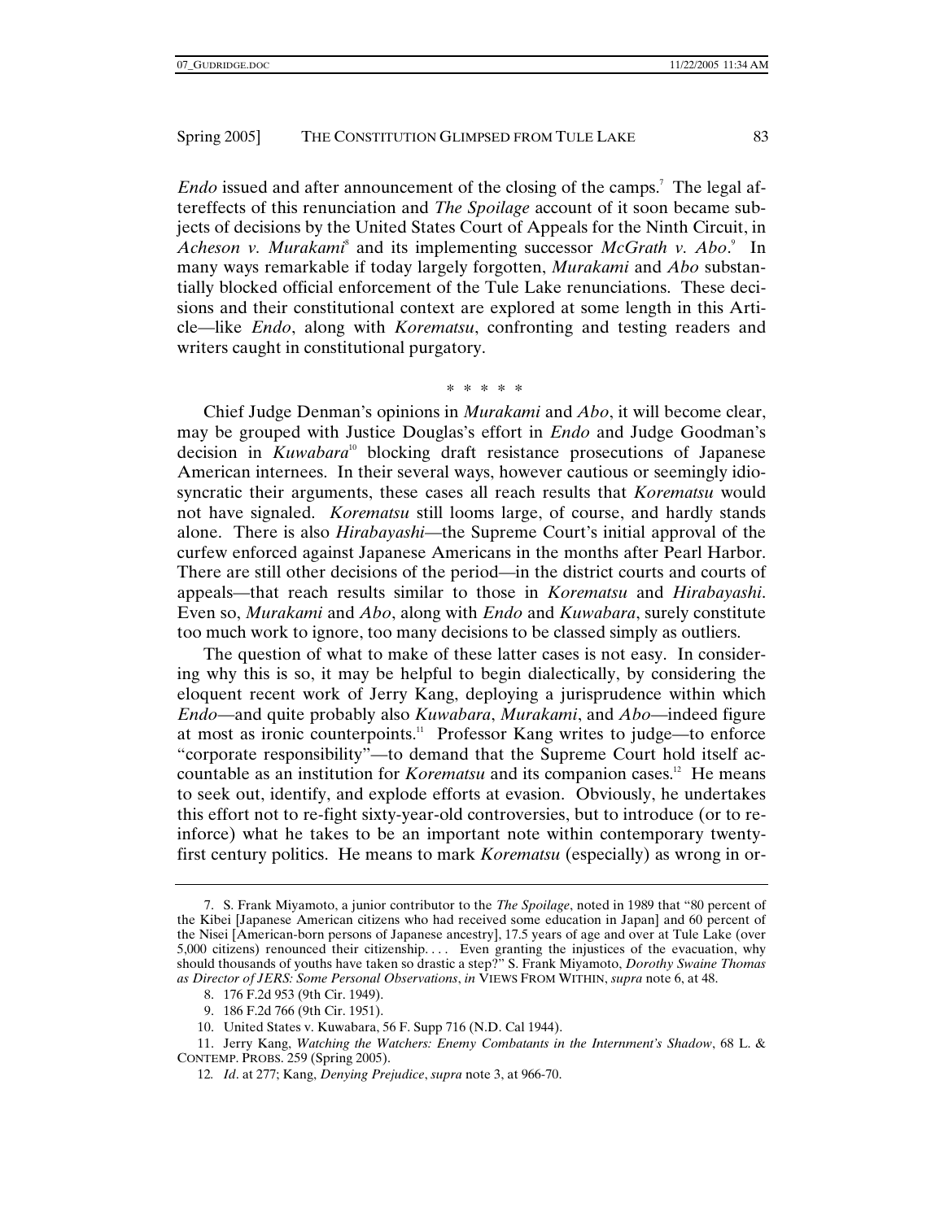*Endo* issued and after announcement of the closing of the camps.[7] The legal aftereffects of this renunciation and *The Spoilage* account of it soon became subjects of decisions by the United States Court of Appeals for the Ninth Circuit, in *Acheson v. Murakami*[8] and its implementing successor *McGrath v. Abo*.[9] In many ways remarkable if today largely forgotten, *Murakami* and *Abo* substantially blocked official enforcement of the Tule Lake renunciations. These decisions and their constitutional context are explored at some length in this Article—like *Endo*, along with *Korematsu*, confronting and testing readers and writers caught in constitutional purgatory.

\* \* \* \* \*

Chief Judge Denman's opinions in *Murakami* and *Abo*, it will become clear, may be grouped with Justice Douglas's effort in *Endo* and Judge Goodman's decision in *Kuwabara*[10] blocking draft resistance prosecutions of Japanese American internees. In their several ways, however cautious or seemingly idiosyncratic their arguments, these cases all reach results that *Korematsu* would not have signaled. *Korematsu* still looms large, of course, and hardly stands alone. There is also *Hirabayashi*—the Supreme Court's initial approval of the curfew enforced against Japanese Americans in the months after Pearl Harbor. There are still other decisions of the period—in the district courts and courts of appeals—that reach results similar to those in *Korematsu* and *Hirabayashi*. Even so, *Murakami* and *Abo*, along with *Endo* and *Kuwabara*, surely constitute too much work to ignore, too many decisions to be classed simply as outliers.

The question of what to make of these latter cases is not easy. In considering why this is so, it may be helpful to begin dialectically, by considering the eloquent recent work of Jerry Kang, deploying a jurisprudence within which *Endo*—and quite probably also *Kuwabara*, *Murakami*, and *Abo*—indeed figure at most as ironic counterpoints.[11] Professor Kang writes to judge—to enforce "corporate responsibility"—to demand that the Supreme Court hold itself accountable as an institution for *Korematsu* and its companion cases.[12] He means to seek out, identify, and explode efforts at evasion. Obviously, he undertakes this effort not to re-fight sixty-year-old controversies, but to introduce (or to reinforce) what he takes to be an important note within contemporary twenty-first century politics. He means to mark *Korematsu* (especially) as wrong in or-

---

7. S. Frank Miyamoto, a junior contributor to the *The Spoilage*, noted in 1989 that "80 percent of the Kibei [Japanese American citizens who had received some education in Japan] and 60 percent of the Nisei [American-born persons of Japanese ancestry], 17.5 years of age and over at Tule Lake (over 5,000 citizens) renounced their citizenship. . . . Even granting the injustices of the evacuation, why should thousands of youths have taken so drastic a step?" S. Frank Miyamoto, *Dorothy Swaine Thomas as Director of JERS: Some Personal Observations*, *in* VIEWS FROM WITHIN, *supra* note 6, at 48.

8. 176 F.2d 953 (9th Cir. 1949).

9. 186 F.2d 766 (9th Cir. 1951).

10. United States v. Kuwabara, 56 F. Supp 716 (N.D. Cal 1944).

11. Jerry Kang, *Watching the Watchers: Enemy Combatants in the Internment's Shadow*, 68 L. & CONTEMP. PROBS. 259 (Spring 2005).

12. *Id*. at 277; Kang, *Denying Prejudice*, *supra* note 3, at 966-70.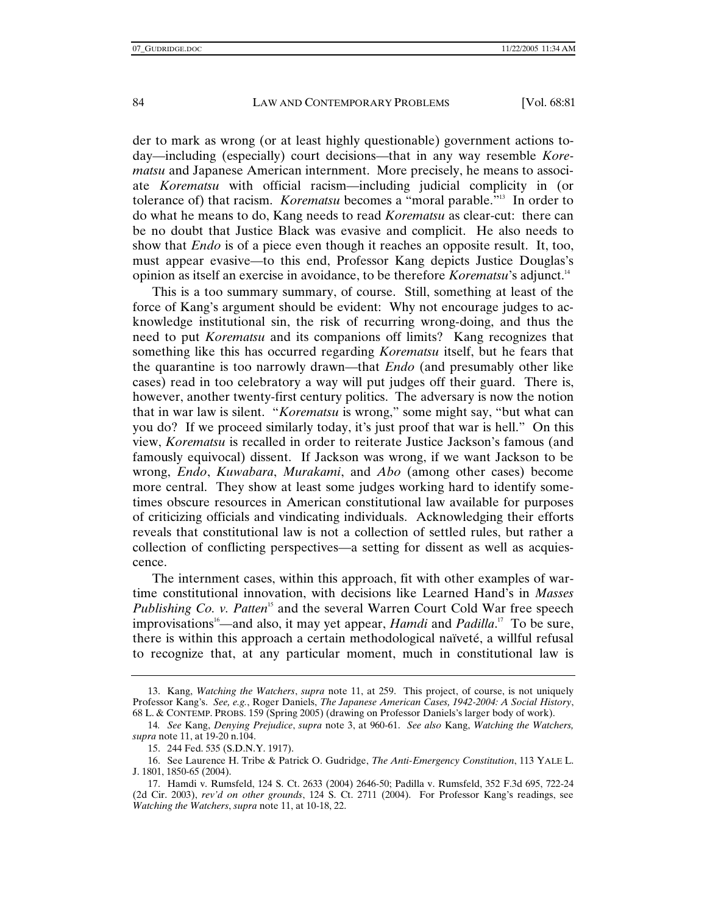der to mark as wrong (or at least highly questionable) government actions today—including (especially) court decisions—that in any way resemble *Korematsu* and Japanese American internment. More precisely, he means to associate *Korematsu* with official racism—including judicial complicity in (or tolerance of) that racism. *Korematsu* becomes a "moral parable."[13] In order to do what he means to do, Kang needs to read *Korematsu* as clear-cut: there can be no doubt that Justice Black was evasive and complicit. He also needs to show that *Endo* is of a piece even though it reaches an opposite result. It, too, must appear evasive—to this end, Professor Kang depicts Justice Douglas's opinion as itself an exercise in avoidance, to be therefore *Korematsu*'s adjunct.[14]

This is a too summary summary, of course. Still, something at least of the force of Kang's argument should be evident: Why not encourage judges to acknowledge institutional sin, the risk of recurring wrong-doing, and thus the need to put *Korematsu* and its companions off limits? Kang recognizes that something like this has occurred regarding *Korematsu* itself, but he fears that the quarantine is too narrowly drawn—that *Endo* (and presumably other like cases) read in too celebratory a way will put judges off their guard. There is, however, another twenty-first century politics. The adversary is now the notion that in war law is silent. "*Korematsu* is wrong," some might say, "but what can you do? If we proceed similarly today, it's just proof that war is hell." On this view, *Korematsu* is recalled in order to reiterate Justice Jackson's famous (and famously equivocal) dissent. If Jackson was wrong, if we want Jackson to be wrong, *Endo*, *Kuwabara*, *Murakami*, and *Abo* (among other cases) become more central. They show at least some judges working hard to identify sometimes obscure resources in American constitutional law available for purposes of criticizing officials and vindicating individuals. Acknowledging their efforts reveals that constitutional law is not a collection of settled rules, but rather a collection of conflicting perspectives—a setting for dissent as well as acquiescence.

The internment cases, within this approach, fit with other examples of wartime constitutional innovation, with decisions like Learned Hand's in *Masses Publishing Co. v. Patten*[15] and the several Warren Court Cold War free speech improvisations[16]—and also, it may yet appear, *Hamdi* and *Padilla*.[17] To be sure, there is within this approach a certain methodological naïveté, a willful refusal to recognize that, at any particular moment, much in constitutional law is

---

13. Kang, *Watching the Watchers*, *supra* note 11, at 259. This project, of course, is not uniquely Professor Kang's. *See, e.g.*, Roger Daniels, *The Japanese American Cases, 1942-2004: A Social History*, 68 L. & CONTEMP. PROBS. 159 (Spring 2005) (drawing on Professor Daniels's larger body of work).

14. *See* Kang, *Denying Prejudice*, *supra* note 3, at 960-61. *See also* Kang, *Watching the Watchers, supra* note 11, at 19-20 n.104.

15. 244 Fed. 535 (S.D.N.Y. 1917).

16. See Laurence H. Tribe & Patrick O. Gudridge, *The Anti-Emergency Constitution*, 113 YALE L. J. 1801, 1850-65 (2004).

17. Hamdi v. Rumsfeld, 124 S. Ct. 2633 (2004) 2646-50; Padilla v. Rumsfeld, 352 F.3d 695, 722-24 (2d Cir. 2003), *rev'd on other grounds*, 124 S. Ct. 2711 (2004). For Professor Kang's readings, see *Watching the Watchers*, *supra* note 11, at 10-18, 22.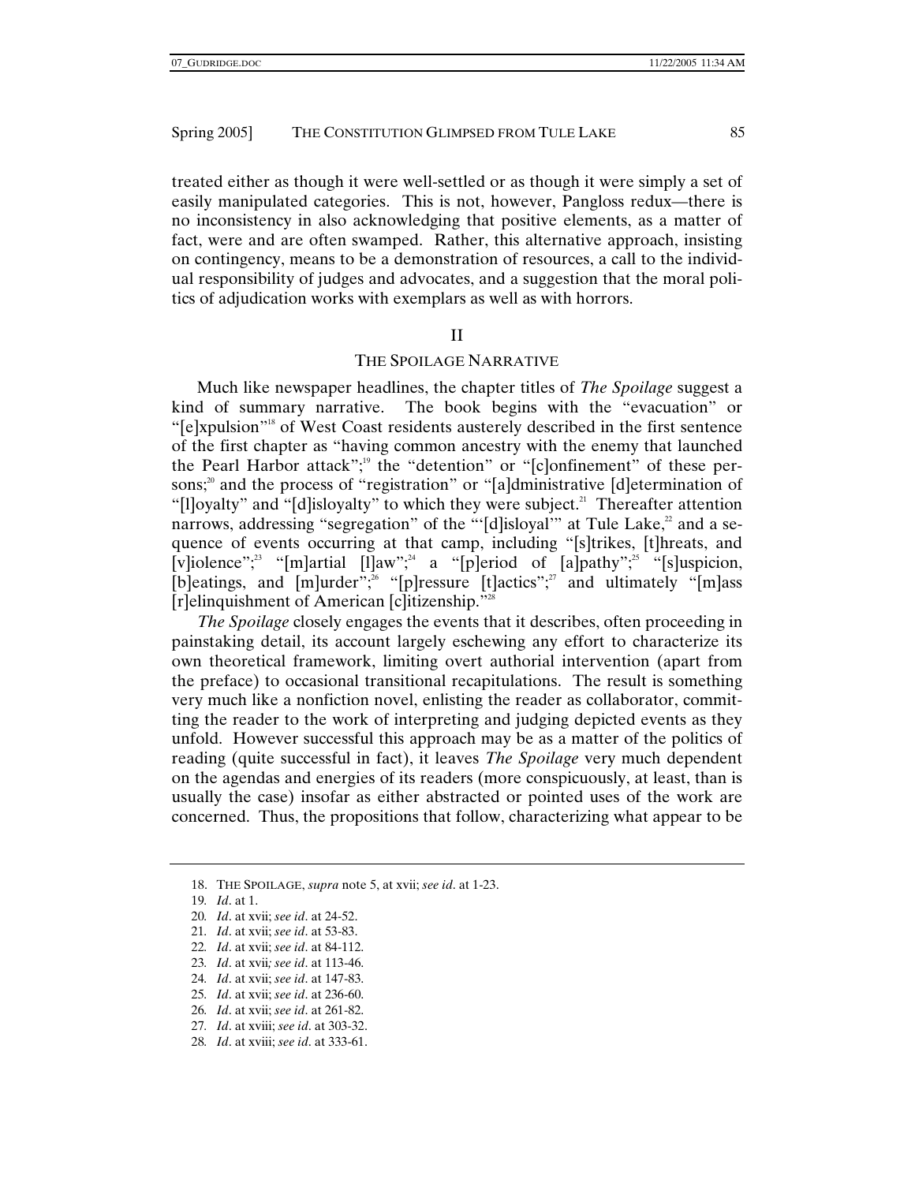treated either as though it were well-settled or as though it were simply a set of easily manipulated categories. This is not, however, Pangloss redux—there is no inconsistency in also acknowledging that positive elements, as a matter of fact, were and are often swamped. Rather, this alternative approach, insisting on contingency, means to be a demonstration of resources, a call to the individual responsibility of judges and advocates, and a suggestion that the moral politics of adjudication works with exemplars as well as with horrors.

## II

## THE SPOILAGE NARRATIVE

Much like newspaper headlines, the chapter titles of *The Spoilage* suggest a kind of summary narrative. The book begins with the "evacuation" or "[e]xpulsion"[18] of West Coast residents austerely described in the first sentence of the first chapter as "having common ancestry with the enemy that launched the Pearl Harbor attack";[19] the "detention" or "[c]onfinement" of these persons;[20] and the process of "registration" or "[a]dministrative [d]etermination of "[l]oyalty" and "[d]isloyalty" to which they were subject.[21] Thereafter attention narrows, addressing "segregation" of the "'[d]isloyal'" at Tule Lake,[22] and a sequence of events occurring at that camp, including "[s]trikes, [t]hreats, and [v]iolence";[23] "[m]artial [l]aw";[24] a "[p]eriod of [a]pathy";[25] "[s]uspicion, [b]eatings, and [m]urder";[26] "[p]ressure [t]actics";[27] and ultimately "[m]ass [r]elinquishment of American [c]itizenship."[28]

*The Spoilage* closely engages the events that it describes, often proceeding in painstaking detail, its account largely eschewing any effort to characterize its own theoretical framework, limiting overt authorial intervention (apart from the preface) to occasional transitional recapitulations. The result is something very much like a nonfiction novel, enlisting the reader as collaborator, committing the reader to the work of interpreting and judging depicted events as they unfold. However successful this approach may be as a matter of the politics of reading (quite successful in fact), it leaves *The Spoilage* very much dependent on the agendas and energies of its readers (more conspicuously, at least, than is usually the case) insofar as either abstracted or pointed uses of the work are concerned. Thus, the propositions that follow, characterizing what appear to be

---

18. THE SPOILAGE, *supra* note 5, at xvii; *see id*. at 1-23.
19. *Id*. at 1.
20. *Id*. at xvii; *see id*. at 24-52.
21. *Id*. at xvii; *see id*. at 53-83.
22. *Id*. at xvii; *see id*. at 84-112.
23. *Id*. at xvii; *see id*. at 113-46.
24. *Id*. at xvii; *see id*. at 147-83.
25. *Id*. at xvii; *see id*. at 236-60.
26. *Id*. at xvii; *see id*. at 261-82.
27. *Id*. at xviii; *see id*. at 303-32.
28. *Id*. at xviii; *see id*. at 333-61.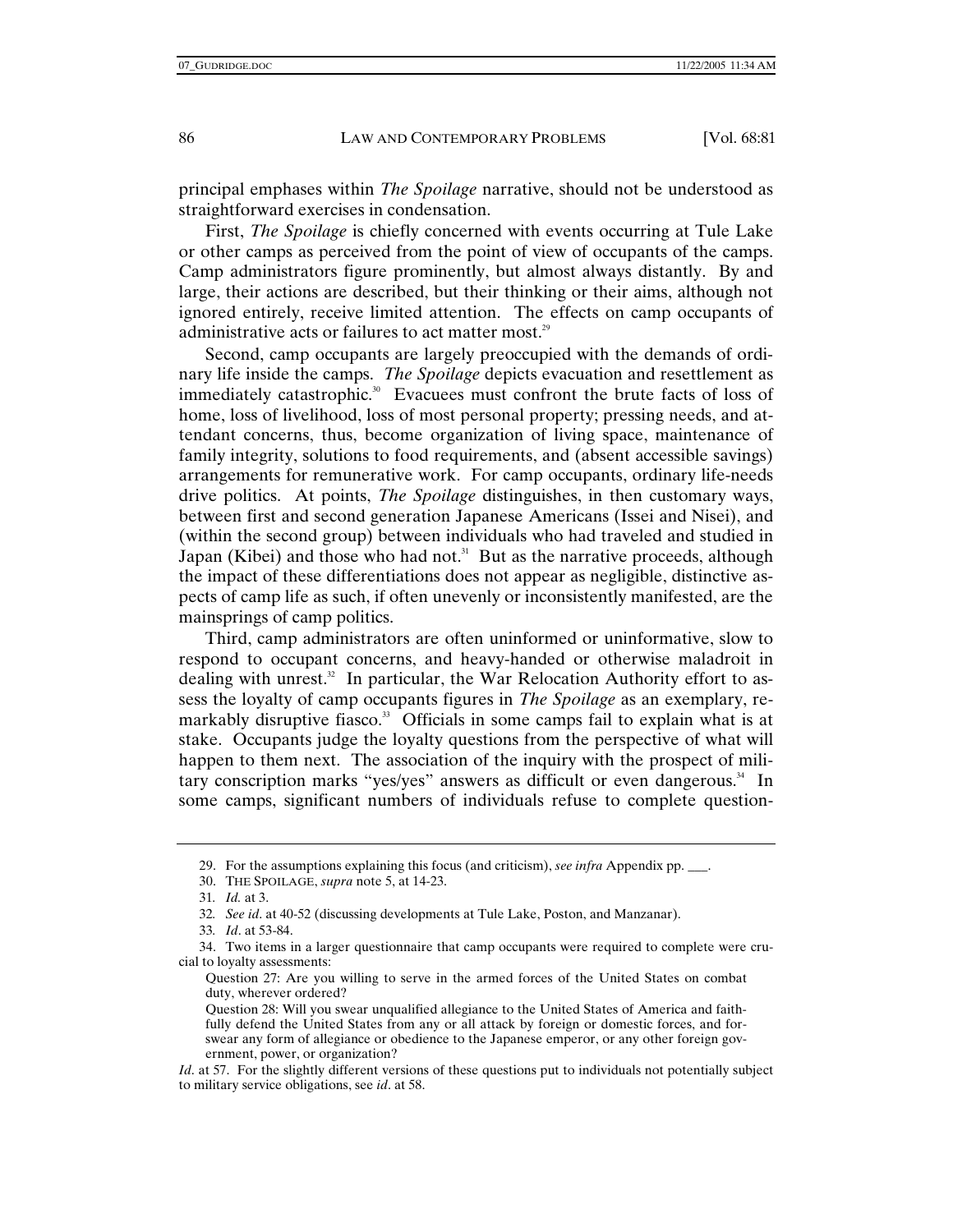principal emphases within *The Spoilage* narrative, should not be understood as straightforward exercises in condensation.

First, *The Spoilage* is chiefly concerned with events occurring at Tule Lake or other camps as perceived from the point of view of occupants of the camps. Camp administrators figure prominently, but almost always distantly. By and large, their actions are described, but their thinking or their aims, although not ignored entirely, receive limited attention. The effects on camp occupants of administrative acts or failures to act matter most.[29]

Second, camp occupants are largely preoccupied with the demands of ordinary life inside the camps. *The Spoilage* depicts evacuation and resettlement as immediately catastrophic.[30] Evacuees must confront the brute facts of loss of home, loss of livelihood, loss of most personal property; pressing needs, and attendant concerns, thus, become organization of living space, maintenance of family integrity, solutions to food requirements, and (absent accessible savings) arrangements for remunerative work. For camp occupants, ordinary life-needs drive politics. At points, *The Spoilage* distinguishes, in then customary ways, between first and second generation Japanese Americans (Issei and Nisei), and (within the second group) between individuals who had traveled and studied in Japan (Kibei) and those who had not.[31] But as the narrative proceeds, although the impact of these differentiations does not appear as negligible, distinctive aspects of camp life as such, if often unevenly or inconsistently manifested, are the mainsprings of camp politics.

Third, camp administrators are often uninformed or uninformative, slow to respond to occupant concerns, and heavy-handed or otherwise maladroit in dealing with unrest.[32] In particular, the War Relocation Authority effort to assess the loyalty of camp occupants figures in *The Spoilage* as an exemplary, remarkably disruptive fiasco.[33] Officials in some camps fail to explain what is at stake. Occupants judge the loyalty questions from the perspective of what will happen to them next. The association of the inquiry with the prospect of military conscription marks "yes/yes" answers as difficult or even dangerous.[34] In some camps, significant numbers of individuals refuse to complete question-

---

29. For the assumptions explaining this focus (and criticism), *see infra* Appendix pp. ___.

30. THE SPOILAGE, *supra* note 5, at 14-23.

31. *Id.* at 3.

32. *See id*. at 40-52 (discussing developments at Tule Lake, Poston, and Manzanar).

33. *Id*. at 53-84.

34. Two items in a larger questionnaire that camp occupants were required to complete were crucial to loyalty assessments:

> Question 27: Are you willing to serve in the armed forces of the United States on combat duty, wherever ordered?
>
> Question 28: Will you swear unqualified allegiance to the United States of America and faithfully defend the United States from any or all attack by foreign or domestic forces, and forswear any form of allegiance or obedience to the Japanese emperor, or any other foreign government, power, or organization?

*Id*. at 57. For the slightly different versions of these questions put to individuals not potentially subject to military service obligations, see *id*. at 58.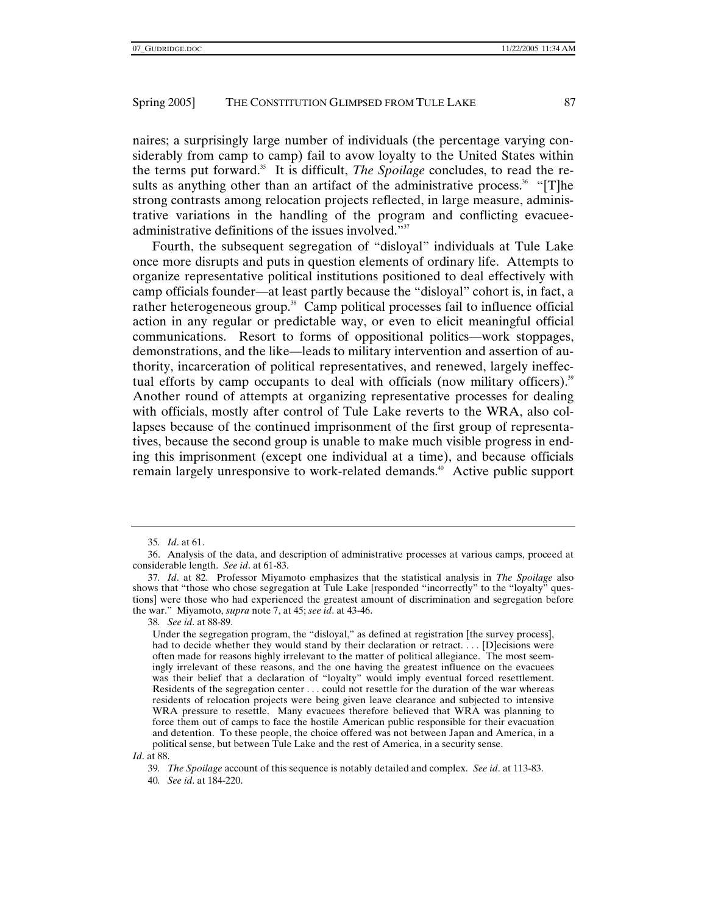naires; a surprisingly large number of individuals (the percentage varying considerably from camp to camp) fail to avow loyalty to the United States within the terms put forward.[35] It is difficult, *The Spoilage* concludes, to read the results as anything other than an artifact of the administrative process.[36] "[T]he strong contrasts among relocation projects reflected, in large measure, administrative variations in the handling of the program and conflicting evacuee-administrative definitions of the issues involved."[37]

Fourth, the subsequent segregation of "disloyal" individuals at Tule Lake once more disrupts and puts in question elements of ordinary life. Attempts to organize representative political institutions positioned to deal effectively with camp officials founder—at least partly because the "disloyal" cohort is, in fact, a rather heterogeneous group.[38] Camp political processes fail to influence official action in any regular or predictable way, or even to elicit meaningful official communications. Resort to forms of oppositional politics—work stoppages, demonstrations, and the like—leads to military intervention and assertion of authority, incarceration of political representatives, and renewed, largely ineffectual efforts by camp occupants to deal with officials (now military officers).[39] Another round of attempts at organizing representative processes for dealing with officials, mostly after control of Tule Lake reverts to the WRA, also collapses because of the continued imprisonment of the first group of representatives, because the second group is unable to make much visible progress in ending this imprisonment (except one individual at a time), and because officials remain largely unresponsive to work-related demands.[40] Active public support

---

35. *Id*. at 61.

36. Analysis of the data, and description of administrative processes at various camps, proceed at considerable length. *See id*. at 61-83.

37. *Id*. at 82. Professor Miyamoto emphasizes that the statistical analysis in *The Spoilage* also shows that "those who chose segregation at Tule Lake [responded "incorrectly" to the "loyalty" questions] were those who had experienced the greatest amount of discrimination and segregation before the war." Miyamoto, *supra* note 7, at 45; *see id*. at 43-46.

38. *See id*. at 88-89.

> Under the segregation program, the "disloyal," as defined at registration [the survey process], had to decide whether they would stand by their declaration or retract. . . . [D]ecisions were often made for reasons highly irrelevant to the matter of political allegiance. The most seemingly irrelevant of these reasons, and the one having the greatest influence on the evacuees was their belief that a declaration of "loyalty" would imply eventual forced resettlement. Residents of the segregation center . . . could not resettle for the duration of the war whereas residents of relocation projects were being given leave clearance and subjected to intensive WRA pressure to resettle. Many evacuees therefore believed that WRA was planning to force them out of camps to face the hostile American public responsible for their evacuation and detention. To these people, the choice offered was not between Japan and America, in a political sense, but between Tule Lake and the rest of America, in a security sense.

*Id*. at 88.

39. *The Spoilage* account of this sequence is notably detailed and complex. *See id*. at 113-83.

40. *See id*. at 184-220.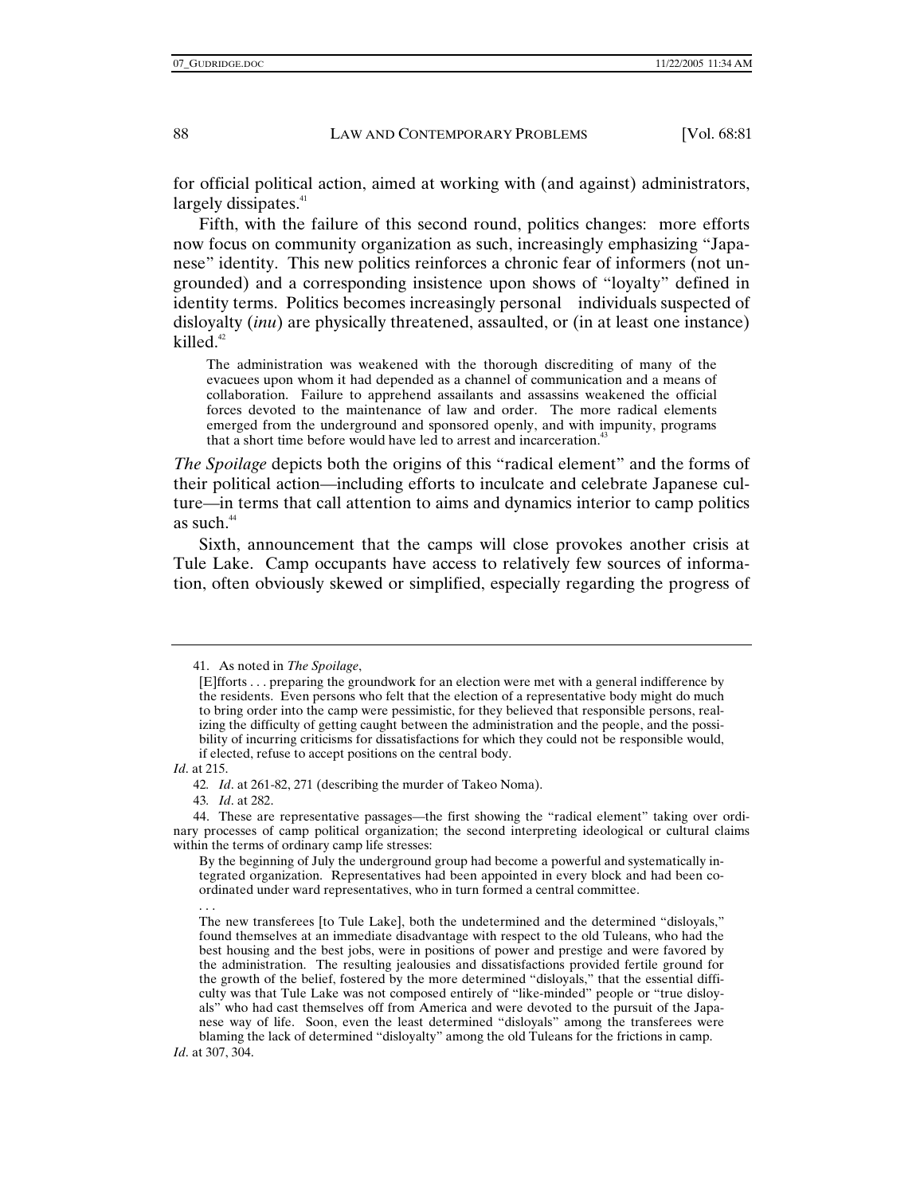for official political action, aimed at working with (and against) administrators, largely dissipates.[41]

Fifth, with the failure of this second round, politics changes: more efforts now focus on community organization as such, increasingly emphasizing "Japanese" identity. This new politics reinforces a chronic fear of informers (not ungrounded) and a corresponding insistence upon shows of "loyalty" defined in identity terms. Politics becomes increasingly personal individuals suspected of disloyalty (*inu*) are physically threatened, assaulted, or (in at least one instance) killed.[42]

> The administration was weakened with the thorough discrediting of many of the evacuees upon whom it had depended as a channel of communication and a means of collaboration. Failure to apprehend assailants and assassins weakened the official forces devoted to the maintenance of law and order. The more radical elements emerged from the underground and sponsored openly, and with impunity, programs that a short time before would have led to arrest and incarceration.[43]

*The Spoilage* depicts both the origins of this "radical element" and the forms of their political action—including efforts to inculcate and celebrate Japanese culture—in terms that call attention to aims and dynamics interior to camp politics as such.[44]

Sixth, announcement that the camps will close provokes another crisis at Tule Lake. Camp occupants have access to relatively few sources of information, often obviously skewed or simplified, especially regarding the progress of

---

41. As noted in *The Spoilage*,

> [E]fforts . . . preparing the groundwork for an election were met with a general indifference by the residents. Even persons who felt that the election of a representative body might do much to bring order into the camp were pessimistic, for they believed that responsible persons, realizing the difficulty of getting caught between the administration and the people, and the possibility of incurring criticisms for dissatisfactions for which they could not be responsible would, if elected, refuse to accept positions on the central body.

*Id*. at 215.

42. *Id*. at 261-82, 271 (describing the murder of Takeo Noma).

43. *Id*. at 282.

44. These are representative passages—the first showing the "radical element" taking over ordinary processes of camp political organization; the second interpreting ideological or cultural claims within the terms of ordinary camp life stresses:

> By the beginning of July the underground group had become a powerful and systematically integrated organization. Representatives had been appointed in every block and had been coordinated under ward representatives, who in turn formed a central committee.
>
> . . .
>
> The new transferees [to Tule Lake], both the undetermined and the determined "disloyals," found themselves at an immediate disadvantage with respect to the old Tuleans, who had the best housing and the best jobs, were in positions of power and prestige and were favored by the administration. The resulting jealousies and dissatisfactions provided fertile ground for the growth of the belief, fostered by the more determined "disloyals," that the essential difficulty was that Tule Lake was not composed entirely of "like-minded" people or "true disloyals" who had cast themselves off from America and were devoted to the pursuit of the Japanese way of life. Soon, even the least determined "disloyals" among the transferees were blaming the lack of determined "disloyalty" among the old Tuleans for the frictions in camp.

*Id*. at 307, 304.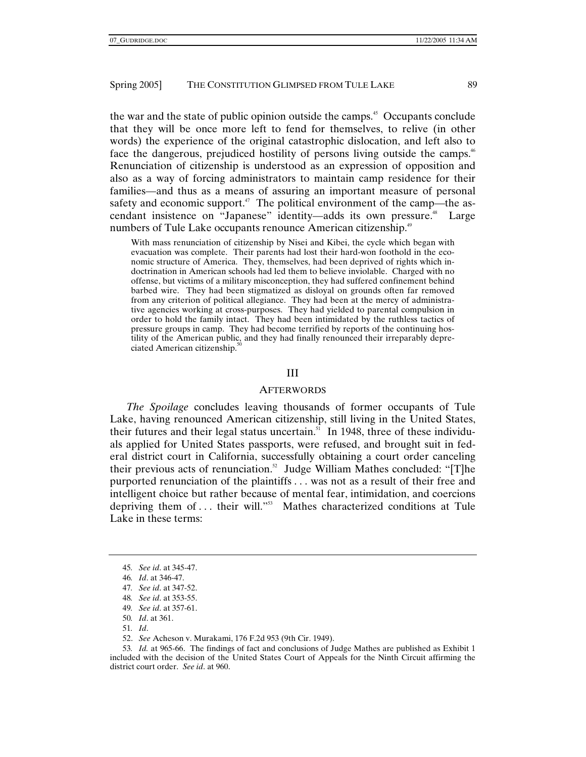the war and the state of public opinion outside the camps.[45] Occupants conclude that they will be once more left to fend for themselves, to relive (in other words) the experience of the original catastrophic dislocation, and left also to face the dangerous, prejudiced hostility of persons living outside the camps.[46] Renunciation of citizenship is understood as an expression of opposition and also as a way of forcing administrators to maintain camp residence for their families—and thus as a means of assuring an important measure of personal safety and economic support.[47] The political environment of the camp—the ascendant insistence on "Japanese" identity—adds its own pressure.[48] Large numbers of Tule Lake occupants renounce American citizenship.[49]

> With mass renunciation of citizenship by Nisei and Kibei, the cycle which began with evacuation was complete. Their parents had lost their hard-won foothold in the economic structure of America. They, themselves, had been deprived of rights which indoctrination in American schools had led them to believe inviolable. Charged with no offense, but victims of a military misconception, they had suffered confinement behind barbed wire. They had been stigmatized as disloyal on grounds often far removed from any criterion of political allegiance. They had been at the mercy of administrative agencies working at cross-purposes. They had yielded to parental compulsion in order to hold the family intact. They had been intimidated by the ruthless tactics of pressure groups in camp. They had become terrified by reports of the continuing hostility of the American public, and they had finally renounced their irreparably depreciated American citizenship.[50]

## III

## AFTERWORDS

*The Spoilage* concludes leaving thousands of former occupants of Tule Lake, having renounced American citizenship, still living in the United States, their futures and their legal status uncertain.[51] In 1948, three of these individuals applied for United States passports, were refused, and brought suit in federal district court in California, successfully obtaining a court order canceling their previous acts of renunciation.[52] Judge William Mathes concluded: "[T]he purported renunciation of the plaintiffs . . . was not as a result of their free and intelligent choice but rather because of mental fear, intimidation, and coercions depriving them of . . . their will."[53] Mathes characterized conditions at Tule Lake in these terms:

---

45. *See id*. at 345-47.

46. *Id*. at 346-47.

47. *See id*. at 347-52.

48. *See id*. at 353-55.

49. *See id*. at 357-61.

50. *Id*. at 361.

51. *Id*.

52. *See* Acheson v. Murakami, 176 F.2d 953 (9th Cir. 1949).

53. *Id.* at 965-66. The findings of fact and conclusions of Judge Mathes are published as Exhibit 1 included with the decision of the United States Court of Appeals for the Ninth Circuit affirming the district court order. *See id*. at 960.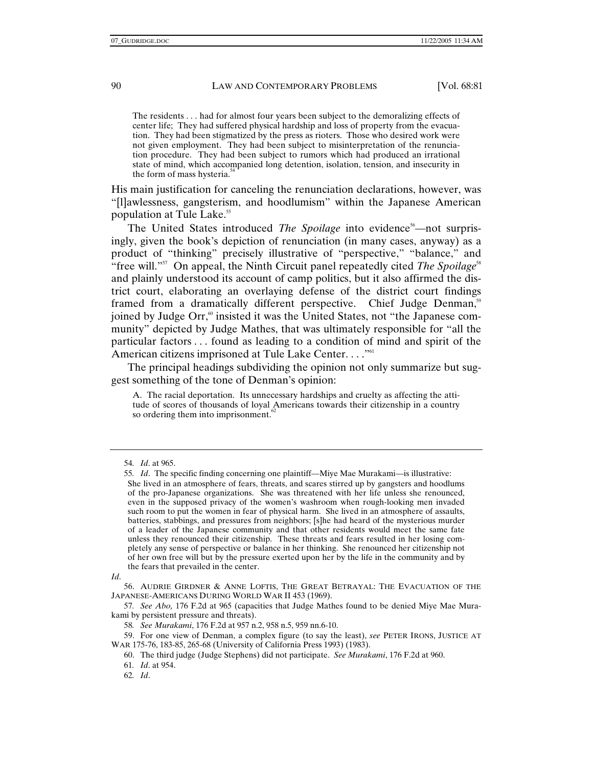> The residents . . . had for almost four years been subject to the demoralizing effects of center life; They had suffered physical hardship and loss of property from the evacuation. They had been stigmatized by the press as rioters. Those who desired work were not given employment. They had been subject to misinterpretation of the renunciation procedure. They had been subject to rumors which had produced an irrational state of mind, which accompanied long detention, isolation, tension, and insecurity in the form of mass hysteria.[54]

His main justification for canceling the renunciation declarations, however, was "[l]awlessness, gangsterism, and hoodlumism" within the Japanese American population at Tule Lake.[55]

The United States introduced *The Spoilage* into evidence[56]—not surprisingly, given the book's depiction of renunciation (in many cases, anyway) as a product of "thinking" precisely illustrative of "perspective," "balance," and "free will."[57] On appeal, the Ninth Circuit panel repeatedly cited *The Spoilage*[58] and plainly understood its account of camp politics, but it also affirmed the district court, elaborating an overlaying defense of the district court findings framed from a dramatically different perspective. Chief Judge Denman,[59] joined by Judge Orr,[60] insisted it was the United States, not "the Japanese community" depicted by Judge Mathes, that was ultimately responsible for "all the particular factors . . . found as leading to a condition of mind and spirit of the American citizens imprisoned at Tule Lake Center. . . ."[61]

The principal headings subdividing the opinion not only summarize but suggest something of the tone of Denman's opinion:

> A. The racial deportation. Its unnecessary hardships and cruelty as affecting the attitude of scores of thousands of loyal Americans towards their citizenship in a country so ordering them into imprisonment.[62]

---

54. *Id*. at 965.

55. *Id*. The specific finding concerning one plaintiff—Miye Mae Murakami—is illustrative:

> She lived in an atmosphere of fears, threats, and scares stirred up by gangsters and hoodlums of the pro-Japanese organizations. She was threatened with her life unless she renounced, even in the supposed privacy of the women's washroom when rough-looking men invaded such room to put the women in fear of physical harm. She lived in an atmosphere of assaults, batteries, stabbings, and pressures from neighbors; [s]he had heard of the mysterious murder of a leader of the Japanese community and that other residents would meet the same fate unless they renounced their citizenship. These threats and fears resulted in her losing completely any sense of perspective or balance in her thinking. She renounced her citizenship not of her own free will but by the pressure exerted upon her by the life in the community and by the fears that prevailed in the center.

*Id*.

56. AUDRIE GIRDNER & ANNE LOFTIS, THE GREAT BETRAYAL: THE EVACUATION OF THE JAPANESE-AMERICANS DURING WORLD WAR II 453 (1969).

57. *See Abo,* 176 F.2d at 965 (capacities that Judge Mathes found to be denied Miye Mae Murakami by persistent pressure and threats).

58. *See Murakami*, 176 F.2d at 957 n.2, 958 n.5, 959 nn.6-10.

59. For one view of Denman, a complex figure (to say the least), *see* PETER IRONS, JUSTICE AT WAR 175-76, 183-85, 265-68 (University of California Press 1993) (1983).

60. The third judge (Judge Stephens) did not participate. *See Murakami*, 176 F.2d at 960.

61. *Id*. at 954.

62. *Id*.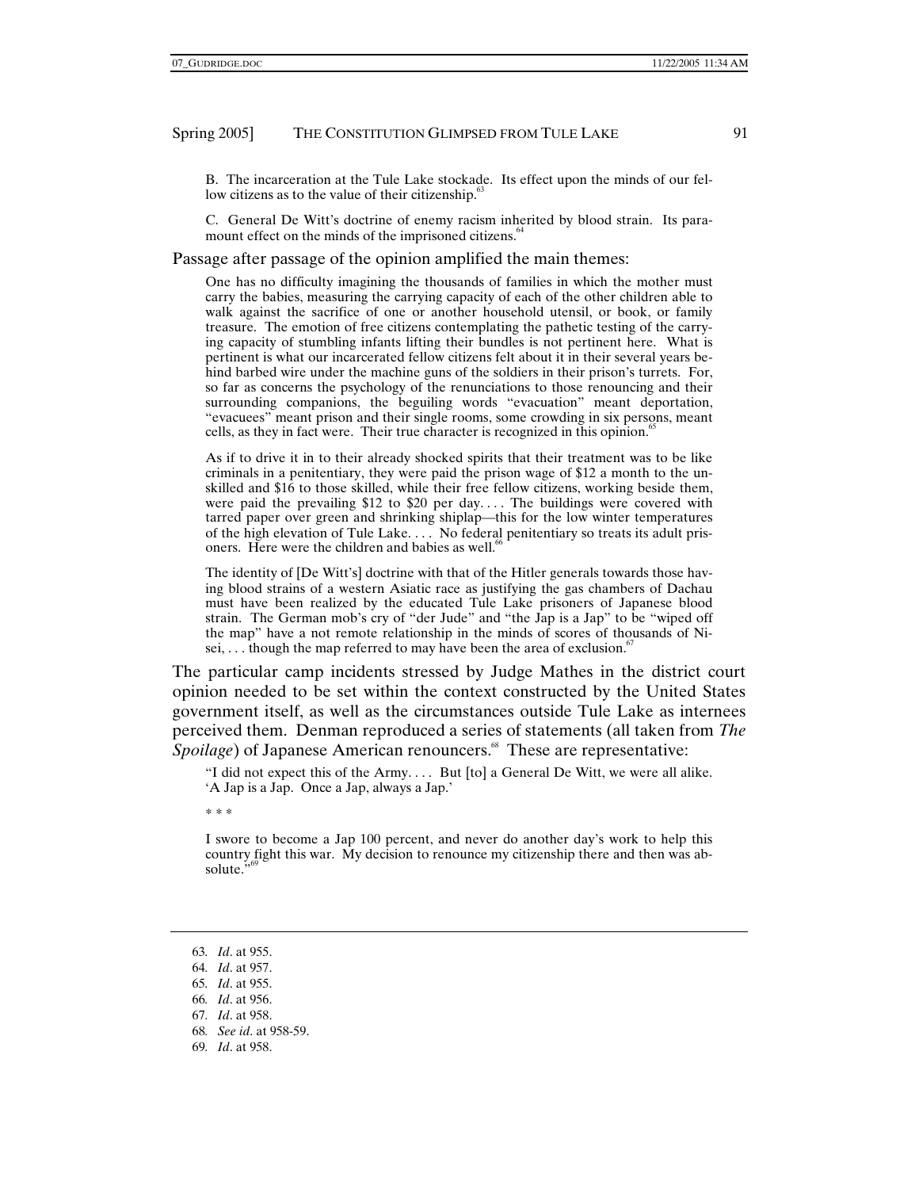B. The incarceration at the Tule Lake stockade. Its effect upon the minds of our fellow citizens as to the value of their citizenship.[63]

C. General De Witt's doctrine of enemy racism inherited by blood strain. Its paramount effect on the minds of the imprisoned citizens.[64]

Passage after passage of the opinion amplified the main themes:

> One has no difficulty imagining the thousands of families in which the mother must carry the babies, measuring the carrying capacity of each of the other children able to walk against the sacrifice of one or another household utensil, or book, or family treasure. The emotion of free citizens contemplating the pathetic testing of the carrying capacity of stumbling infants lifting their bundles is not pertinent here. What is pertinent is what our incarcerated fellow citizens felt about it in their several years behind barbed wire under the machine guns of the soldiers in their prison's turrets. For, so far as concerns the psychology of the renunciations to those renouncing and their surrounding companions, the beguiling words "evacuation" meant deportation, "evacuees" meant prison and their single rooms, some crowding in six persons, meant cells, as they in fact were. Their true character is recognized in this opinion.[65]
>
> As if to drive it in to their already shocked spirits that their treatment was to be like criminals in a penitentiary, they were paid the prison wage of $12 a month to the unskilled and $16 to those skilled, while their free fellow citizens, working beside them, were paid the prevailing $12 to $20 per day. . . . The buildings were covered with tarred paper over green and shrinking shiplap—this for the low winter temperatures of the high elevation of Tule Lake. . . . No federal penitentiary so treats its adult prisoners. Here were the children and babies as well.[66]
>
> The identity of [De Witt's] doctrine with that of the Hitler generals towards those having blood strains of a western Asiatic race as justifying the gas chambers of Dachau must have been realized by the educated Tule Lake prisoners of Japanese blood strain. The German mob's cry of "der Jude" and "the Jap is a Jap" to be "wiped off the map" have a not remote relationship in the minds of scores of thousands of Nisei, . . . though the map referred to may have been the area of exclusion.[67]

The particular camp incidents stressed by Judge Mathes in the district court opinion needed to be set within the context constructed by the United States government itself, as well as the circumstances outside Tule Lake as internees perceived them. Denman reproduced a series of statements (all taken from *The Spoilage*) of Japanese American renouncers.[68] These are representative:

> "I did not expect this of the Army. . . . But [to] a General De Witt, we were all alike. 'A Jap is a Jap. Once a Jap, always a Jap.'
>
> \* \* \*
>
> I swore to become a Jap 100 percent, and never do another day's work to help this country fight this war. My decision to renounce my citizenship there and then was absolute."[69]

---

63. *Id*. at 955.
64. *Id*. at 957.
65. *Id*. at 955.
66. *Id*. at 956.
67. *Id*. at 958.
68. *See id*. at 958-59.
69. *Id*. at 958.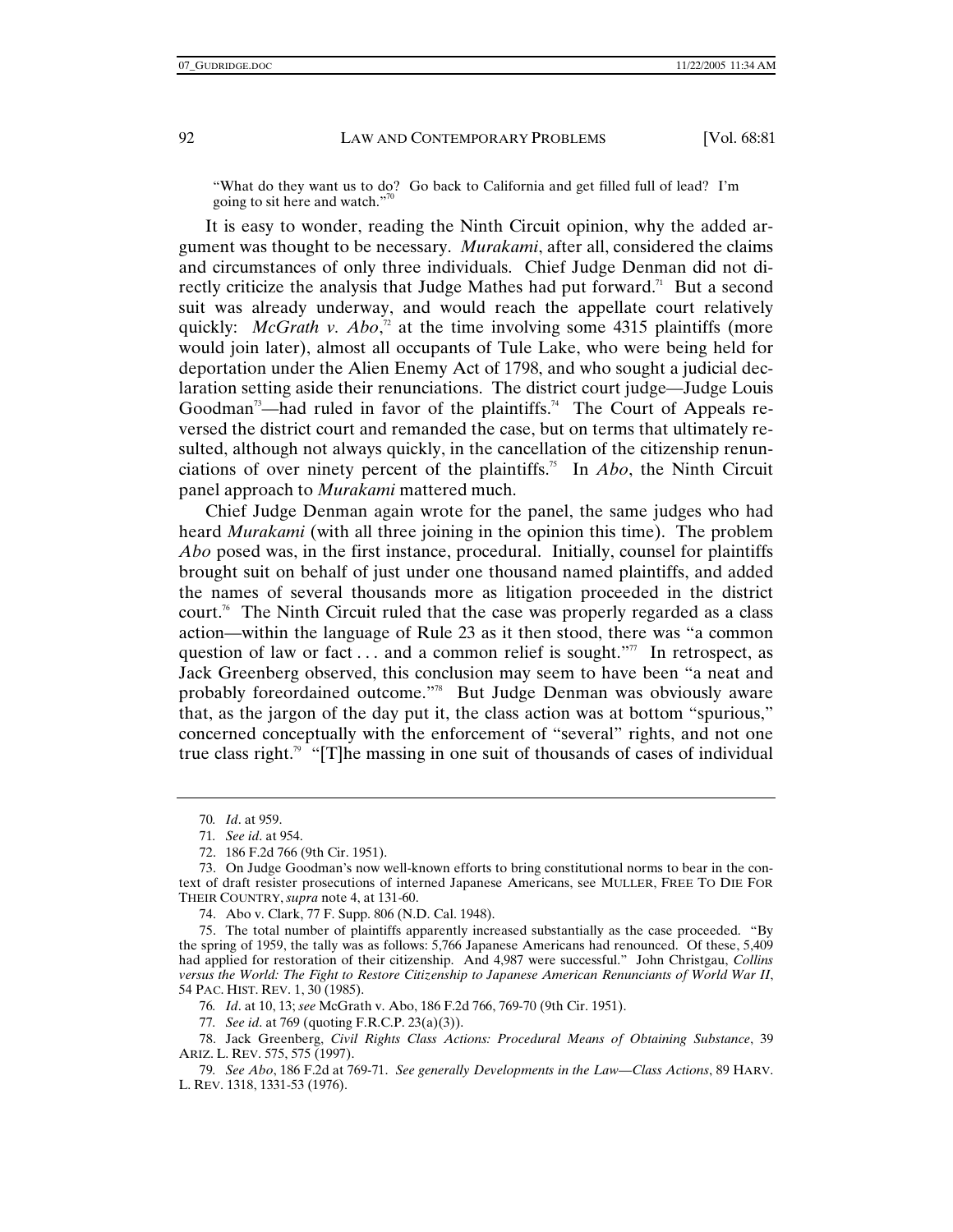"What do they want us to do? Go back to California and get filled full of lead? I'm going to sit here and watch."[70]

It is easy to wonder, reading the Ninth Circuit opinion, why the added argument was thought to be necessary. *Murakami*, after all, considered the claims and circumstances of only three individuals. Chief Judge Denman did not directly criticize the analysis that Judge Mathes had put forward.[71] But a second suit was already underway, and would reach the appellate court relatively quickly: *McGrath v. Abo*,[72] at the time involving some 4315 plaintiffs (more would join later), almost all occupants of Tule Lake, who were being held for deportation under the Alien Enemy Act of 1798, and who sought a judicial declaration setting aside their renunciations. The district court judge—Judge Louis Goodman[73]—had ruled in favor of the plaintiffs.[74] The Court of Appeals reversed the district court and remanded the case, but on terms that ultimately resulted, although not always quickly, in the cancellation of the citizenship renunciations of over ninety percent of the plaintiffs.[75] In *Abo*, the Ninth Circuit panel approach to *Murakami* mattered much.

Chief Judge Denman again wrote for the panel, the same judges who had heard *Murakami* (with all three joining in the opinion this time). The problem *Abo* posed was, in the first instance, procedural. Initially, counsel for plaintiffs brought suit on behalf of just under one thousand named plaintiffs, and added the names of several thousands more as litigation proceeded in the district court.[76] The Ninth Circuit ruled that the case was properly regarded as a class action—within the language of Rule 23 as it then stood, there was "a common question of law or fact . . . and a common relief is sought."[77] In retrospect, as Jack Greenberg observed, this conclusion may seem to have been "a neat and probably foreordained outcome."[78] But Judge Denman was obviously aware that, as the jargon of the day put it, the class action was at bottom "spurious," concerned conceptually with the enforcement of "several" rights, and not one true class right.[79] "[T]he massing in one suit of thousands of cases of individual

---

70. *Id*. at 959.

71. *See id*. at 954.

72. 186 F.2d 766 (9th Cir. 1951).

73. On Judge Goodman's now well-known efforts to bring constitutional norms to bear in the context of draft resister prosecutions of interned Japanese Americans, see MULLER, FREE TO DIE FOR THEIR COUNTRY, *supra* note 4, at 131-60.

74. Abo v. Clark, 77 F. Supp. 806 (N.D. Cal. 1948).

75. The total number of plaintiffs apparently increased substantially as the case proceeded. "By the spring of 1959, the tally was as follows: 5,766 Japanese Americans had renounced. Of these, 5,409 had applied for restoration of their citizenship. And 4,987 were successful." John Christgau, *Collins versus the World: The Fight to Restore Citizenship to Japanese American Renunciants of World War II*, 54 PAC. HIST. REV. 1, 30 (1985).

76. *Id*. at 10, 13; *see* McGrath v. Abo, 186 F.2d 766, 769-70 (9th Cir. 1951).

77. *See id*. at 769 (quoting F.R.C.P. 23(a)(3)).

78. Jack Greenberg, *Civil Rights Class Actions: Procedural Means of Obtaining Substance*, 39 ARIZ. L. REV. 575, 575 (1997).

79. *See Abo*, 186 F.2d at 769-71. *See generally Developments in the Law—Class Actions*, 89 HARV. L. REV. 1318, 1331-53 (1976).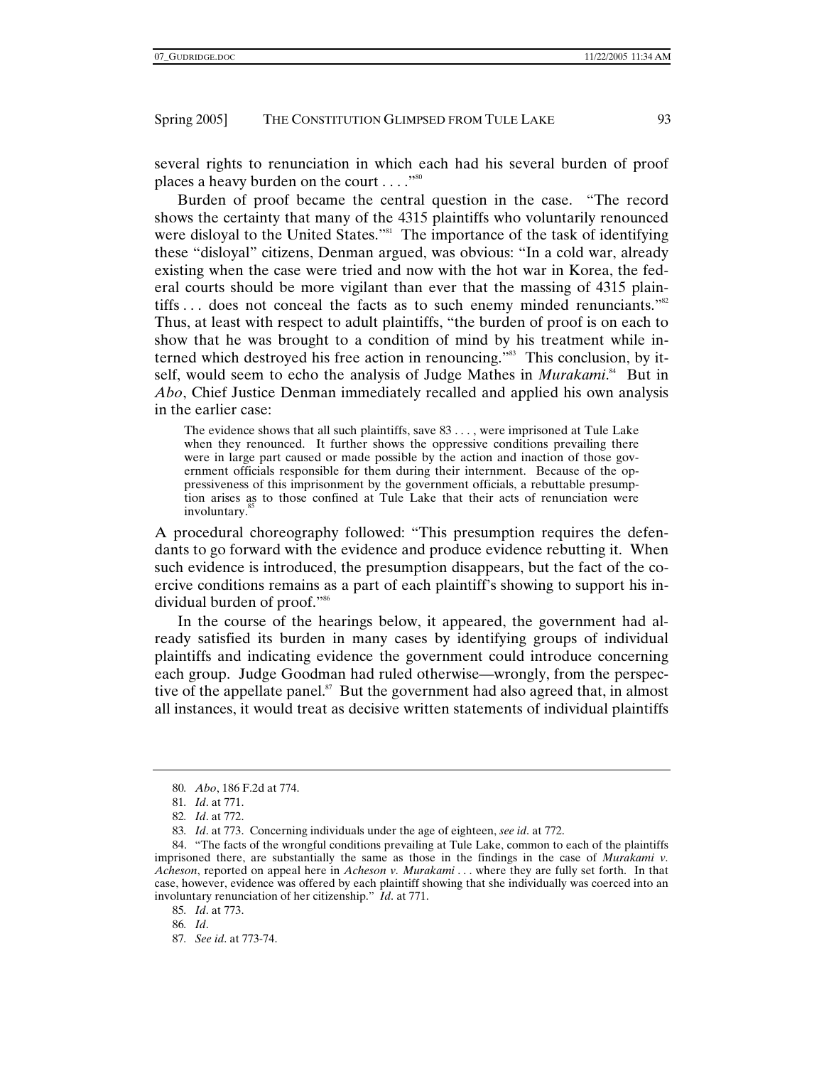several rights to renunciation in which each had his several burden of proof places a heavy burden on the court . . . ."[80]

Burden of proof became the central question in the case. "The record shows the certainty that many of the 4315 plaintiffs who voluntarily renounced were disloyal to the United States."[81] The importance of the task of identifying these "disloyal" citizens, Denman argued, was obvious: "In a cold war, already existing when the case were tried and now with the hot war in Korea, the federal courts should be more vigilant than ever that the massing of 4315 plaintiffs . . . does not conceal the facts as to such enemy minded renunciants."[82] Thus, at least with respect to adult plaintiffs, "the burden of proof is on each to show that he was brought to a condition of mind by his treatment while interned which destroyed his free action in renouncing."[83] This conclusion, by itself, would seem to echo the analysis of Judge Mathes in *Murakami*.[84] But in *Abo*, Chief Justice Denman immediately recalled and applied his own analysis in the earlier case:

> The evidence shows that all such plaintiffs, save 83 . . . , were imprisoned at Tule Lake when they renounced. It further shows the oppressive conditions prevailing there were in large part caused or made possible by the action and inaction of those government officials responsible for them during their internment. Because of the oppressiveness of this imprisonment by the government officials, a rebuttable presumption arises as to those confined at Tule Lake that their acts of renunciation were involuntary.[85]

A procedural choreography followed: "This presumption requires the defendants to go forward with the evidence and produce evidence rebutting it. When such evidence is introduced, the presumption disappears, but the fact of the coercive conditions remains as a part of each plaintiff's showing to support his individual burden of proof."[86]

In the course of the hearings below, it appeared, the government had already satisfied its burden in many cases by identifying groups of individual plaintiffs and indicating evidence the government could introduce concerning each group. Judge Goodman had ruled otherwise—wrongly, from the perspective of the appellate panel.[87] But the government had also agreed that, in almost all instances, it would treat as decisive written statements of individual plaintiffs

---

80. *Abo*, 186 F.2d at 774.

81. *Id*. at 771.

82. *Id*. at 772.

83. *Id*. at 773. Concerning individuals under the age of eighteen, *see id*. at 772.

84. "The facts of the wrongful conditions prevailing at Tule Lake, common to each of the plaintiffs imprisoned there, are substantially the same as those in the findings in the case of *Murakami v. Acheson*, reported on appeal here in *Acheson v. Murakami* . . . where they are fully set forth. In that case, however, evidence was offered by each plaintiff showing that she individually was coerced into an involuntary renunciation of her citizenship." *Id*. at 771.

85. *Id*. at 773.

86. *Id*.

87. *See id*. at 773-74.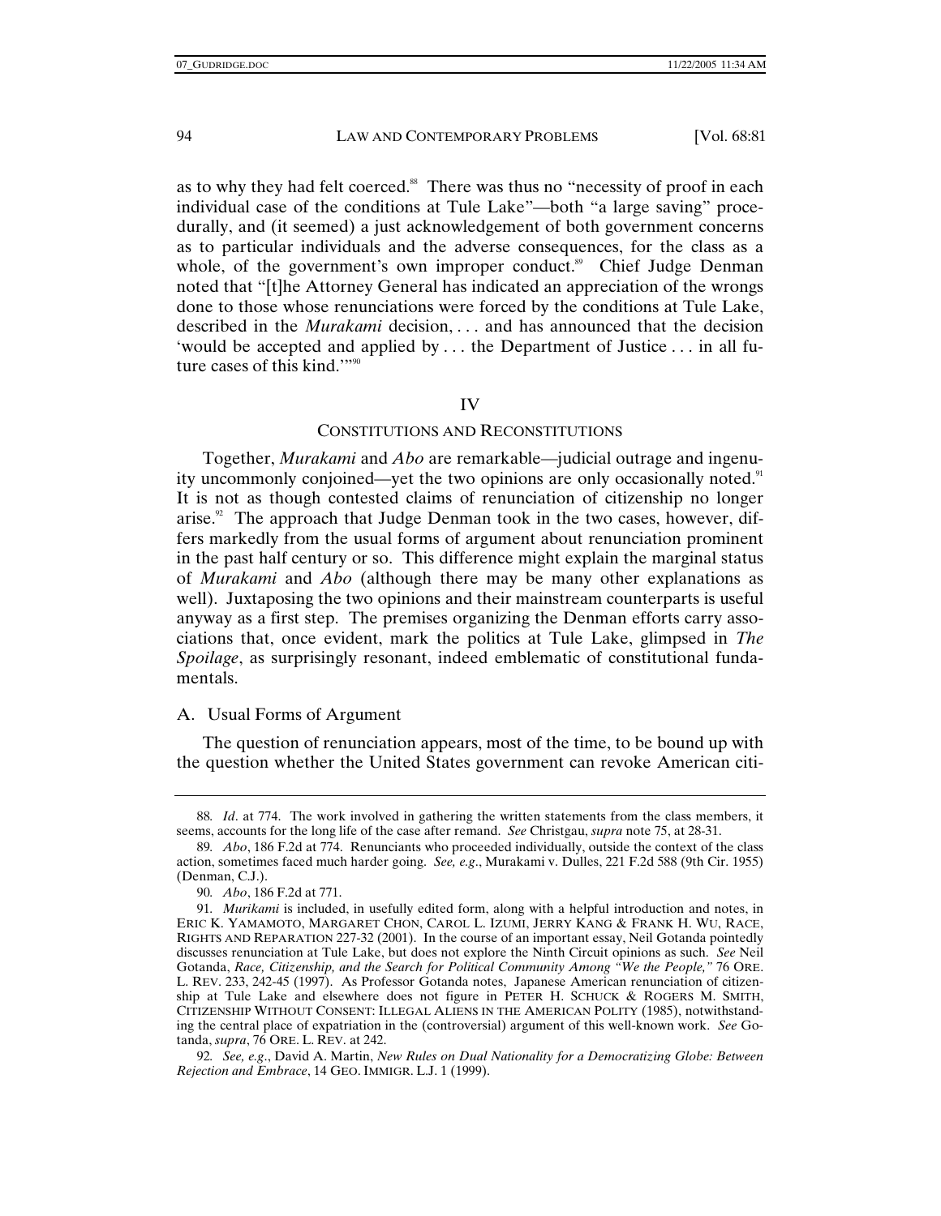as to why they had felt coerced.[88] There was thus no "necessity of proof in each individual case of the conditions at Tule Lake"—both "a large saving" procedurally, and (it seemed) a just acknowledgement of both government concerns as to particular individuals and the adverse consequences, for the class as a whole, of the government's own improper conduct.[89] Chief Judge Denman noted that "[t]he Attorney General has indicated an appreciation of the wrongs done to those whose renunciations were forced by the conditions at Tule Lake, described in the *Murakami* decision, . . . and has announced that the decision 'would be accepted and applied by . . . the Department of Justice . . . in all future cases of this kind.'"[90]

## IV

## CONSTITUTIONS AND RECONSTITUTIONS

Together, *Murakami* and *Abo* are remarkable—judicial outrage and ingenuity uncommonly conjoined—yet the two opinions are only occasionally noted.[91] It is not as though contested claims of renunciation of citizenship no longer arise.[92] The approach that Judge Denman took in the two cases, however, differs markedly from the usual forms of argument about renunciation prominent in the past half century or so. This difference might explain the marginal status of *Murakami* and *Abo* (although there may be many other explanations as well). Juxtaposing the two opinions and their mainstream counterparts is useful anyway as a first step. The premises organizing the Denman efforts carry associations that, once evident, mark the politics at Tule Lake, glimpsed in *The Spoilage*, as surprisingly resonant, indeed emblematic of constitutional fundamentals.

### A. Usual Forms of Argument

The question of renunciation appears, most of the time, to be bound up with the question whether the United States government can revoke American citi-

---

88. *Id*. at 774. The work involved in gathering the written statements from the class members, it seems, accounts for the long life of the case after remand. *See* Christgau, *supra* note 75, at 28-31.

89. *Abo*, 186 F.2d at 774. Renunciants who proceeded individually, outside the context of the class action, sometimes faced much harder going. *See, e.g.*, Murakami v. Dulles, 221 F.2d 588 (9th Cir. 1955) (Denman, C.J.).

90. *Abo*, 186 F.2d at 771.

91. *Murikami* is included, in usefully edited form, along with a helpful introduction and notes, in ERIC K. YAMAMOTO, MARGARET CHON, CAROL L. IZUMI, JERRY KANG & FRANK H. WU, RACE, RIGHTS AND REPARATION 227-32 (2001). In the course of an important essay, Neil Gotanda pointedly discusses renunciation at Tule Lake, but does not explore the Ninth Circuit opinions as such. *See* Neil Gotanda, *Race, Citizenship, and the Search for Political Community Among "We the People,"* 76 ORE. L. REV. 233, 242-45 (1997). As Professor Gotanda notes, Japanese American renunciation of citizenship at Tule Lake and elsewhere does not figure in PETER H. SCHUCK & ROGERS M. SMITH, CITIZENSHIP WITHOUT CONSENT: ILLEGAL ALIENS IN THE AMERICAN POLITY (1985), notwithstanding the central place of expatriation in the (controversial) argument of this well-known work. *See* Gotanda, *supra*, 76 ORE. L. REV. at 242.

92. *See, e.g.*, David A. Martin, *New Rules on Dual Nationality for a Democratizing Globe: Between Rejection and Embrace*, 14 GEO. IMMIGR. L.J. 1 (1999).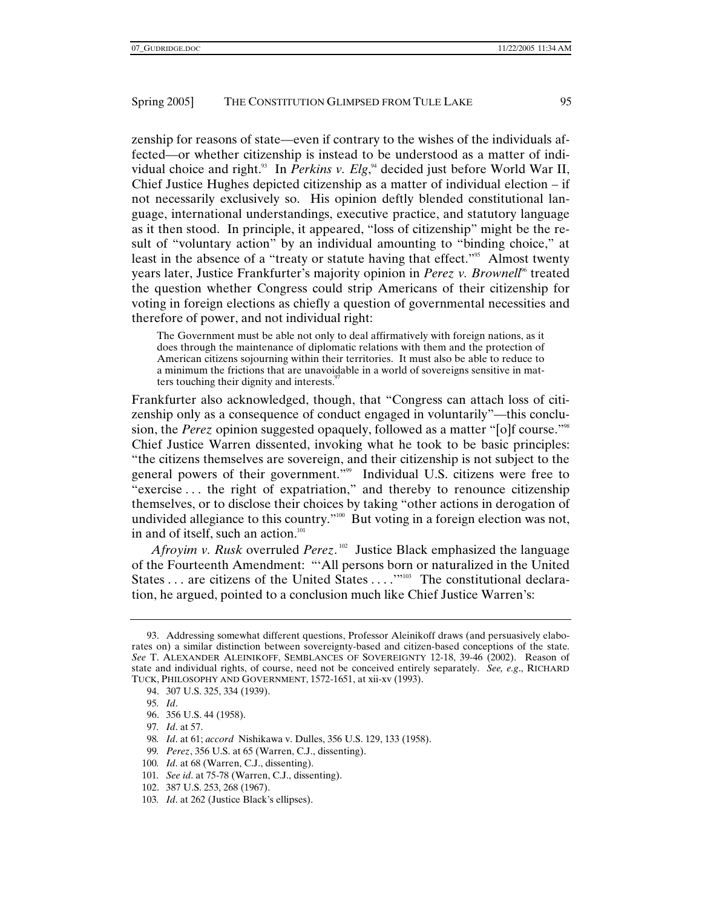zenship for reasons of state—even if contrary to the wishes of the individuals affected—or whether citizenship is instead to be understood as a matter of individual choice and right.[93] In *Perkins v. Elg*,[94] decided just before World War II, Chief Justice Hughes depicted citizenship as a matter of individual election – if not necessarily exclusively so. His opinion deftly blended constitutional language, international understandings, executive practice, and statutory language as it then stood. In principle, it appeared, "loss of citizenship" might be the result of "voluntary action" by an individual amounting to "binding choice," at least in the absence of a "treaty or statute having that effect."[95] Almost twenty years later, Justice Frankfurter's majority opinion in *Perez v. Brownell*[96] treated the question whether Congress could strip Americans of their citizenship for voting in foreign elections as chiefly a question of governmental necessities and therefore of power, and not individual right:

> The Government must be able not only to deal affirmatively with foreign nations, as it does through the maintenance of diplomatic relations with them and the protection of American citizens sojourning within their territories. It must also be able to reduce to a minimum the frictions that are unavoidable in a world of sovereigns sensitive in matters touching their dignity and interests.[97]

Frankfurter also acknowledged, though, that "Congress can attach loss of citizenship only as a consequence of conduct engaged in voluntarily"—this conclusion, the *Perez* opinion suggested opaquely, followed as a matter "[o]f course."[98] Chief Justice Warren dissented, invoking what he took to be basic principles: "the citizens themselves are sovereign, and their citizenship is not subject to the general powers of their government."[99] Individual U.S. citizens were free to "exercise . . . the right of expatriation," and thereby to renounce citizenship themselves, or to disclose their choices by taking "other actions in derogation of undivided allegiance to this country."[100] But voting in a foreign election was not, in and of itself, such an action.[101]

*Afroyim v. Rusk* overruled *Perez*.[102] Justice Black emphasized the language of the Fourteenth Amendment: "'All persons born or naturalized in the United States . . . are citizens of the United States . . . .'"[103] The constitutional declaration, he argued, pointed to a conclusion much like Chief Justice Warren's:

---

93. Addressing somewhat different questions, Professor Aleinikoff draws (and persuasively elaborates on) a similar distinction between sovereignty-based and citizen-based conceptions of the state. *See* T. ALEXANDER ALEINIKOFF, SEMBLANCES OF SOVEREIGNTY 12-18, 39-46 (2002). Reason of state and individual rights, of course, need not be conceived entirely separately. *See, e.g.*, RICHARD TUCK, PHILOSOPHY AND GOVERNMENT, 1572-1651, at xii-xv (1993).

94. 307 U.S. 325, 334 (1939).

95. *Id*.

96. 356 U.S. 44 (1958).

97. *Id*. at 57.

98. *Id*. at 61; *accord* Nishikawa v. Dulles, 356 U.S. 129, 133 (1958).

99. *Perez*, 356 U.S. at 65 (Warren, C.J., dissenting).

100. *Id*. at 68 (Warren, C.J., dissenting).

101. *See id*. at 75-78 (Warren, C.J., dissenting).

102. 387 U.S. 253, 268 (1967).

103. *Id*. at 262 (Justice Black's ellipses).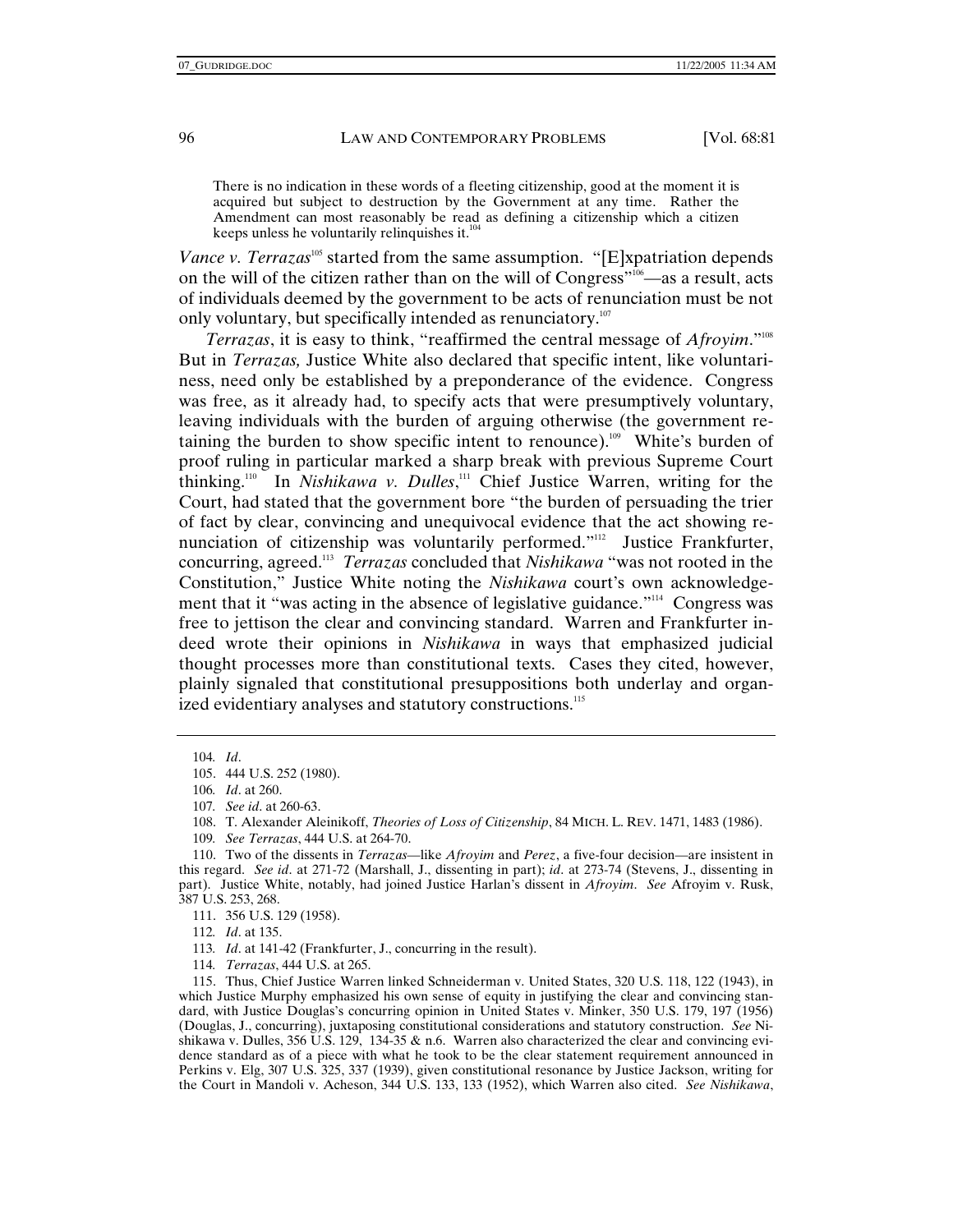> There is no indication in these words of a fleeting citizenship, good at the moment it is acquired but subject to destruction by the Government at any time. Rather the Amendment can most reasonably be read as defining a citizenship which a citizen keeps unless he voluntarily relinquishes it.[104]

*Vance v. Terrazas*[105] started from the same assumption. "[E]xpatriation depends on the will of the citizen rather than on the will of Congress"[106]—as a result, acts of individuals deemed by the government to be acts of renunciation must be not only voluntary, but specifically intended as renunciatory.[107]

*Terrazas*, it is easy to think, "reaffirmed the central message of *Afroyim*."[108] But in *Terrazas,* Justice White also declared that specific intent, like voluntariness, need only be established by a preponderance of the evidence. Congress was free, as it already had, to specify acts that were presumptively voluntary, leaving individuals with the burden of arguing otherwise (the government retaining the burden to show specific intent to renounce).[109] White's burden of proof ruling in particular marked a sharp break with previous Supreme Court thinking.[110] In *Nishikawa v. Dulles*,[111] Chief Justice Warren, writing for the Court, had stated that the government bore "the burden of persuading the trier of fact by clear, convincing and unequivocal evidence that the act showing renunciation of citizenship was voluntarily performed."[112] Justice Frankfurter, concurring, agreed.[113] *Terrazas* concluded that *Nishikawa* "was not rooted in the Constitution," Justice White noting the *Nishikawa* court's own acknowledgement that it "was acting in the absence of legislative guidance."[114] Congress was free to jettison the clear and convincing standard. Warren and Frankfurter indeed wrote their opinions in *Nishikawa* in ways that emphasized judicial thought processes more than constitutional texts. Cases they cited, however, plainly signaled that constitutional presuppositions both underlay and organized evidentiary analyses and statutory constructions.[115]

---

104. *Id*.

105. 444 U.S. 252 (1980).

106. *Id*. at 260.

107. *See id*. at 260-63.

108. T. Alexander Aleinikoff, *Theories of Loss of Citizenship*, 84 MICH. L. REV. 1471, 1483 (1986).

109. *See Terrazas*, 444 U.S. at 264-70.

110. Two of the dissents in *Terrazas*—like *Afroyim* and *Perez*, a five-four decision—are insistent in this regard. *See id*. at 271-72 (Marshall, J., dissenting in part); *id*. at 273-74 (Stevens, J., dissenting in part). Justice White, notably, had joined Justice Harlan's dissent in *Afroyim*. *See* Afroyim v. Rusk, 387 U.S. 253, 268.

111. 356 U.S. 129 (1958).

112. *Id*. at 135.

113. *Id*. at 141-42 (Frankfurter, J., concurring in the result).

114. *Terrazas*, 444 U.S. at 265.

115. Thus, Chief Justice Warren linked Schneiderman v. United States, 320 U.S. 118, 122 (1943), in which Justice Murphy emphasized his own sense of equity in justifying the clear and convincing standard, with Justice Douglas's concurring opinion in United States v. Minker, 350 U.S. 179, 197 (1956) (Douglas, J., concurring), juxtaposing constitutional considerations and statutory construction. *See* Nishikawa v. Dulles, 356 U.S. 129, 134-35 & n.6. Warren also characterized the clear and convincing evidence standard as of a piece with what he took to be the clear statement requirement announced in Perkins v. Elg, 307 U.S. 325, 337 (1939), given constitutional resonance by Justice Jackson, writing for the Court in Mandoli v. Acheson, 344 U.S. 133, 133 (1952), which Warren also cited. *See Nishikawa*,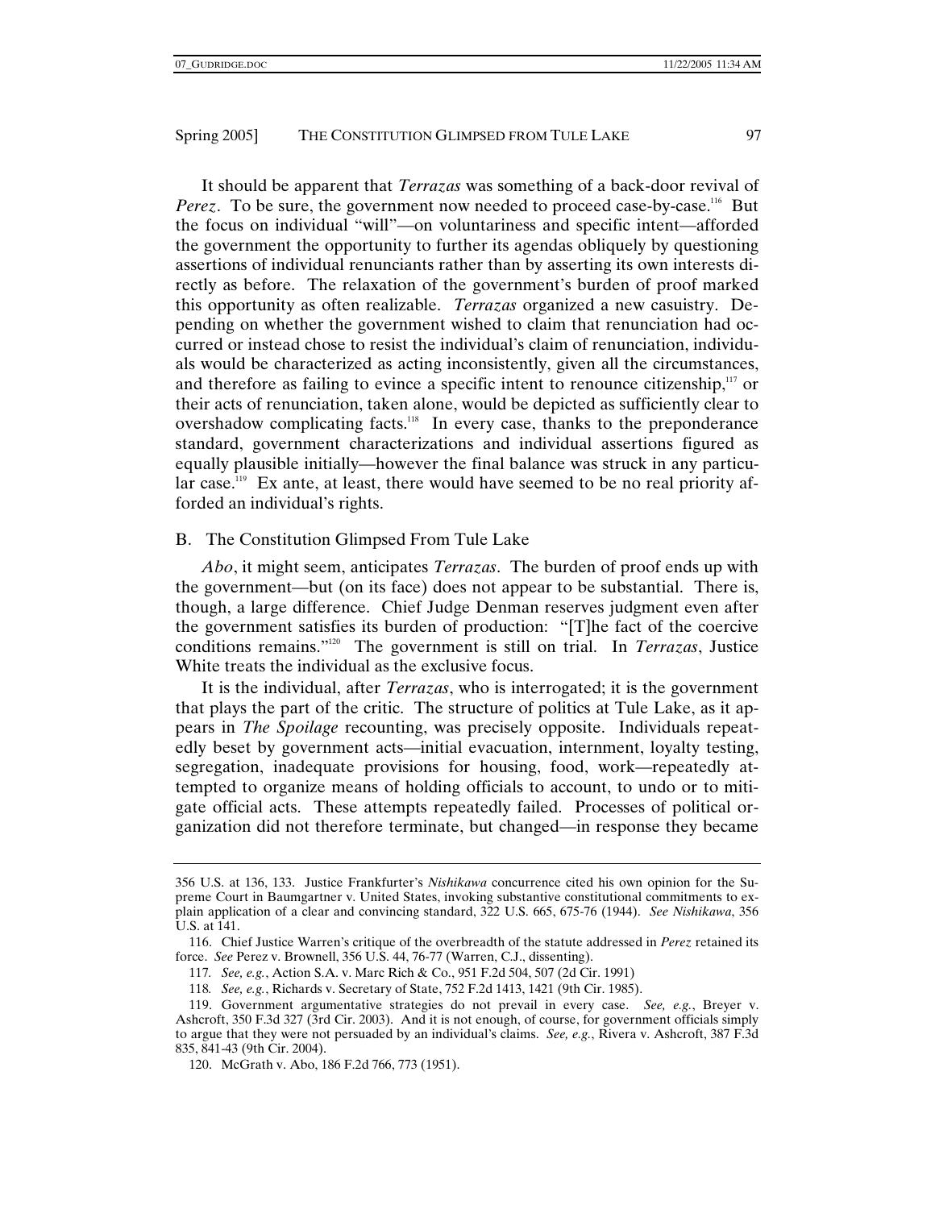It should be apparent that *Terrazas* was something of a back-door revival of *Perez*. To be sure, the government now needed to proceed case-by-case.[116] But the focus on individual "will"—on voluntariness and specific intent—afforded the government the opportunity to further its agendas obliquely by questioning assertions of individual renunciants rather than by asserting its own interests directly as before. The relaxation of the government's burden of proof marked this opportunity as often realizable. *Terrazas* organized a new casuistry. Depending on whether the government wished to claim that renunciation had occurred or instead chose to resist the individual's claim of renunciation, individuals would be characterized as acting inconsistently, given all the circumstances, and therefore as failing to evince a specific intent to renounce citizenship,[117] or their acts of renunciation, taken alone, would be depicted as sufficiently clear to overshadow complicating facts.[118] In every case, thanks to the preponderance standard, government characterizations and individual assertions figured as equally plausible initially—however the final balance was struck in any particular case.[119] Ex ante, at least, there would have seemed to be no real priority afforded an individual's rights.

## B. The Constitution Glimpsed From Tule Lake

*Abo*, it might seem, anticipates *Terrazas*. The burden of proof ends up with the government—but (on its face) does not appear to be substantial. There is, though, a large difference. Chief Judge Denman reserves judgment even after the government satisfies its burden of production: "[T]he fact of the coercive conditions remains."[120] The government is still on trial. In *Terrazas*, Justice White treats the individual as the exclusive focus.

It is the individual, after *Terrazas*, who is interrogated; it is the government that plays the part of the critic. The structure of politics at Tule Lake, as it appears in *The Spoilage* recounting, was precisely opposite. Individuals repeatedly beset by government acts—initial evacuation, internment, loyalty testing, segregation, inadequate provisions for housing, food, work—repeatedly attempted to organize means of holding officials to account, to undo or to mitigate official acts. These attempts repeatedly failed. Processes of political organization did not therefore terminate, but changed—in response they became

---

356 U.S. at 136, 133. Justice Frankfurter's *Nishikawa* concurrence cited his own opinion for the Supreme Court in Baumgartner v. United States, invoking substantive constitutional commitments to explain application of a clear and convincing standard, 322 U.S. 665, 675-76 (1944). *See Nishikawa*, 356 U.S. at 141.

116. Chief Justice Warren's critique of the overbreadth of the statute addressed in *Perez* retained its force. *See* Perez v. Brownell, 356 U.S. 44, 76-77 (Warren, C.J., dissenting).

117. *See, e.g.*, Action S.A. v. Marc Rich & Co., 951 F.2d 504, 507 (2d Cir. 1991)

118. *See, e.g.*, Richards v. Secretary of State, 752 F.2d 1413, 1421 (9th Cir. 1985).

119. Government argumentative strategies do not prevail in every case. *See, e.g.*, Breyer v. Ashcroft, 350 F.3d 327 (3rd Cir. 2003). And it is not enough, of course, for government officials simply to argue that they were not persuaded by an individual's claims. *See, e.g.*, Rivera v. Ashcroft, 387 F.3d 835, 841-43 (9th Cir. 2004).

120. McGrath v. Abo, 186 F.2d 766, 773 (1951).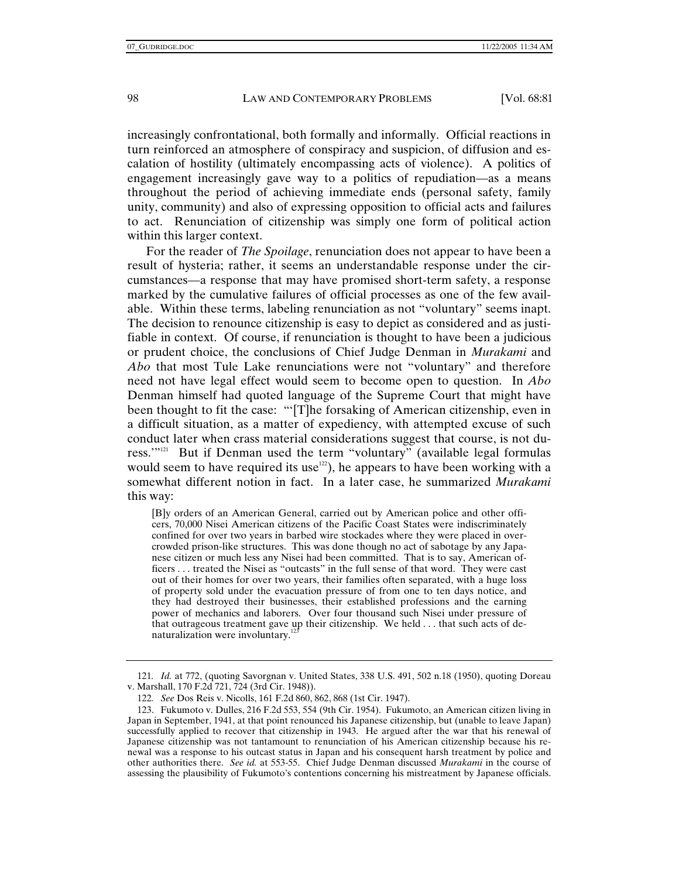increasingly confrontational, both formally and informally. Official reactions in turn reinforced an atmosphere of conspiracy and suspicion, of diffusion and escalation of hostility (ultimately encompassing acts of violence). A politics of engagement increasingly gave way to a politics of repudiation—as a means throughout the period of achieving immediate ends (personal safety, family unity, community) and also of expressing opposition to official acts and failures to act. Renunciation of citizenship was simply one form of political action within this larger context.

For the reader of *The Spoilage*, renunciation does not appear to have been a result of hysteria; rather, it seems an understandable response under the circumstances—a response that may have promised short-term safety, a response marked by the cumulative failures of official processes as one of the few available. Within these terms, labeling renunciation as not "voluntary" seems inapt. The decision to renounce citizenship is easy to depict as considered and as justifiable in context. Of course, if renunciation is thought to have been a judicious or prudent choice, the conclusions of Chief Judge Denman in *Murakami* and *Abo* that most Tule Lake renunciations were not "voluntary" and therefore need not have legal effect would seem to become open to question. In *Abo* Denman himself had quoted language of the Supreme Court that might have been thought to fit the case: "'[T]he forsaking of American citizenship, even in a difficult situation, as a matter of expediency, with attempted excuse of such conduct later when crass material considerations suggest that course, is not duress.'"[121] But if Denman used the term "voluntary" (available legal formulas would seem to have required its use[122]), he appears to have been working with a somewhat different notion in fact. In a later case, he summarized *Murakami* this way:

> [B]y orders of an American General, carried out by American police and other officers, 70,000 Nisei American citizens of the Pacific Coast States were indiscriminately confined for over two years in barbed wire stockades where they were placed in overcrowded prison-like structures. This was done though no act of sabotage by any Japanese citizen or much less any Nisei had been committed. That is to say, American officers . . . treated the Nisei as "outcasts" in the full sense of that word. They were cast out of their homes for over two years, their families often separated, with a huge loss of property sold under the evacuation pressure of from one to ten days notice, and they had destroyed their businesses, their established professions and the earning power of mechanics and laborers. Over four thousand such Nisei under pressure of that outrageous treatment gave up their citizenship. We held . . . that such acts of denaturalization were involuntary.[123]

---

121. *Id.* at 772, (quoting Savorgnan v. United States, 338 U.S. 491, 502 n.18 (1950), quoting Doreau v. Marshall, 170 F.2d 721, 724 (3rd Cir. 1948)).

122. *See* Dos Reis v. Nicolls, 161 F.2d 860, 862, 868 (1st Cir. 1947).

123. Fukumoto v. Dulles, 216 F.2d 553, 554 (9th Cir. 1954). Fukumoto, an American citizen living in Japan in September, 1941, at that point renounced his Japanese citizenship, but (unable to leave Japan) successfully applied to recover that citizenship in 1943. He argued after the war that his renewal of Japanese citizenship was not tantamount to renunciation of his American citizenship because his renewal was a response to his outcast status in Japan and his consequent harsh treatment by police and other authorities there. *See id.* at 553-55. Chief Judge Denman discussed *Murakami* in the course of assessing the plausibility of Fukumoto's contentions concerning his mistreatment by Japanese officials.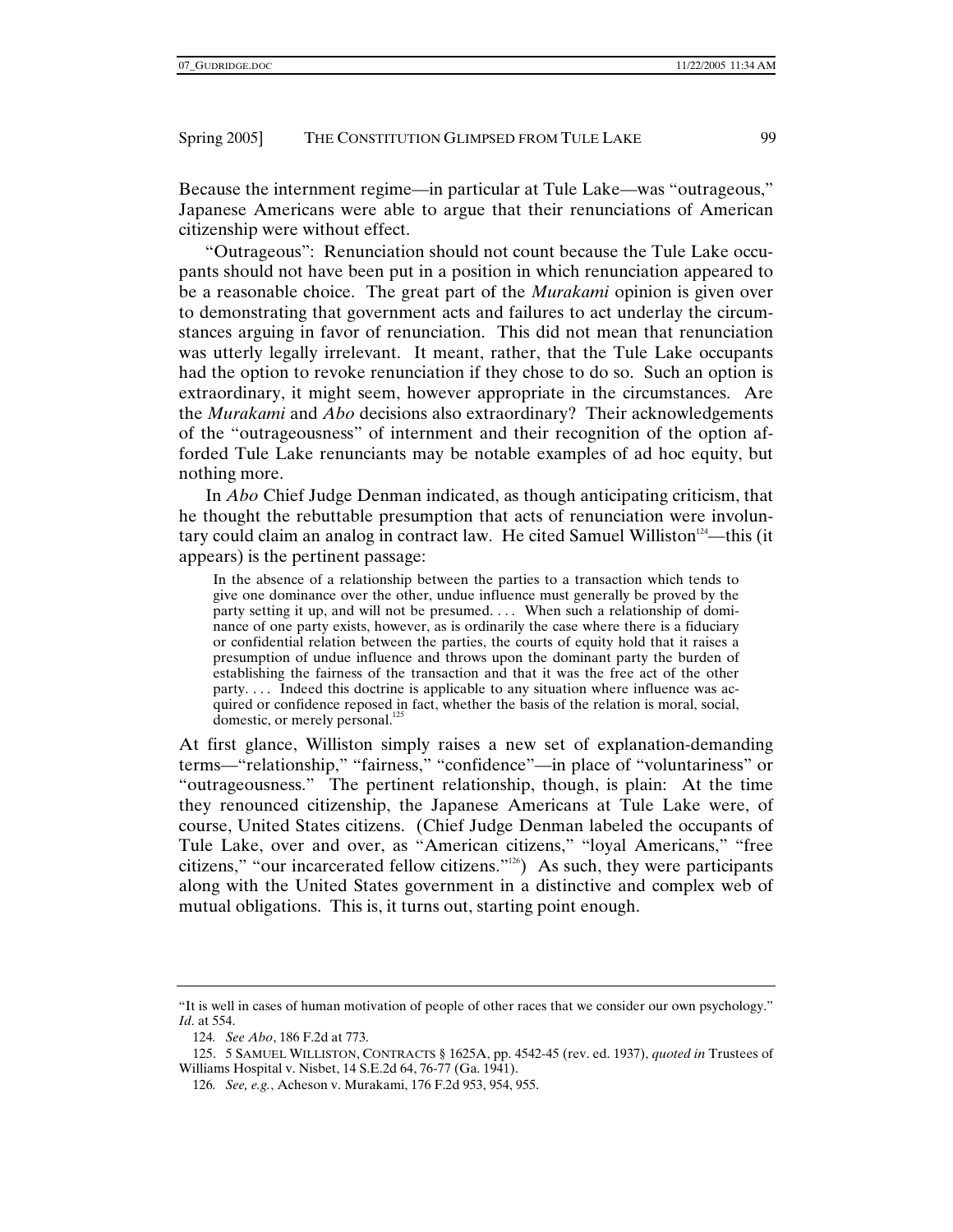Because the internment regime—in particular at Tule Lake—was "outrageous," Japanese Americans were able to argue that their renunciations of American citizenship were without effect.

"Outrageous": Renunciation should not count because the Tule Lake occupants should not have been put in a position in which renunciation appeared to be a reasonable choice. The great part of the *Murakami* opinion is given over to demonstrating that government acts and failures to act underlay the circumstances arguing in favor of renunciation. This did not mean that renunciation was utterly legally irrelevant. It meant, rather, that the Tule Lake occupants had the option to revoke renunciation if they chose to do so. Such an option is extraordinary, it might seem, however appropriate in the circumstances. Are the *Murakami* and *Abo* decisions also extraordinary? Their acknowledgements of the "outrageousness" of internment and their recognition of the option afforded Tule Lake renunciants may be notable examples of ad hoc equity, but nothing more.

In *Abo* Chief Judge Denman indicated, as though anticipating criticism, that he thought the rebuttable presumption that acts of renunciation were involuntary could claim an analog in contract law. He cited Samuel Williston[124]—this (it appears) is the pertinent passage:

> In the absence of a relationship between the parties to a transaction which tends to give one dominance over the other, undue influence must generally be proved by the party setting it up, and will not be presumed. . . . When such a relationship of dominance of one party exists, however, as is ordinarily the case where there is a fiduciary or confidential relation between the parties, the courts of equity hold that it raises a presumption of undue influence and throws upon the dominant party the burden of establishing the fairness of the transaction and that it was the free act of the other party. . . . Indeed this doctrine is applicable to any situation where influence was acquired or confidence reposed in fact, whether the basis of the relation is moral, social, domestic, or merely personal.[125]

At first glance, Williston simply raises a new set of explanation-demanding terms—"relationship," "fairness," "confidence"—in place of "voluntariness" or "outrageousness." The pertinent relationship, though, is plain: At the time they renounced citizenship, the Japanese Americans at Tule Lake were, of course, United States citizens. (Chief Judge Denman labeled the occupants of Tule Lake, over and over, as "American citizens," "loyal Americans," "free citizens," "our incarcerated fellow citizens."[126]) As such, they were participants along with the United States government in a distinctive and complex web of mutual obligations. This is, it turns out, starting point enough.

---

"It is well in cases of human motivation of people of other races that we consider our own psychology." *Id*. at 554.

124. *See Abo*, 186 F.2d at 773.

125. 5 SAMUEL WILLISTON, CONTRACTS § 1625A, pp. 4542-45 (rev. ed. 1937), *quoted in* Trustees of Williams Hospital v. Nisbet, 14 S.E.2d 64, 76-77 (Ga. 1941).

126. *See, e.g.*, Acheson v. Murakami, 176 F.2d 953, 954, 955.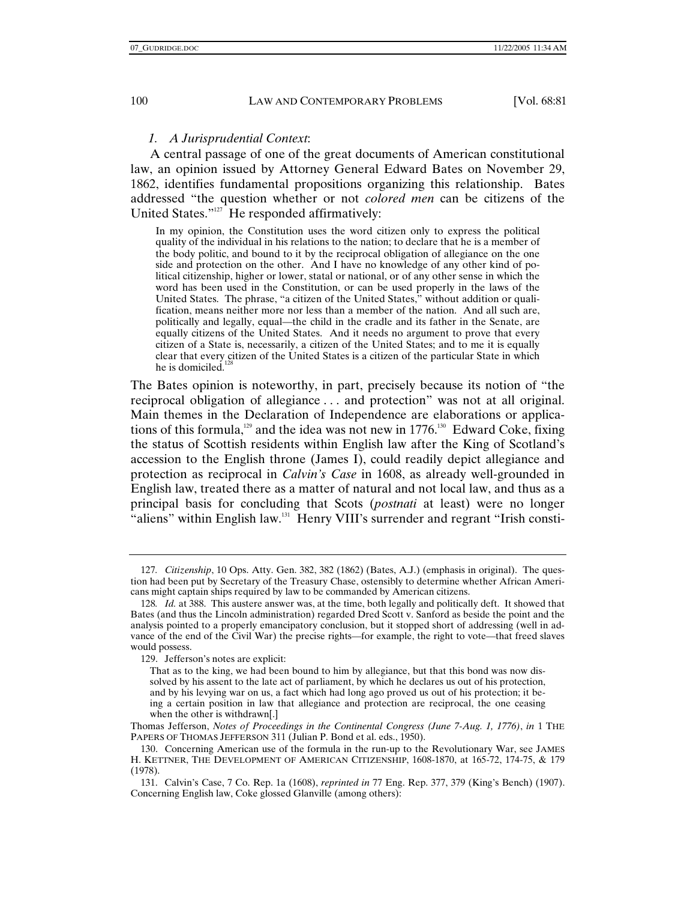### *1. A Jurisprudential Context*:

A central passage of one of the great documents of American constitutional law, an opinion issued by Attorney General Edward Bates on November 29, 1862, identifies fundamental propositions organizing this relationship. Bates addressed "the question whether or not *colored men* can be citizens of the United States."[127] He responded affirmatively:

> In my opinion, the Constitution uses the word citizen only to express the political quality of the individual in his relations to the nation; to declare that he is a member of the body politic, and bound to it by the reciprocal obligation of allegiance on the one side and protection on the other. And I have no knowledge of any other kind of political citizenship, higher or lower, statal or national, or of any other sense in which the word has been used in the Constitution, or can be used properly in the laws of the United States. The phrase, "a citizen of the United States," without addition or qualification, means neither more nor less than a member of the nation. And all such are, politically and legally, equal—the child in the cradle and its father in the Senate, are equally citizens of the United States. And it needs no argument to prove that every citizen of a State is, necessarily, a citizen of the United States; and to me it is equally clear that every citizen of the United States is a citizen of the particular State in which he is domiciled.[128]

The Bates opinion is noteworthy, in part, precisely because its notion of "the reciprocal obligation of allegiance . . . and protection" was not at all original. Main themes in the Declaration of Independence are elaborations or applications of this formula,[129] and the idea was not new in 1776.[130] Edward Coke, fixing the status of Scottish residents within English law after the King of Scotland's accession to the English throne (James I), could readily depict allegiance and protection as reciprocal in *Calvin's Case* in 1608, as already well-grounded in English law, treated there as a matter of natural and not local law, and thus as a principal basis for concluding that Scots (*postnati* at least) were no longer "aliens" within English law.[131] Henry VIII's surrender and regrant "Irish consti-

---

127. *Citizenship*, 10 Ops. Atty. Gen. 382, 382 (1862) (Bates, A.J.) (emphasis in original). The question had been put by Secretary of the Treasury Chase, ostensibly to determine whether African Americans might captain ships required by law to be commanded by American citizens.

128. *Id.* at 388. This austere answer was, at the time, both legally and politically deft. It showed that Bates (and thus the Lincoln administration) regarded Dred Scott v. Sanford as beside the point and the analysis pointed to a properly emancipatory conclusion, but it stopped short of addressing (well in advance of the end of the Civil War) the precise rights—for example, the right to vote—that freed slaves would possess.

129. Jefferson's notes are explicit:

> That as to the king, we had been bound to him by allegiance, but that this bond was now dissolved by his assent to the late act of parliament, by which he declares us out of his protection, and by his levying war on us, a fact which had long ago proved us out of his protection; it being a certain position in law that allegiance and protection are reciprocal, the one ceasing when the other is withdrawn[.]

Thomas Jefferson, *Notes of Proceedings in the Continental Congress (June 7-Aug. 1, 1776)*, *in* 1 THE PAPERS OF THOMAS JEFFERSON 311 (Julian P. Bond et al. eds., 1950).

130. Concerning American use of the formula in the run-up to the Revolutionary War, see JAMES H. KETTNER, THE DEVELOPMENT OF AMERICAN CITIZENSHIP, 1608-1870, at 165-72, 174-75, & 179 (1978).

131. Calvin's Case, 7 Co. Rep. 1a (1608), *reprinted in* 77 Eng. Rep. 377, 379 (King's Bench) (1907). Concerning English law, Coke glossed Glanville (among others):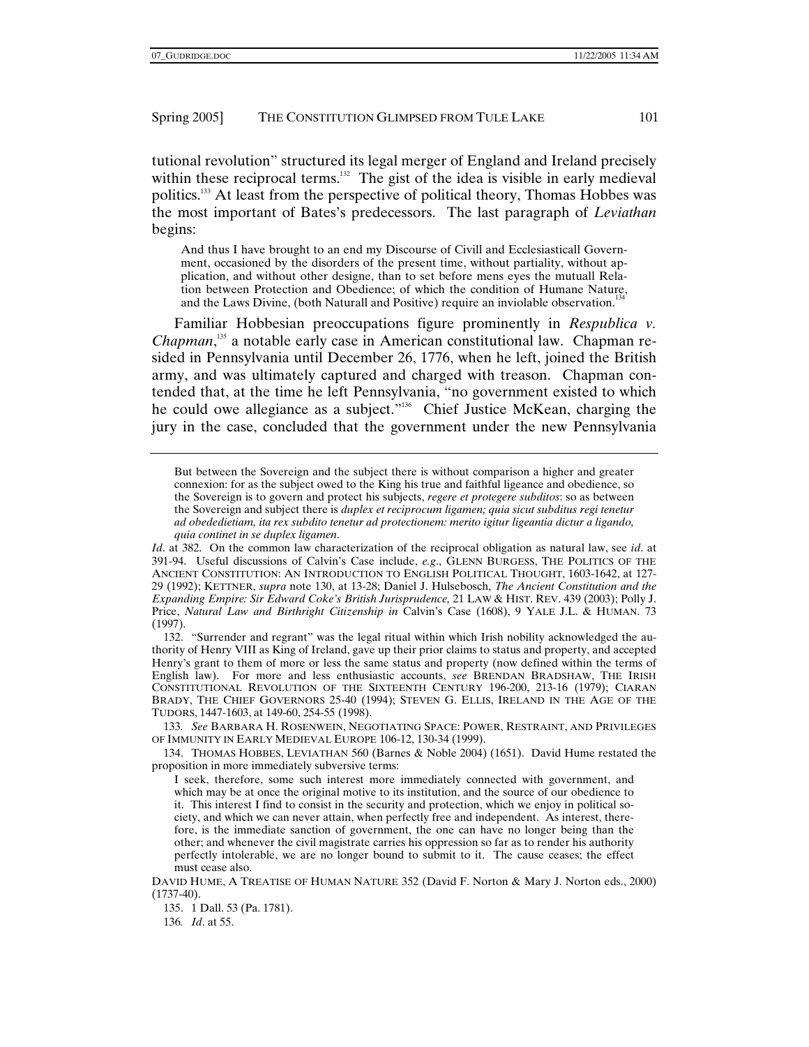tutional revolution" structured its legal merger of England and Ireland precisely within these reciprocal terms.[132] The gist of the idea is visible in early medieval politics.[133] At least from the perspective of political theory, Thomas Hobbes was the most important of Bates's predecessors. The last paragraph of *Leviathan* begins:

> And thus I have brought to an end my Discourse of Civill and Ecclesiasticall Government, occasioned by the disorders of the present time, without partiality, without application, and without other designe, than to set before mens eyes the mutuall Relation between Protection and Obedience; of which the condition of Humane Nature, and the Laws Divine, (both Naturall and Positive) require an inviolable observation.[134]

Familiar Hobbesian preoccupations figure prominently in *Respublica v. Chapman*,[135] a notable early case in American constitutional law. Chapman resided in Pennsylvania until December 26, 1776, when he left, joined the British army, and was ultimately captured and charged with treason. Chapman contended that, at the time he left Pennsylvania, "no government existed to which he could owe allegiance as a subject."[136] Chief Justice McKean, charging the jury in the case, concluded that the government under the new Pennsylvania

---

> But between the Sovereign and the subject there is without comparison a higher and greater connexion: for as the subject owed to the King his true and faithful ligeance and obedience, so the Sovereign is to govern and protect his subjects, *regere et protegere subditos*: so as between the Sovereign and subject there is *duplex et reciprocum ligamen; quia sicut subditus regi tenetur ad obedediettiam, ita rex subdito tenetur ad protectionem: merito igitur ligeantia dictur a ligando, quia continet in se duplex ligamen*.

*Id*. at 382. On the common law characterization of the reciprocal obligation as natural law, see *id*. at 391-94. Useful discussions of Calvin's Case include, *e.g*., GLENN BURGESS, THE POLITICS OF THE ANCIENT CONSTITUTION: AN INTRODUCTION TO ENGLISH POLITICAL THOUGHT, 1603-1642, at 127-29 (1992); KETTNER, *supra* note 130, at 13-28; Daniel J. Hulsebosch, *The Ancient Constitution and the Expanding Empire: Sir Edward Coke's British Jurisprudence,* 21 LAW & HIST. REV. 439 (2003); Polly J. Price, *Natural Law and Birthright Citizenship in* Calvin's Case (1608), 9 YALE J.L. & HUMAN. 73 (1997).

132. "Surrender and regrant" was the legal ritual within which Irish nobility acknowledged the authority of Henry VIII as King of Ireland, gave up their prior claims to status and property, and accepted Henry's grant to them of more or less the same status and property (now defined within the terms of English law). For more and less enthusiastic accounts, *see* BRENDAN BRADSHAW, THE IRISH CONSTITUTIONAL REVOLUTION OF THE SIXTEENTH CENTURY 196-200, 213-16 (1979); CIARAN BRADY, THE CHIEF GOVERNORS 25-40 (1994); STEVEN G. ELLIS, IRELAND IN THE AGE OF THE TUDORS, 1447-1603, at 149-60, 254-55 (1998).

133. *See* BARBARA H. ROSENWEIN, NEGOTIATING SPACE: POWER, RESTRAINT, AND PRIVILEGES OF IMMUNITY IN EARLY MEDIEVAL EUROPE 106-12, 130-34 (1999).

134. THOMAS HOBBES, LEVIATHAN 560 (Barnes & Noble 2004) (1651). David Hume restated the proposition in more immediately subversive terms:

> I seek, therefore, some such interest more immediately connected with government, and which may be at once the original motive to its institution, and the source of our obedience to it. This interest I find to consist in the security and protection, which we enjoy in political society, and which we can never attain, when perfectly free and independent. As interest, therefore, is the immediate sanction of government, the one can have no longer being than the other; and whenever the civil magistrate carries his oppression so far as to render his authority perfectly intolerable, we are no longer bound to submit to it. The cause ceases; the effect must cease also.

DAVID HUME, A TREATISE OF HUMAN NATURE 352 (David F. Norton & Mary J. Norton eds., 2000) (1737-40).

135. 1 Dall. 53 (Pa. 1781).

136. *Id*. at 55.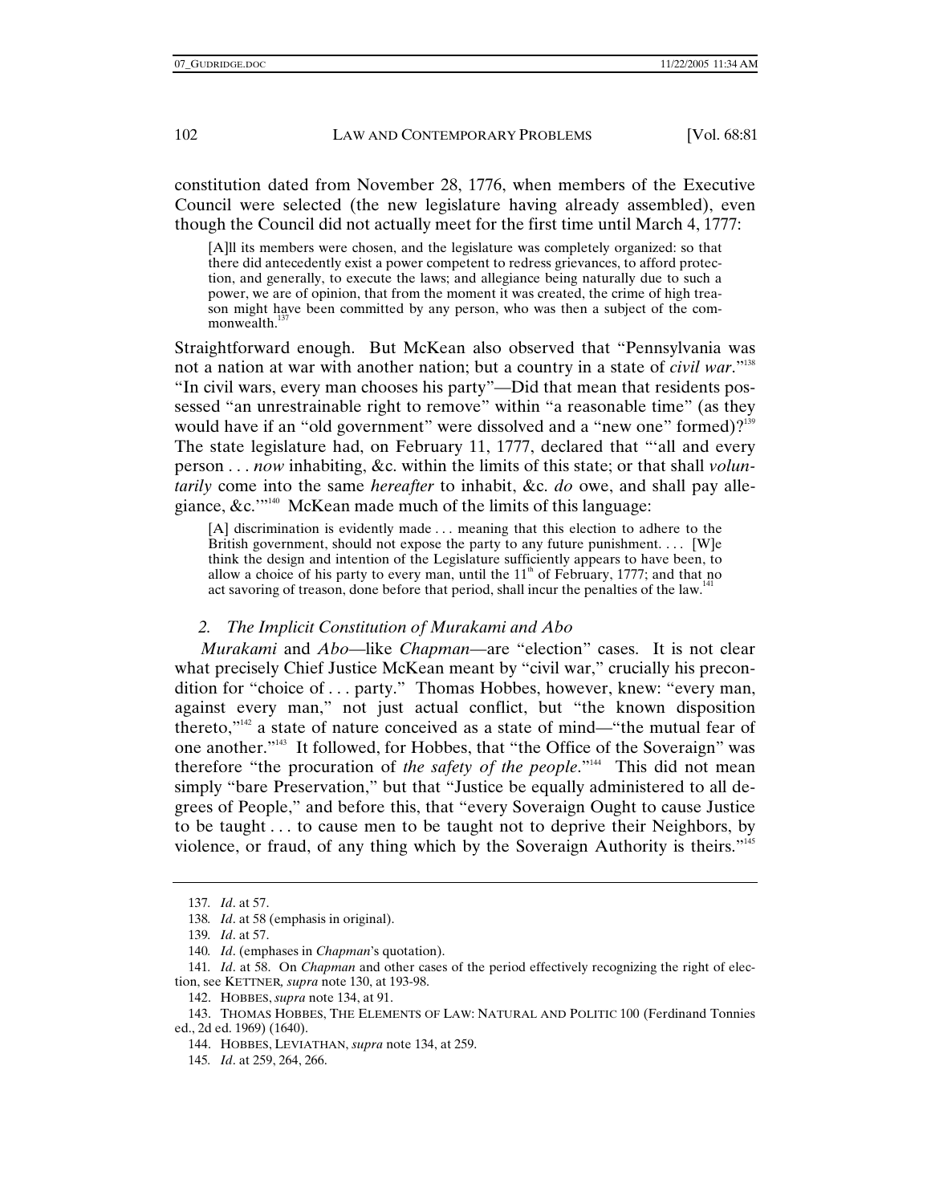constitution dated from November 28, 1776, when members of the Executive Council were selected (the new legislature having already assembled), even though the Council did not actually meet for the first time until March 4, 1777:

> [A]ll its members were chosen, and the legislature was completely organized: so that there did antecedently exist a power competent to redress grievances, to afford protection, and generally, to execute the laws; and allegiance being naturally due to such a power, we are of opinion, that from the moment it was created, the crime of high treason might have been committed by any person, who was then a subject of the commonwealth.[137]

Straightforward enough. But McKean also observed that "Pennsylvania was not a nation at war with another nation; but a country in a state of *civil war*."[138] "In civil wars, every man chooses his party"—Did that mean that residents possessed "an unrestrainable right to remove" within "a reasonable time" (as they would have if an "old government" were dissolved and a "new one" formed)?[139] The state legislature had, on February 11, 1777, declared that "'all and every person . . . *now* inhabiting, &c. within the limits of this state; or that shall *voluntarily* come into the same *hereafter* to inhabit, &c. *do* owe, and shall pay allegiance, &c.'"[140] McKean made much of the limits of this language:

> [A] discrimination is evidently made . . . meaning that this election to adhere to the British government, should not expose the party to any future punishment. . . . [W]e think the design and intention of the Legislature sufficiently appears to have been, to allow a choice of his party to every man, until the 11th of February, 1777; and that no act savoring of treason, done before that period, shall incur the penalties of the law.[141]

### *2. The Implicit Constitution of Murakami and Abo*

*Murakami* and *Abo*—like *Chapman*—are "election" cases. It is not clear what precisely Chief Justice McKean meant by "civil war," crucially his precondition for "choice of . . . party." Thomas Hobbes, however, knew: "every man, against every man," not just actual conflict, but "the known disposition thereto,"[142] a state of nature conceived as a state of mind—"the mutual fear of one another."[143] It followed, for Hobbes, that "the Office of the Soveraign" was therefore "the procuration of *the safety of the people*."[144] This did not mean simply "bare Preservation," but that "Justice be equally administered to all degrees of People," and before this, that "every Soveraign Ought to cause Justice to be taught . . . to cause men to be taught not to deprive their Neighbors, by violence, or fraud, of any thing which by the Soveraign Authority is theirs."[145]

---

137. *Id*. at 57.

138. *Id*. at 58 (emphasis in original).

139. *Id*. at 57.

140. *Id*. (emphases in *Chapman*'s quotation).

141. *Id*. at 58. On *Chapman* and other cases of the period effectively recognizing the right of election, see KETTNER, *supra* note 130, at 193-98.

142. HOBBES, *supra* note 134, at 91.

143. THOMAS HOBBES, THE ELEMENTS OF LAW: NATURAL AND POLITIC 100 (Ferdinand Tonnies ed., 2d ed. 1969) (1640).

144. HOBBES, LEVIATHAN, *supra* note 134, at 259.

145. *Id*. at 259, 264, 266.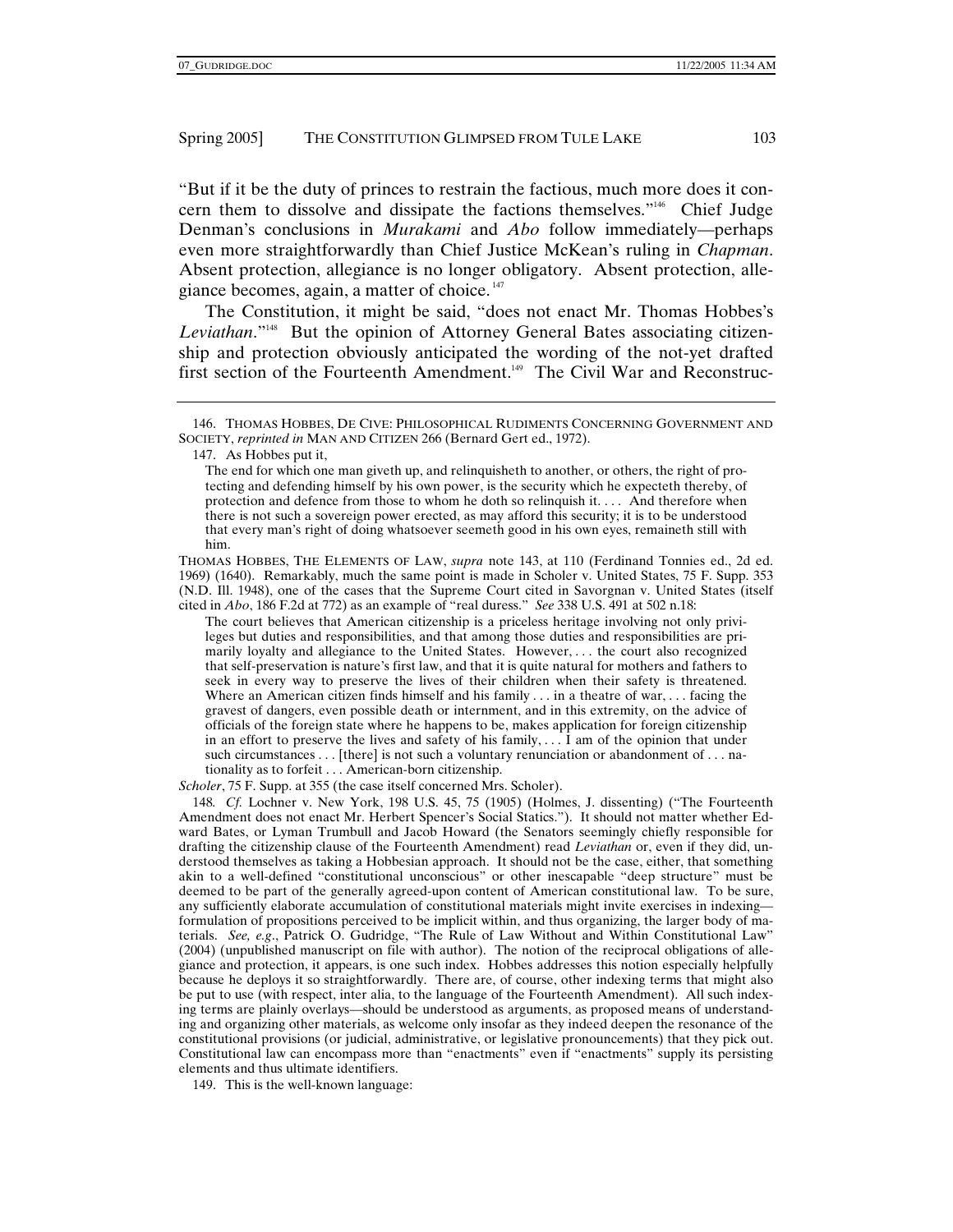"But if it be the duty of princes to restrain the factious, much more does it concern them to dissolve and dissipate the factions themselves."[146] Chief Judge Denman's conclusions in *Murakami* and *Abo* follow immediately—perhaps even more straightforwardly than Chief Justice McKean's ruling in *Chapman*. Absent protection, allegiance is no longer obligatory. Absent protection, allegiance becomes, again, a matter of choice.[147]

The Constitution, it might be said, "does not enact Mr. Thomas Hobbes's *Leviathan*."[148] But the opinion of Attorney General Bates associating citizenship and protection obviously anticipated the wording of the not-yet drafted first section of the Fourteenth Amendment.[149] The Civil War and Reconstruc-

---

146. THOMAS HOBBES, DE CIVE: PHILOSOPHICAL RUDIMENTS CONCERNING GOVERNMENT AND SOCIETY, *reprinted in* MAN AND CITIZEN 266 (Bernard Gert ed., 1972).

147. As Hobbes put it,

> The end for which one man giveth up, and relinquisheth to another, or others, the right of protecting and defending himself by his own power, is the security which he expecteth thereby, of protection and defence from those to whom he doth so relinquish it. . . . And therefore when there is not such a sovereign power erected, as may afford this security; it is to be understood that every man's right of doing whatsoever seemeth good in his own eyes, remaineth still with him.

THOMAS HOBBES, THE ELEMENTS OF LAW, *supra* note 143, at 110 (Ferdinand Tonnies ed., 2d ed. 1969) (1640). Remarkably, much the same point is made in Scholer v. United States, 75 F. Supp. 353 (N.D. Ill. 1948), one of the cases that the Supreme Court cited in Savorgnan v. United States (itself cited in *Abo*, 186 F.2d at 772) as an example of "real duress." *See* 338 U.S. 491 at 502 n.18:

> The court believes that American citizenship is a priceless heritage involving not only privileges but duties and responsibilities, and that among those duties and responsibilities are primarily loyalty and allegiance to the United States. However, . . . the court also recognized that self-preservation is nature's first law, and that it is quite natural for mothers and fathers to seek in every way to preserve the lives of their children when their safety is threatened. Where an American citizen finds himself and his family . . . in a theatre of war, . . . facing the gravest of dangers, even possible death or internment, and in this extremity, on the advice of officials of the foreign state where he happens to be, makes application for foreign citizenship in an effort to preserve the lives and safety of his family, . . . I am of the opinion that under such circumstances . . . [there] is not such a voluntary renunciation or abandonment of . . . nationality as to forfeit . . . American-born citizenship.

*Scholer*, 75 F. Supp. at 355 (the case itself concerned Mrs. Scholer).

148. *Cf.* Lochner v. New York, 198 U.S. 45, 75 (1905) (Holmes, J. dissenting) ("The Fourteenth Amendment does not enact Mr. Herbert Spencer's Social Statics."). It should not matter whether Edward Bates, or Lyman Trumbull and Jacob Howard (the Senators seemingly chiefly responsible for drafting the citizenship clause of the Fourteenth Amendment) read *Leviathan* or, even if they did, understood themselves as taking a Hobbesian approach. It should not be the case, either, that something akin to a well-defined "constitutional unconscious" or other inescapable "deep structure" must be deemed to be part of the generally agreed-upon content of American constitutional law. To be sure, any sufficiently elaborate accumulation of constitutional materials might invite exercises in indexing—formulation of propositions perceived to be implicit within, and thus organizing, the larger body of materials. *See, e.g.*, Patrick O. Gudridge, "The Rule of Law Without and Within Constitutional Law" (2004) (unpublished manuscript on file with author). The notion of the reciprocal obligations of allegiance and protection, it appears, is one such index. Hobbes addresses this notion especially helpfully because he deploys it so straightforwardly. There are, of course, other indexing terms that might also be put to use (with respect, inter alia, to the language of the Fourteenth Amendment). All such indexing terms are plainly overlays—should be understood as arguments, as proposed means of understanding and organizing other materials, as welcome only insofar as they indeed deepen the resonance of the constitutional provisions (or judicial, administrative, or legislative pronouncements) that they pick out. Constitutional law can encompass more than "enactments" even if "enactments" supply its persisting elements and thus ultimate identifiers.

149. This is the well-known language: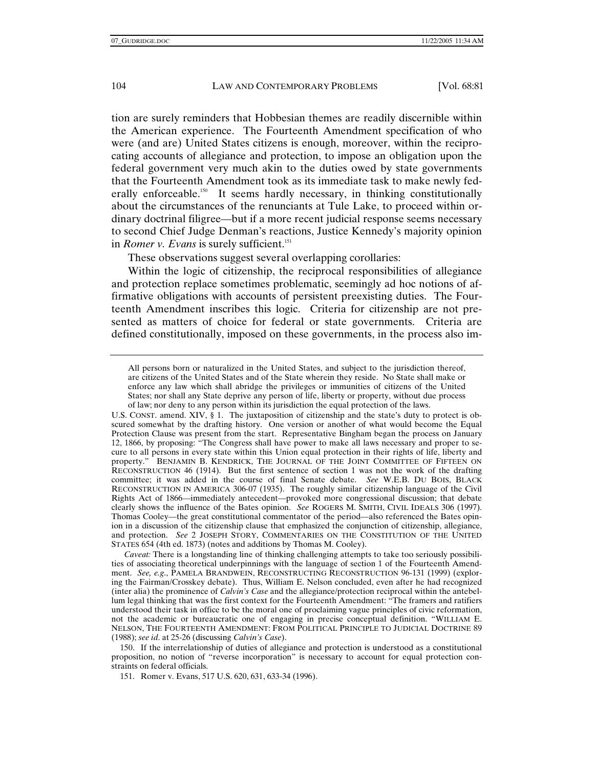tion are surely reminders that Hobbesian themes are readily discernible within the American experience. The Fourteenth Amendment specification of who were (and are) United States citizens is enough, moreover, within the reciprocating accounts of allegiance and protection, to impose an obligation upon the federal government very much akin to the duties owed by state governments that the Fourteenth Amendment took as its immediate task to make newly federally enforceable.[150] It seems hardly necessary, in thinking constitutionally about the circumstances of the renunciants at Tule Lake, to proceed within ordinary doctrinal filigree—but if a more recent judicial response seems necessary to second Chief Judge Denman's reactions, Justice Kennedy's majority opinion in *Romer v. Evans* is surely sufficient.[151]

These observations suggest several overlapping corollaries:

Within the logic of citizenship, the reciprocal responsibilities of allegiance and protection replace sometimes problematic, seemingly ad hoc notions of affirmative obligations with accounts of persistent preexisting duties. The Fourteenth Amendment inscribes this logic. Criteria for citizenship are not presented as matters of choice for federal or state governments. Criteria are defined constitutionally, imposed on these governments, in the process also im-

---

> All persons born or naturalized in the United States, and subject to the jurisdiction thereof, are citizens of the United States and of the State wherein they reside. No State shall make or enforce any law which shall abridge the privileges or immunities of citizens of the United States; nor shall any State deprive any person of life, liberty or property, without due process of law; nor deny to any person within its jurisdiction the equal protection of the laws.

U.S. CONST. amend. XIV, § 1. The juxtaposition of citizenship and the state's duty to protect is obscured somewhat by the drafting history. One version or another of what would become the Equal Protection Clause was present from the start. Representative Bingham began the process on January 12, 1866, by proposing: "The Congress shall have power to make all laws necessary and proper to secure to all persons in every state within this Union equal protection in their rights of life, liberty and property." BENJAMIN B. KENDRICK, THE JOURNAL OF THE JOINT COMMITTEE OF FIFTEEN ON RECONSTRUCTION 46 (1914). But the first sentence of section 1 was not the work of the drafting committee; it was added in the course of final Senate debate. *See* W.E.B. DU BOIS, BLACK RECONSTRUCTION IN AMERICA 306-07 (1935). The roughly similar citizenship language of the Civil Rights Act of 1866—immediately antecedent—provoked more congressional discussion; that debate clearly shows the influence of the Bates opinion. *See* ROGERS M. SMITH, CIVIL IDEALS 306 (1997). Thomas Cooley—the great constitutional commentator of the period—also referenced the Bates opinion in a discussion of the citizenship clause that emphasized the conjunction of citizenship, allegiance, and protection. *See* 2 JOSEPH STORY, COMMENTARIES ON THE CONSTITUTION OF THE UNITED STATES 654 (4th ed. 1873) (notes and additions by Thomas M. Cooley).

*Caveat:* There is a longstanding line of thinking challenging attempts to take too seriously possibilities of associating theoretical underpinnings with the language of section 1 of the Fourteenth Amendment. *See, e.g.*, PAMELA BRANDWEIN, RECONSTRUCTING RECONSTRUCTION 96-131 (1999) (exploring the Fairman/Crosskey debate). Thus, William E. Nelson concluded, even after he had recognized (inter alia) the prominence of *Calvin's Case* and the allegiance/protection reciprocal within the antebellum legal thinking that was the first context for the Fourteenth Amendment: "The framers and ratifiers understood their task in office to be the moral one of proclaiming vague principles of civic reformation, not the academic or bureaucratic one of engaging in precise conceptual definition. "WILLIAM E. NELSON, THE FOURTEENTH AMENDMENT: FROM POLITICAL PRINCIPLE TO JUDICIAL DOCTRINE 89 (1988); *see id*. at 25-26 (discussing *Calvin's Case*).

150. If the interrelationship of duties of allegiance and protection is understood as a constitutional proposition, no notion of "reverse incorporation" is necessary to account for equal protection constraints on federal officials.

151. Romer v. Evans, 517 U.S. 620, 631, 633-34 (1996).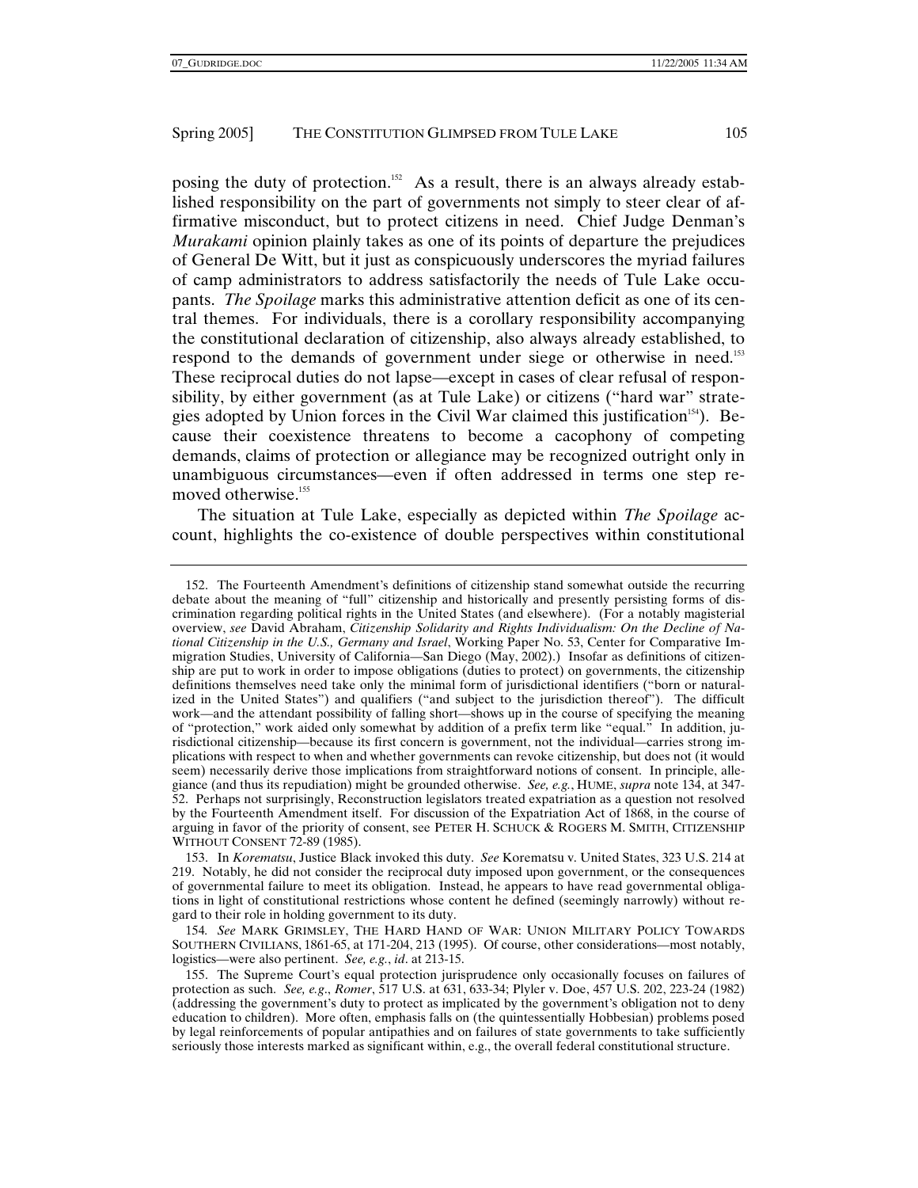posing the duty of protection.[152] As a result, there is an always already established responsibility on the part of governments not simply to steer clear of affirmative misconduct, but to protect citizens in need. Chief Judge Denman's *Murakami* opinion plainly takes as one of its points of departure the prejudices of General De Witt, but it just as conspicuously underscores the myriad failures of camp administrators to address satisfactorily the needs of Tule Lake occupants. *The Spoilage* marks this administrative attention deficit as one of its central themes. For individuals, there is a corollary responsibility accompanying the constitutional declaration of citizenship, also always already established, to respond to the demands of government under siege or otherwise in need.[153] These reciprocal duties do not lapse—except in cases of clear refusal of responsibility, by either government (as at Tule Lake) or citizens ("hard war" strategies adopted by Union forces in the Civil War claimed this justification[154]). Because their coexistence threatens to become a cacophony of competing demands, claims of protection or allegiance may be recognized outright only in unambiguous circumstances—even if often addressed in terms one step removed otherwise.[155]

The situation at Tule Lake, especially as depicted within *The Spoilage* account, highlights the co-existence of double perspectives within constitutional

---

152. The Fourteenth Amendment's definitions of citizenship stand somewhat outside the recurring debate about the meaning of "full" citizenship and historically and presently persisting forms of discrimination regarding political rights in the United States (and elsewhere). (For a notably magisterial overview, *see* David Abraham, *Citizenship Solidarity and Rights Individualism: On the Decline of National Citizenship in the U.S., Germany and Israel*, Working Paper No. 53, Center for Comparative Immigration Studies, University of California—San Diego (May, 2002).) Insofar as definitions of citizenship are put to work in order to impose obligations (duties to protect) on governments, the citizenship definitions themselves need take only the minimal form of jurisdictional identifiers ("born or naturalized in the United States") and qualifiers ("and subject to the jurisdiction thereof"). The difficult work—and the attendant possibility of falling short—shows up in the course of specifying the meaning of "protection," work aided only somewhat by addition of a prefix term like "equal." In addition, jurisdictional citizenship—because its first concern is government, not the individual—carries strong implications with respect to when and whether governments can revoke citizenship, but does not (it would seem) necessarily derive those implications from straightforward notions of consent. In principle, allegiance (and thus its repudiation) might be grounded otherwise. *See, e.g.*, HUME, *supra* note 134, at 347-52. Perhaps not surprisingly, Reconstruction legislators treated expatriation as a question not resolved by the Fourteenth Amendment itself. For discussion of the Expatriation Act of 1868, in the course of arguing in favor of the priority of consent, see PETER H. SCHUCK & ROGERS M. SMITH, CITIZENSHIP WITHOUT CONSENT 72-89 (1985).

153. In *Korematsu*, Justice Black invoked this duty. *See* Korematsu v. United States, 323 U.S. 214 at 219. Notably, he did not consider the reciprocal duty imposed upon government, or the consequences of governmental failure to meet its obligation. Instead, he appears to have read governmental obligations in light of constitutional restrictions whose content he defined (seemingly narrowly) without regard to their role in holding government to its duty.

154. *See* MARK GRIMSLEY, THE HARD HAND OF WAR: UNION MILITARY POLICY TOWARDS SOUTHERN CIVILIANS, 1861-65, at 171-204, 213 (1995). Of course, other considerations—most notably, logistics—were also pertinent. *See, e.g.*, *id*. at 213-15.

155. The Supreme Court's equal protection jurisprudence only occasionally focuses on failures of protection as such. *See, e.g.*, *Romer*, 517 U.S. at 631, 633-34; Plyler v. Doe, 457 U.S. 202, 223-24 (1982) (addressing the government's duty to protect as implicated by the government's obligation not to deny education to children). More often, emphasis falls on (the quintessentially Hobbesian) problems posed by legal reinforcements of popular antipathies and on failures of state governments to take sufficiently seriously those interests marked as significant within, e.g., the overall federal constitutional structure.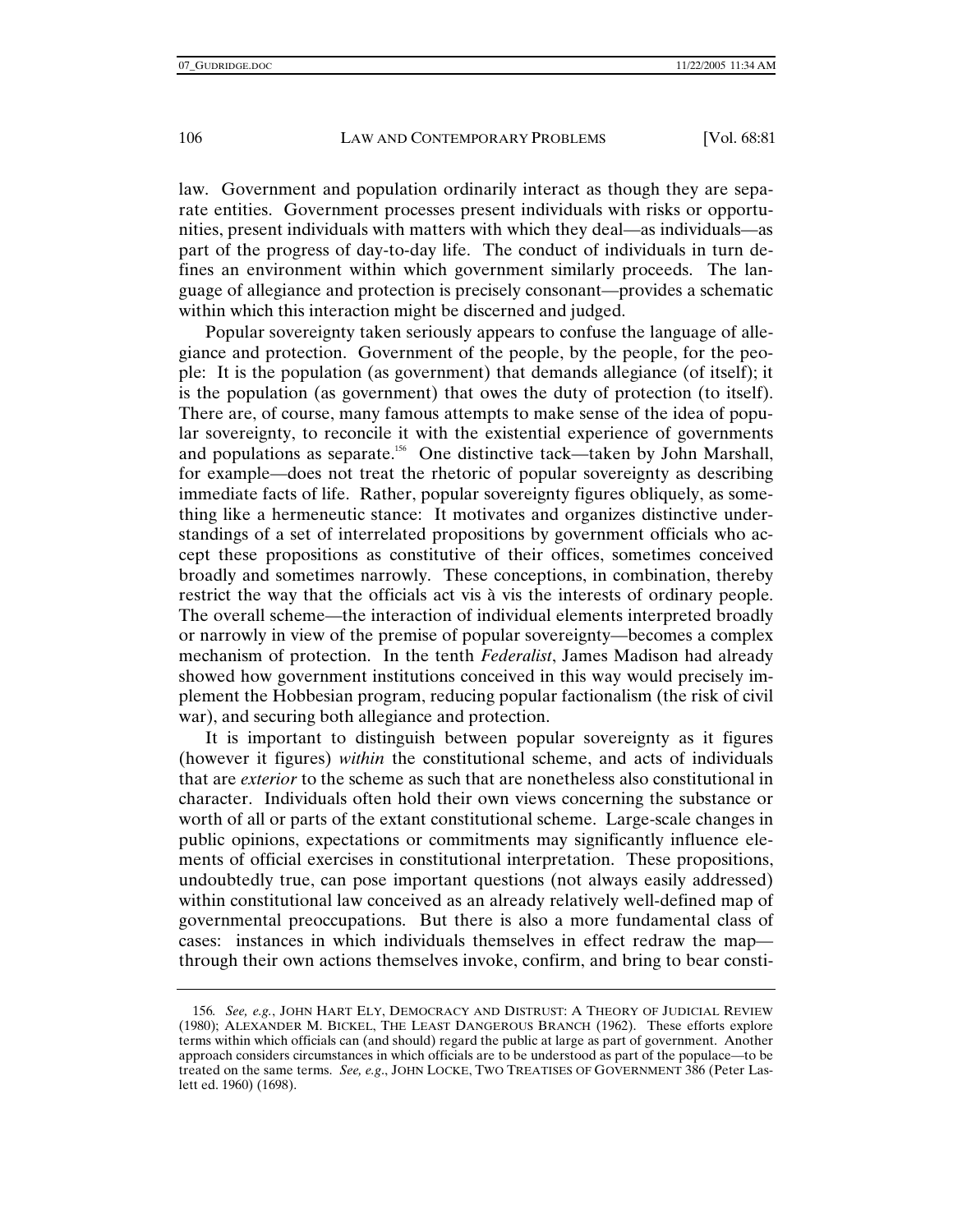law. Government and population ordinarily interact as though they are separate entities. Government processes present individuals with risks or opportunities, present individuals with matters with which they deal—as individuals—as part of the progress of day-to-day life. The conduct of individuals in turn defines an environment within which government similarly proceeds. The language of allegiance and protection is precisely consonant—provides a schematic within which this interaction might be discerned and judged.

Popular sovereignty taken seriously appears to confuse the language of allegiance and protection. Government of the people, by the people, for the people: It is the population (as government) that demands allegiance (of itself); it is the population (as government) that owes the duty of protection (to itself). There are, of course, many famous attempts to make sense of the idea of popular sovereignty, to reconcile it with the existential experience of governments and populations as separate.[156] One distinctive tack—taken by John Marshall, for example—does not treat the rhetoric of popular sovereignty as describing immediate facts of life. Rather, popular sovereignty figures obliquely, as something like a hermeneutic stance: It motivates and organizes distinctive understandings of a set of interrelated propositions by government officials who accept these propositions as constitutive of their offices, sometimes conceived broadly and sometimes narrowly. These conceptions, in combination, thereby restrict the way that the officials act vis à vis the interests of ordinary people. The overall scheme—the interaction of individual elements interpreted broadly or narrowly in view of the premise of popular sovereignty—becomes a complex mechanism of protection. In the tenth *Federalist*, James Madison had already showed how government institutions conceived in this way would precisely implement the Hobbesian program, reducing popular factionalism (the risk of civil war), and securing both allegiance and protection.

It is important to distinguish between popular sovereignty as it figures (however it figures) *within* the constitutional scheme, and acts of individuals that are *exterior* to the scheme as such that are nonetheless also constitutional in character. Individuals often hold their own views concerning the substance or worth of all or parts of the extant constitutional scheme. Large-scale changes in public opinions, expectations or commitments may significantly influence elements of official exercises in constitutional interpretation. These propositions, undoubtedly true, can pose important questions (not always easily addressed) within constitutional law conceived as an already relatively well-defined map of governmental preoccupations. But there is also a more fundamental class of cases: instances in which individuals themselves in effect redraw the map—through their own actions themselves invoke, confirm, and bring to bear consti-

156. *See, e.g.*, JOHN HART ELY, DEMOCRACY AND DISTRUST: A THEORY OF JUDICIAL REVIEW (1980); ALEXANDER M. BICKEL, THE LEAST DANGEROUS BRANCH (1962). These efforts explore terms within which officials can (and should) regard the public at large as part of government. Another approach considers circumstances in which officials are to be understood as part of the populace—to be treated on the same terms. *See, e.g.*, JOHN LOCKE, TWO TREATISES OF GOVERNMENT 386 (Peter Laslett ed. 1960) (1698).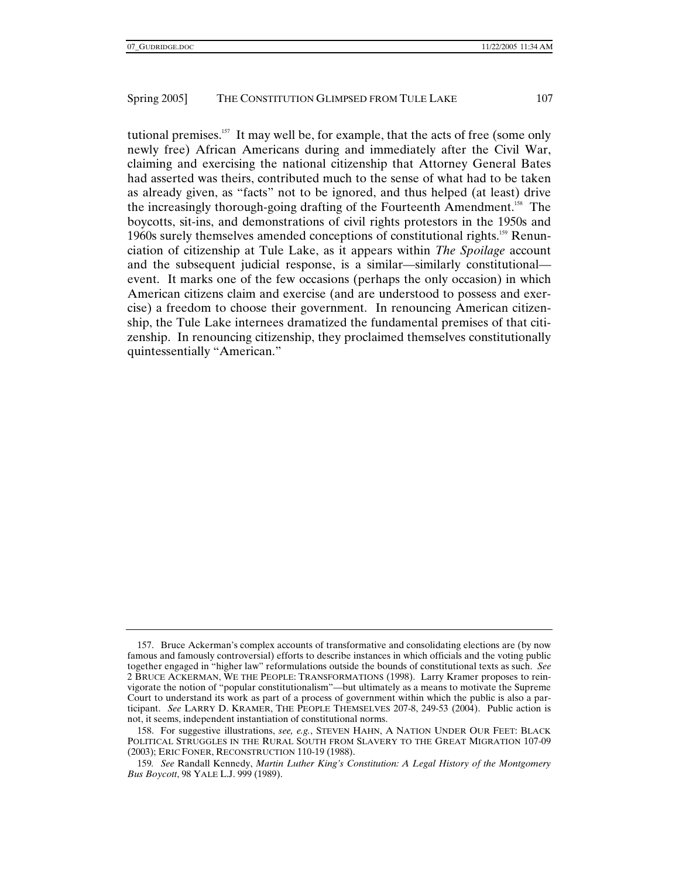tutional premises.[157] It may well be, for example, that the acts of free (some only newly free) African Americans during and immediately after the Civil War, claiming and exercising the national citizenship that Attorney General Bates had asserted was theirs, contributed much to the sense of what had to be taken as already given, as "facts" not to be ignored, and thus helped (at least) drive the increasingly thorough-going drafting of the Fourteenth Amendment.[158] The boycotts, sit-ins, and demonstrations of civil rights protestors in the 1950s and 1960s surely themselves amended conceptions of constitutional rights.[159] Renunciation of citizenship at Tule Lake, as it appears within *The Spoilage* account and the subsequent judicial response, is a similar—similarly constitutional—event. It marks one of the few occasions (perhaps the only occasion) in which American citizens claim and exercise (and are understood to possess and exercise) a freedom to choose their government. In renouncing American citizenship, the Tule Lake internees dramatized the fundamental premises of that citizenship. In renouncing citizenship, they proclaimed themselves constitutionally quintessentially "American."

---

157. Bruce Ackerman's complex accounts of transformative and consolidating elections are (by now famous and famously controversial) efforts to describe instances in which officials and the voting public together engaged in "higher law" reformulations outside the bounds of constitutional texts as such. *See* 2 BRUCE ACKERMAN, WE THE PEOPLE: TRANSFORMATIONS (1998). Larry Kramer proposes to reinvigorate the notion of "popular constitutionalism"—but ultimately as a means to motivate the Supreme Court to understand its work as part of a process of government within which the public is also a participant. *See* LARRY D. KRAMER, THE PEOPLE THEMSELVES 207-8, 249-53 (2004). Public action is not, it seems, independent instantiation of constitutional norms.

158. For suggestive illustrations, *see, e.g.*, STEVEN HAHN, A NATION UNDER OUR FEET: BLACK POLITICAL STRUGGLES IN THE RURAL SOUTH FROM SLAVERY TO THE GREAT MIGRATION 107-09 (2003); ERIC FONER, RECONSTRUCTION 110-19 (1988).

159. *See* Randall Kennedy, *Martin Luther King's Constitution: A Legal History of the Montgomery Bus Boycott*, 98 YALE L.J. 999 (1989).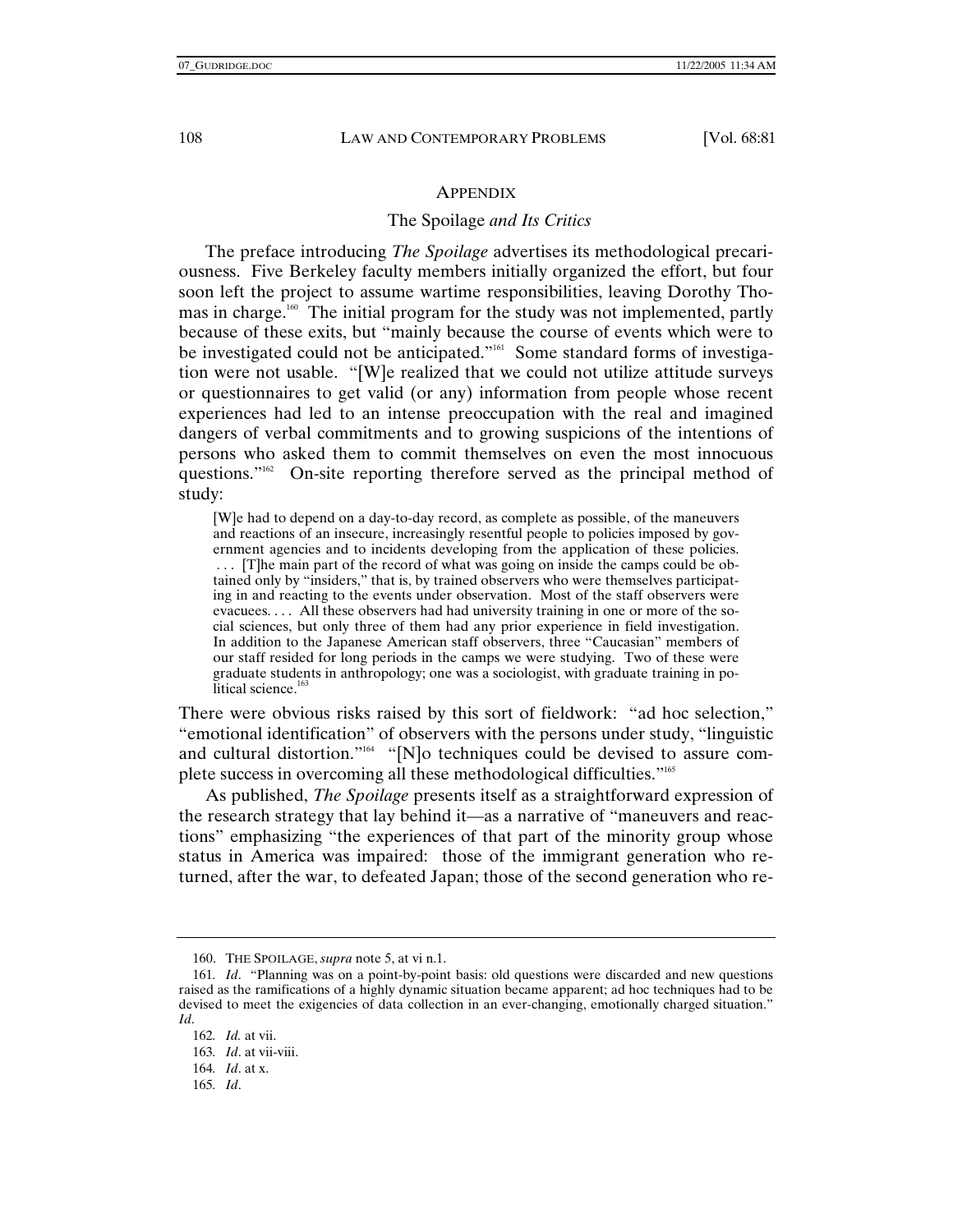## APPENDIX

### *The Spoilage and Its Critics*

The preface introducing *The Spoilage* advertises its methodological precariousness. Five Berkeley faculty members initially organized the effort, but four soon left the project to assume wartime responsibilities, leaving Dorothy Thomas in charge.[160] The initial program for the study was not implemented, partly because of these exits, but "mainly because the course of events which were to be investigated could not be anticipated."[161] Some standard forms of investigation were not usable. "[W]e realized that we could not utilize attitude surveys or questionnaires to get valid (or any) information from people whose recent experiences had led to an intense preoccupation with the real and imagined dangers of verbal commitments and to growing suspicions of the intentions of persons who asked them to commit themselves on even the most innocuous questions."[162] On-site reporting therefore served as the principal method of study:

> [W]e had to depend on a day-to-day record, as complete as possible, of the maneuvers and reactions of an insecure, increasingly resentful people to policies imposed by government agencies and to incidents developing from the application of these policies. . . . [T]he main part of the record of what was going on inside the camps could be obtained only by "insiders," that is, by trained observers who were themselves participating in and reacting to the events under observation. Most of the staff observers were evacuees. . . . All these observers had had university training in one or more of the social sciences, but only three of them had any prior experience in field investigation. In addition to the Japanese American staff observers, three "Caucasian" members of our staff resided for long periods in the camps we were studying. Two of these were graduate students in anthropology; one was a sociologist, with graduate training in political science.[163]

There were obvious risks raised by this sort of fieldwork: "ad hoc selection," "emotional identification" of observers with the persons under study, "linguistic and cultural distortion."[164] "[N]o techniques could be devised to assure complete success in overcoming all these methodological difficulties."[165]

As published, *The Spoilage* presents itself as a straightforward expression of the research strategy that lay behind it—as a narrative of "maneuvers and reactions" emphasizing "the experiences of that part of the minority group whose status in America was impaired: those of the immigrant generation who returned, after the war, to defeated Japan; those of the second generation who re-

---

160. THE SPOILAGE, *supra* note 5, at vi n.1.

161. *Id*. "Planning was on a point-by-point basis: old questions were discarded and new questions raised as the ramifications of a highly dynamic situation became apparent; ad hoc techniques had to be devised to meet the exigencies of data collection in an ever-changing, emotionally charged situation." *Id*.

162. *Id.* at vii.

163. *Id*. at vii-viii.

164. *Id*. at x.

165. *Id*.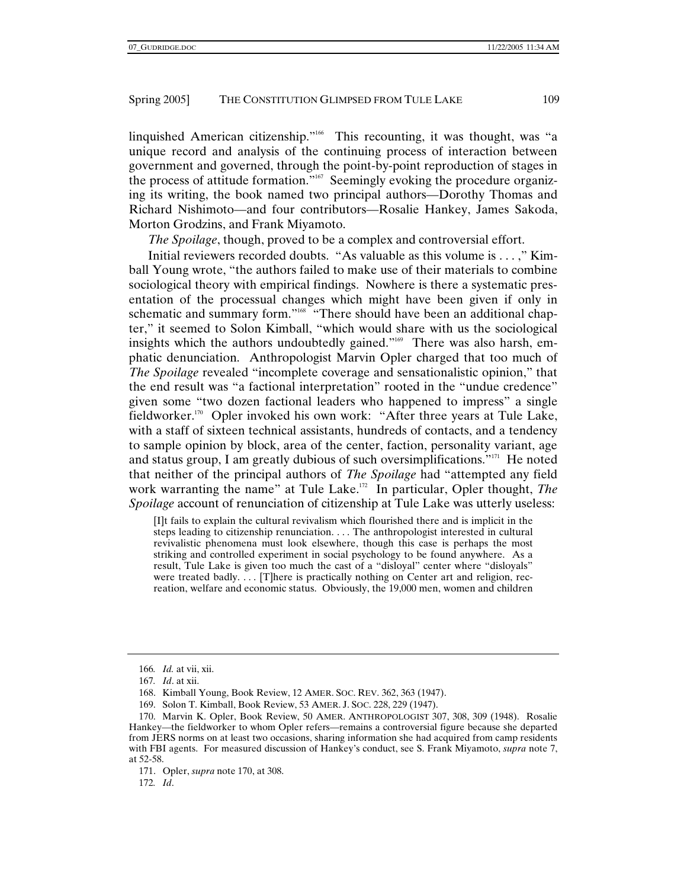linquished American citizenship."[166] This recounting, it was thought, was "a unique record and analysis of the continuing process of interaction between government and governed, through the point-by-point reproduction of stages in the process of attitude formation."[167] Seemingly evoking the procedure organizing its writing, the book named two principal authors—Dorothy Thomas and Richard Nishimoto—and four contributors—Rosalie Hankey, James Sakoda, Morton Grodzins, and Frank Miyamoto.

*The Spoilage*, though, proved to be a complex and controversial effort.

Initial reviewers recorded doubts. "As valuable as this volume is . . . ," Kimball Young wrote, "the authors failed to make use of their materials to combine sociological theory with empirical findings. Nowhere is there a systematic presentation of the processual changes which might have been given if only in schematic and summary form."[168] "There should have been an additional chapter," it seemed to Solon Kimball, "which would share with us the sociological insights which the authors undoubtedly gained."[169] There was also harsh, emphatic denunciation. Anthropologist Marvin Opler charged that too much of *The Spoilage* revealed "incomplete coverage and sensationalistic opinion," that the end result was "a factional interpretation" rooted in the "undue credence" given some "two dozen factional leaders who happened to impress" a single fieldworker.[170] Opler invoked his own work: "After three years at Tule Lake, with a staff of sixteen technical assistants, hundreds of contacts, and a tendency to sample opinion by block, area of the center, faction, personality variant, age and status group, I am greatly dubious of such oversimplifications."[171] He noted that neither of the principal authors of *The Spoilage* had "attempted any field work warranting the name" at Tule Lake.[172] In particular, Opler thought, *The Spoilage* account of renunciation of citizenship at Tule Lake was utterly useless:

> [I]t fails to explain the cultural revivalism which flourished there and is implicit in the steps leading to citizenship renunciation. . . . The anthropologist interested in cultural revivalistic phenomena must look elsewhere, though this case is perhaps the most striking and controlled experiment in social psychology to be found anywhere. As a result, Tule Lake is given too much the cast of a "disloyal" center where "disloyals" were treated badly. . . . [T]here is practically nothing on Center art and religion, recreation, welfare and economic status. Obviously, the 19,000 men, women and children

---

166. *Id.* at vii, xii.

167. *Id*. at xii.

168. Kimball Young, Book Review, 12 AMER. SOC. REV. 362, 363 (1947).

169. Solon T. Kimball, Book Review, 53 AMER. J. SOC. 228, 229 (1947).

170. Marvin K. Opler, Book Review, 50 AMER. ANTHROPOLOGIST 307, 308, 309 (1948). Rosalie Hankey—the fieldworker to whom Opler refers—remains a controversial figure because she departed from JERS norms on at least two occasions, sharing information she had acquired from camp residents with FBI agents. For measured discussion of Hankey's conduct, see S. Frank Miyamoto, *supra* note 7, at 52-58.

171. Opler, *supra* note 170, at 308.

172. *Id*.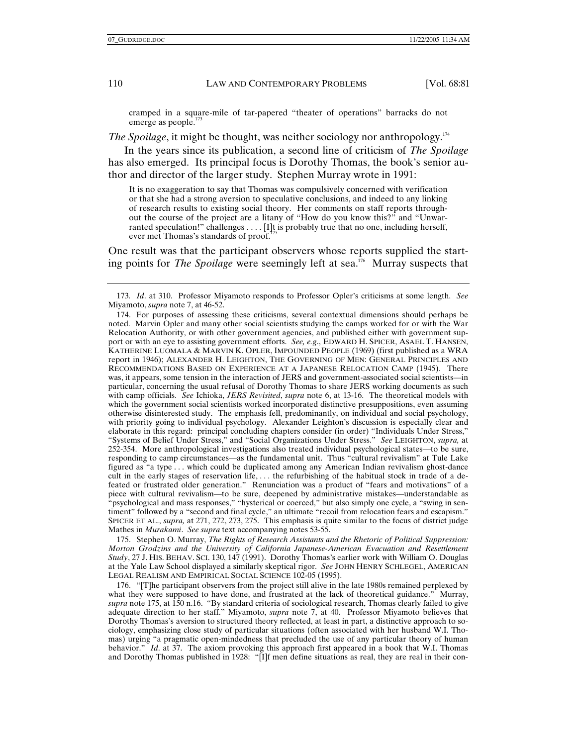cramped in a square-mile of tar-papered "theater of operations" barracks do not emerge as people.[173]

*The Spoilage*, it might be thought, was neither sociology nor anthropology.[174]

In the years since its publication, a second line of criticism of *The Spoilage* has also emerged. Its principal focus is Dorothy Thomas, the book's senior author and director of the larger study. Stephen Murray wrote in 1991:

> It is no exaggeration to say that Thomas was compulsively concerned with verification or that she had a strong aversion to speculative conclusions, and indeed to any linking of research results to existing social theory. Her comments on staff reports throughout the course of the project are a litany of "How do you know this?" and "Unwarranted speculation!" challenges . . . . [I]t is probably true that no one, including herself, ever met Thomas's standards of proof.[175]

One result was that the participant observers whose reports supplied the starting points for *The Spoilage* were seemingly left at sea.[176] Murray suspects that

---

173. *Id*. at 310. Professor Miyamoto responds to Professor Opler's criticisms at some length. *See* Miyamoto, *supra* note 7, at 46-52.

174. For purposes of assessing these criticisms, several contextual dimensions should perhaps be noted. Marvin Opler and many other social scientists studying the camps worked for or with the War Relocation Authority, or with other government agencies, and published either with government support or with an eye to assisting government efforts. *See, e.g*., EDWARD H. SPICER, ASAEL T. HANSEN, KATHERINE LUOMALA & MARVIN K. OPLER, IMPOUNDED PEOPLE (1969) (first published as a WRA report in 1946); ALEXANDER H. LEIGHTON, THE GOVERNING OF MEN: GENERAL PRINCIPLES AND RECOMMENDATIONS BASED ON EXPERIENCE AT A JAPANESE RELOCATION CAMP (1945). There was, it appears, some tension in the interaction of JERS and government-associated social scientists—in particular, concerning the usual refusal of Dorothy Thomas to share JERS working documents as such with camp officials. *See* Ichioka, *JERS Revisited*, *supra* note 6, at 13-16. The theoretical models with which the government social scientists worked incorporated distinctive presuppositions, even assuming otherwise disinterested study. The emphasis fell, predominantly, on individual and social psychology, with priority going to individual psychology. Alexander Leighton's discussion is especially clear and elaborate in this regard: principal concluding chapters consider (in order) "Individuals Under Stress," "Systems of Belief Under Stress," and "Social Organizations Under Stress." *See* LEIGHTON, *supra,* at 252-354. More anthropological investigations also treated individual psychological states—to be sure, responding to camp circumstances—as the fundamental unit. Thus "cultural revivalism" at Tule Lake figured as "a type . . . which could be duplicated among any American Indian revivalism ghost-dance cult in the early stages of reservation life, . . . the refurbishing of the habitual stock in trade of a defeated or frustrated older generation." Renunciation was a product of "fears and motivations" of a piece with cultural revivalism—to be sure, deepened by administrative mistakes—understandable as "psychological and mass responses," "hysterical or coerced," but also simply one cycle, a "swing in sentiment" followed by a "second and final cycle," an ultimate "recoil from relocation fears and escapism." SPICER ET AL., *supra,* at 271, 272, 273, 275. This emphasis is quite similar to the focus of district judge Mathes in *Murakami*. *See supra* text accompanying notes 53-55.

175. Stephen O. Murray, *The Rights of Research Assistants and the Rhetoric of Political Suppression: Morton Grodzins and the University of California Japanese-American Evacuation and Resettlement Study*, 27 J. HIS. BEHAV. SCI. 130, 147 (1991). Dorothy Thomas's earlier work with William O. Douglas at the Yale Law School displayed a similarly skeptical rigor. *See* JOHN HENRY SCHLEGEL, AMERICAN LEGAL REALISM AND EMPIRICAL SOCIAL SCIENCE 102-05 (1995).

176. "[T]he participant observers from the project still alive in the late 1980s remained perplexed by what they were supposed to have done, and frustrated at the lack of theoretical guidance." Murray, *supra* note 175, at 150 n.16. "By standard criteria of sociological research, Thomas clearly failed to give adequate direction to her staff." Miyamoto, *supra* note 7, at 40. Professor Miyamoto believes that Dorothy Thomas's aversion to structured theory reflected, at least in part, a distinctive approach to sociology, emphasizing close study of particular situations (often associated with her husband W.I. Thomas) urging "a pragmatic open-mindedness that precluded the use of any particular theory of human behavior." *Id*. at 37. The axiom provoking this approach first appeared in a book that W.I. Thomas and Dorothy Thomas published in 1928: "[I]f men define situations as real, they are real in their con-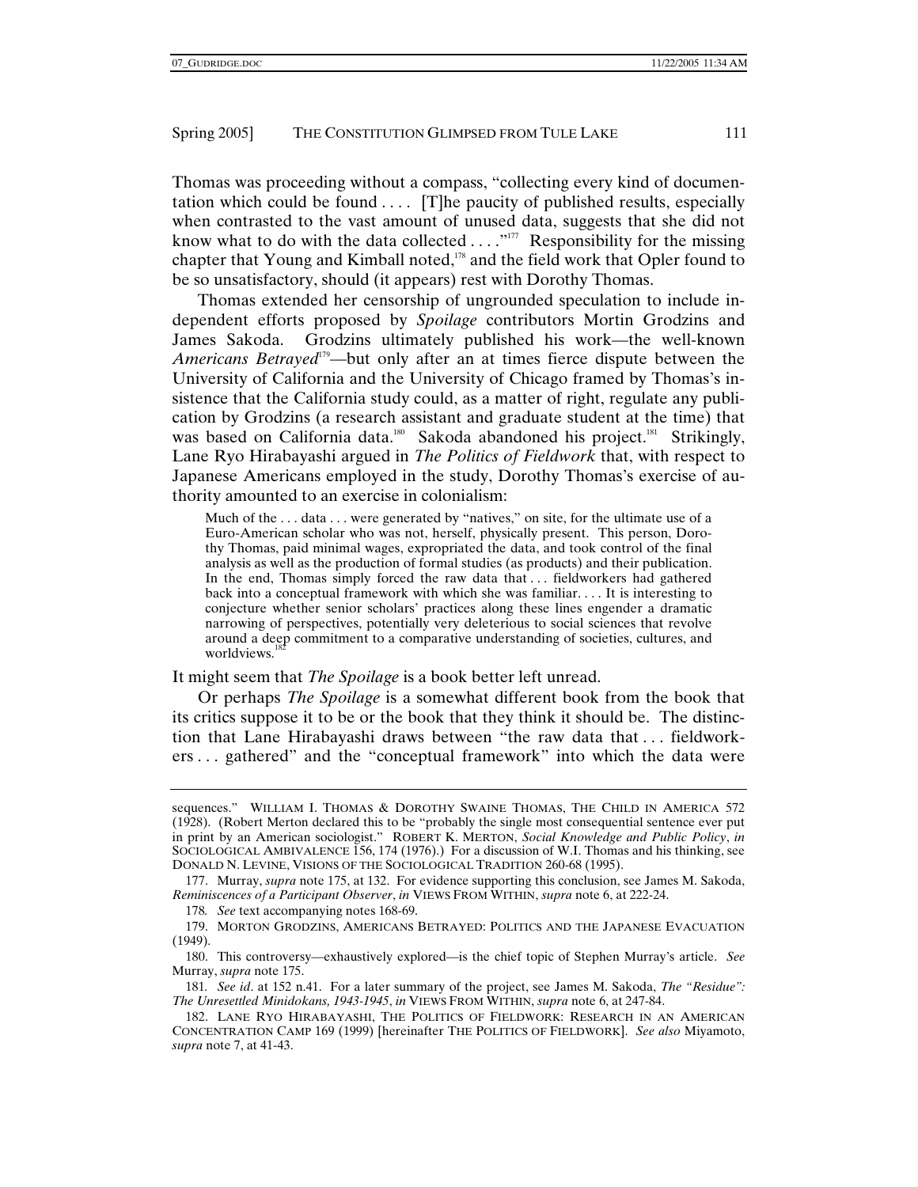Thomas was proceeding without a compass, "collecting every kind of documentation which could be found . . . . [T]he paucity of published results, especially when contrasted to the vast amount of unused data, suggests that she did not know what to do with the data collected . . . ."[177] Responsibility for the missing chapter that Young and Kimball noted,[178] and the field work that Opler found to be so unsatisfactory, should (it appears) rest with Dorothy Thomas.

Thomas extended her censorship of ungrounded speculation to include independent efforts proposed by *Spoilage* contributors Mortin Grodzins and James Sakoda. Grodzins ultimately published his work—the well-known *Americans Betrayed*[179]—but only after an at times fierce dispute between the University of California and the University of Chicago framed by Thomas's insistence that the California study could, as a matter of right, regulate any publication by Grodzins (a research assistant and graduate student at the time) that was based on California data.[180] Sakoda abandoned his project.[181] Strikingly, Lane Ryo Hirabayashi argued in *The Politics of Fieldwork* that, with respect to Japanese Americans employed in the study, Dorothy Thomas's exercise of authority amounted to an exercise in colonialism:

> Much of the . . . data . . . were generated by "natives," on site, for the ultimate use of a Euro-American scholar who was not, herself, physically present. This person, Dorothy Thomas, paid minimal wages, expropriated the data, and took control of the final analysis as well as the production of formal studies (as products) and their publication. In the end, Thomas simply forced the raw data that . . . fieldworkers had gathered back into a conceptual framework with which she was familiar. . . . It is interesting to conjecture whether senior scholars' practices along these lines engender a dramatic narrowing of perspectives, potentially very deleterious to social sciences that revolve around a deep commitment to a comparative understanding of societies, cultures, and worldviews.[182]

It might seem that *The Spoilage* is a book better left unread.

Or perhaps *The Spoilage* is a somewhat different book from the book that its critics suppose it to be or the book that they think it should be. The distinction that Lane Hirabayashi draws between "the raw data that . . . fieldworkers . . . gathered" and the "conceptual framework" into which the data were

---

sequences." WILLIAM I. THOMAS & DOROTHY SWAINE THOMAS, THE CHILD IN AMERICA 572 (1928). (Robert Merton declared this to be "probably the single most consequential sentence ever put in print by an American sociologist." ROBERT K. MERTON, *Social Knowledge and Public Policy*, *in* SOCIOLOGICAL AMBIVALENCE 156, 174 (1976).) For a discussion of W.I. Thomas and his thinking, see DONALD N. LEVINE, VISIONS OF THE SOCIOLOGICAL TRADITION 260-68 (1995).

177. Murray, *supra* note 175, at 132. For evidence supporting this conclusion, see James M. Sakoda, *Reminiscences of a Participant Observer*, *in* VIEWS FROM WITHIN, *supra* note 6, at 222-24.

178. *See* text accompanying notes 168-69.

179. MORTON GRODZINS, AMERICANS BETRAYED: POLITICS AND THE JAPANESE EVACUATION (1949).

180. This controversy—exhaustively explored—is the chief topic of Stephen Murray's article. *See* Murray, *supra* note 175.

181. *See id*. at 152 n.41. For a later summary of the project, see James M. Sakoda, *The "Residue": The Unresettled Minidokans, 1943-1945*, *in* VIEWS FROM WITHIN, *supra* note 6, at 247-84.

182. LANE RYO HIRABAYASHI, THE POLITICS OF FIELDWORK: RESEARCH IN AN AMERICAN CONCENTRATION CAMP 169 (1999) [hereinafter THE POLITICS OF FIELDWORK]. *See also* Miyamoto, *supra* note 7, at 41-43.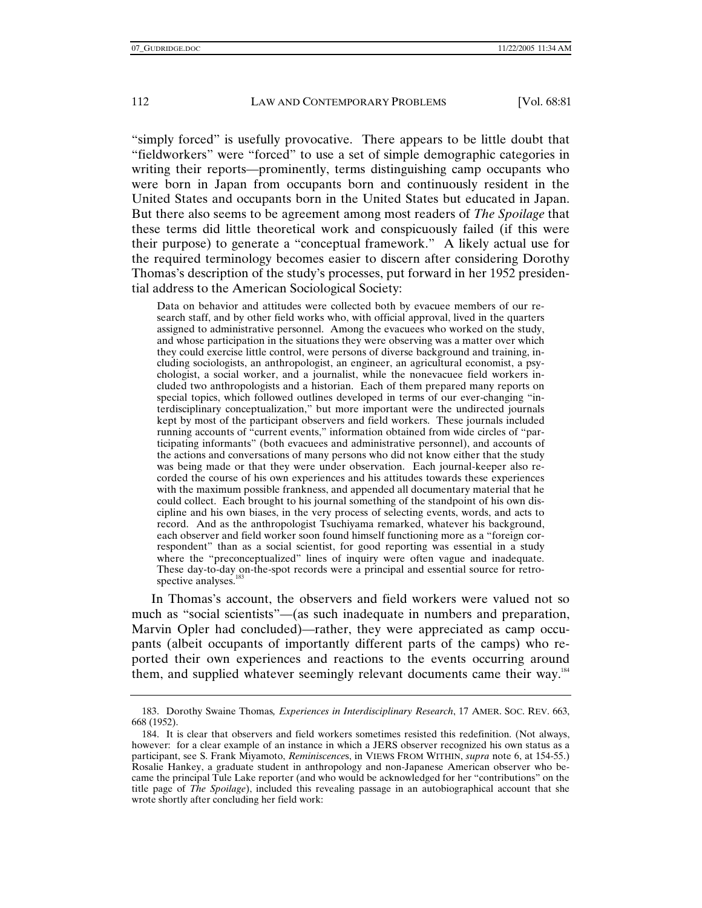"simply forced" is usefully provocative. There appears to be little doubt that "fieldworkers" were "forced" to use a set of simple demographic categories in writing their reports—prominently, terms distinguishing camp occupants who were born in Japan from occupants born and continuously resident in the United States and occupants born in the United States but educated in Japan. But there also seems to be agreement among most readers of *The Spoilage* that these terms did little theoretical work and conspicuously failed (if this were their purpose) to generate a "conceptual framework." A likely actual use for the required terminology becomes easier to discern after considering Dorothy Thomas's description of the study's processes, put forward in her 1952 presidential address to the American Sociological Society:

> Data on behavior and attitudes were collected both by evacuee members of our research staff, and by other field works who, with official approval, lived in the quarters assigned to administrative personnel. Among the evacuees who worked on the study, and whose participation in the situations they were observing was a matter over which they could exercise little control, were persons of diverse background and training, including sociologists, an anthropologist, an engineer, an agricultural economist, a psychologist, a social worker, and a journalist, while the nonevacuee field workers included two anthropologists and a historian. Each of them prepared many reports on special topics, which followed outlines developed in terms of our ever-changing "interdisciplinary conceptualization," but more important were the undirected journals kept by most of the participant observers and field workers. These journals included running accounts of "current events," information obtained from wide circles of "participating informants" (both evacuees and administrative personnel), and accounts of the actions and conversations of many persons who did not know either that the study was being made or that they were under observation. Each journal-keeper also recorded the course of his own experiences and his attitudes towards these experiences with the maximum possible frankness, and appended all documentary material that he could collect. Each brought to his journal something of the standpoint of his own discipline and his own biases, in the very process of selecting events, words, and acts to record. And as the anthropologist Tsuchiyama remarked, whatever his background, each observer and field worker soon found himself functioning more as a "foreign correspondent" than as a social scientist, for good reporting was essential in a study where the "preconceptualized" lines of inquiry were often vague and inadequate. These day-to-day on-the-spot records were a principal and essential source for retrospective analyses.[183]

In Thomas's account, the observers and field workers were valued not so much as "social scientists"—(as such inadequate in numbers and preparation, Marvin Opler had concluded)—rather, they were appreciated as camp occupants (albeit occupants of importantly different parts of the camps) who reported their own experiences and reactions to the events occurring around them, and supplied whatever seemingly relevant documents came their way.[184]

---

183. Dorothy Swaine Thomas*, Experiences in Interdisciplinary Research*, 17 AMER. SOC. REV. 663, 668 (1952).

184. It is clear that observers and field workers sometimes resisted this redefinition. (Not always, however: for a clear example of an instance in which a JERS observer recognized his own status as a participant, see S. Frank Miyamoto, *Reminiscences*, in VIEWS FROM WITHIN, *supra* note 6, at 154-55.) Rosalie Hankey, a graduate student in anthropology and non-Japanese American observer who became the principal Tule Lake reporter (and who would be acknowledged for her "contributions" on the title page of *The Spoilage*), included this revealing passage in an autobiographical account that she wrote shortly after concluding her field work: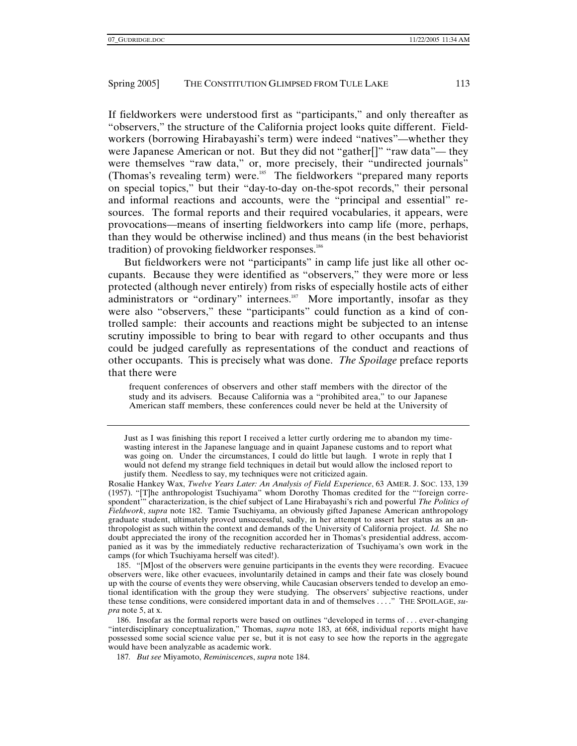If fieldworkers were understood first as "participants," and only thereafter as "observers," the structure of the California project looks quite different. Fieldworkers (borrowing Hirabayashi's term) were indeed "natives"—whether they were Japanese American or not. But they did not "gather[]" "raw data"— they were themselves "raw data," or, more precisely, their "undirected journals" (Thomas's revealing term) were.[185] The fieldworkers "prepared many reports on special topics," but their "day-to-day on-the-spot records," their personal and informal reactions and accounts, were the "principal and essential" resources. The formal reports and their required vocabularies, it appears, were provocations—means of inserting fieldworkers into camp life (more, perhaps, than they would be otherwise inclined) and thus means (in the best behaviorist tradition) of provoking fieldworker responses.[186]

But fieldworkers were not "participants" in camp life just like all other occupants. Because they were identified as "observers," they were more or less protected (although never entirely) from risks of especially hostile acts of either administrators or "ordinary" internees.[187] More importantly, insofar as they were also "observers," these "participants" could function as a kind of controlled sample: their accounts and reactions might be subjected to an intense scrutiny impossible to bring to bear with regard to other occupants and thus could be judged carefully as representations of the conduct and reactions of other occupants. This is precisely what was done. *The Spoilage* preface reports that there were

> frequent conferences of observers and other staff members with the director of the study and its advisers. Because California was a "prohibited area," to our Japanese American staff members, these conferences could never be held at the University of

---

> Just as I was finishing this report I received a letter curtly ordering me to abandon my time-wasting interest in the Japanese language and in quaint Japanese customs and to report what was going on. Under the circumstances, I could do little but laugh. I wrote in reply that I would not defend my strange field techniques in detail but would allow the inclosed report to justify them. Needless to say, my techniques were not criticized again.

Rosalie Hankey Wax, *Twelve Years Later: An Analysis of Field Experience*, 63 AMER. J. SOC. 133, 139 (1957). "[T]he anthropologist Tsuchiyama" whom Dorothy Thomas credited for the "'foreign correspondent'" characterization, is the chief subject of Lane Hirabayashi's rich and powerful *The Politics of Fieldwork*, *supra* note 182. Tamie Tsuchiyama, an obviously gifted Japanese American anthropology graduate student, ultimately proved unsuccessful, sadly, in her attempt to assert her status as an anthropologist as such within the context and demands of the University of California project. *Id.* She no doubt appreciated the irony of the recognition accorded her in Thomas's presidential address, accompanied as it was by the immediately reductive recharacterization of Tsuchiyama's own work in the camps (for which Tsuchiyama herself was cited!).

185. "[M]ost of the observers were genuine participants in the events they were recording. Evacuee observers were, like other evacuees, involuntarily detained in camps and their fate was closely bound up with the course of events they were observing, while Caucasian observers tended to develop an emotional identification with the group they were studying. The observers' subjective reactions, under these tense conditions, were considered important data in and of themselves . . . ." THE SPOILAGE, *supra* note 5, at x.

186. Insofar as the formal reports were based on outlines "developed in terms of . . . ever-changing "interdisciplinary conceptualization," Thomas, *supra* note 183, at 668, individual reports might have possessed some social science value per se, but it is not easy to see how the reports in the aggregate would have been analyzable as academic work.

187. *But see* Miyamoto, *Reminiscences*, *supra* note 184.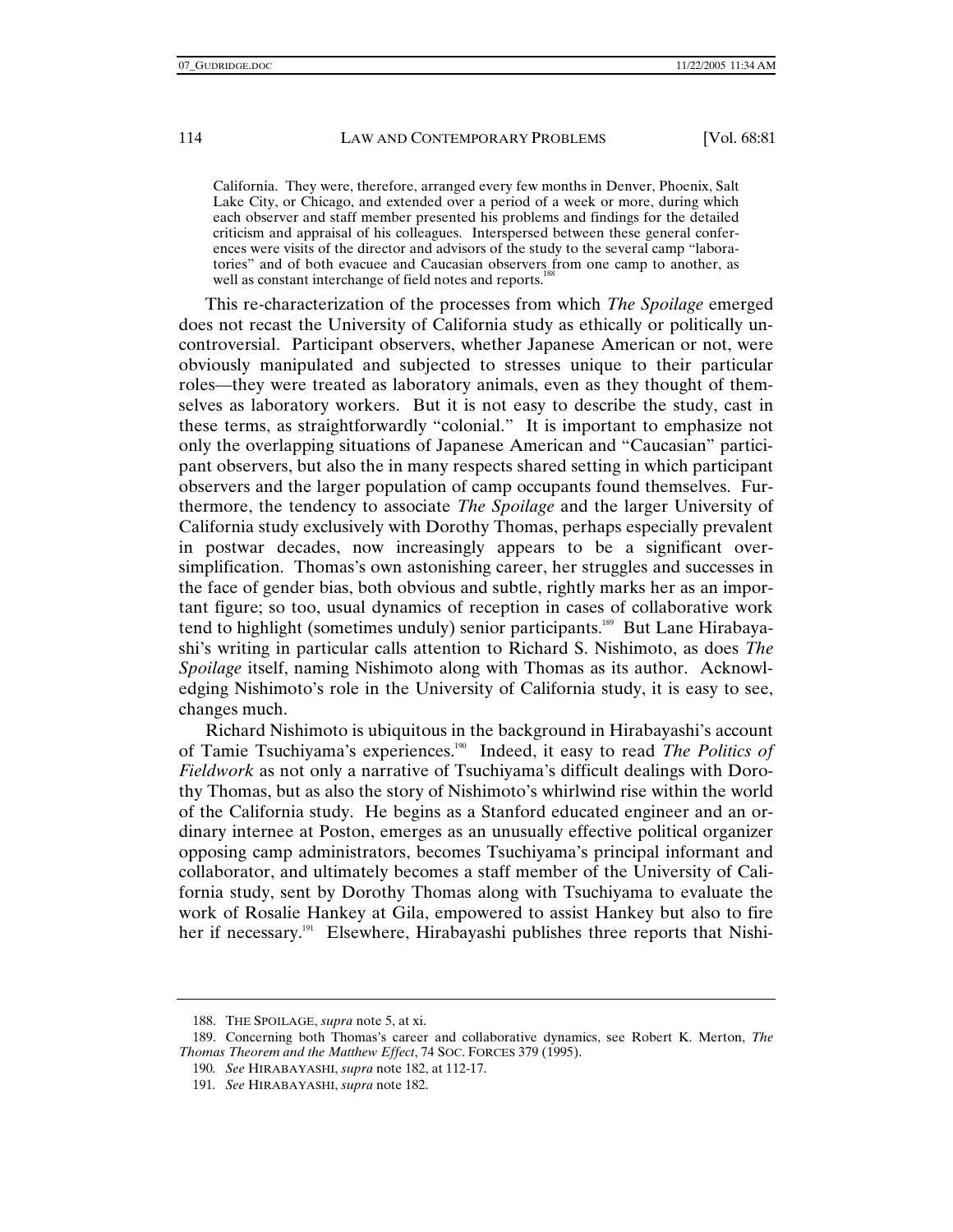California. They were, therefore, arranged every few months in Denver, Phoenix, Salt Lake City, or Chicago, and extended over a period of a week or more, during which each observer and staff member presented his problems and findings for the detailed criticism and appraisal of his colleagues. Interspersed between these general conferences were visits of the director and advisors of the study to the several camp "laboratories" and of both evacuee and Caucasian observers from one camp to another, as well as constant interchange of field notes and reports.[188]

This re-characterization of the processes from which *The Spoilage* emerged does not recast the University of California study as ethically or politically uncontroversial. Participant observers, whether Japanese American or not, were obviously manipulated and subjected to stresses unique to their particular roles—they were treated as laboratory animals, even as they thought of themselves as laboratory workers. But it is not easy to describe the study, cast in these terms, as straightforwardly "colonial." It is important to emphasize not only the overlapping situations of Japanese American and "Caucasian" participant observers, but also the in many respects shared setting in which participant observers and the larger population of camp occupants found themselves. Furthermore, the tendency to associate *The Spoilage* and the larger University of California study exclusively with Dorothy Thomas, perhaps especially prevalent in postwar decades, now increasingly appears to be a significant oversimplification. Thomas's own astonishing career, her struggles and successes in the face of gender bias, both obvious and subtle, rightly marks her as an important figure; so too, usual dynamics of reception in cases of collaborative work tend to highlight (sometimes unduly) senior participants.[189] But Lane Hirabayashi's writing in particular calls attention to Richard S. Nishimoto, as does *The Spoilage* itself, naming Nishimoto along with Thomas as its author. Acknowledging Nishimoto's role in the University of California study, it is easy to see, changes much.

Richard Nishimoto is ubiquitous in the background in Hirabayashi's account of Tamie Tsuchiyama's experiences.[190] Indeed, it easy to read *The Politics of Fieldwork* as not only a narrative of Tsuchiyama's difficult dealings with Dorothy Thomas, but as also the story of Nishimoto's whirlwind rise within the world of the California study. He begins as a Stanford educated engineer and an ordinary internee at Poston, emerges as an unusually effective political organizer opposing camp administrators, becomes Tsuchiyama's principal informant and collaborator, and ultimately becomes a staff member of the University of California study, sent by Dorothy Thomas along with Tsuchiyama to evaluate the work of Rosalie Hankey at Gila, empowered to assist Hankey but also to fire her if necessary.[191] Elsewhere, Hirabayashi publishes three reports that Nishi-

---

188. THE SPOILAGE, *supra* note 5, at xi.

189. Concerning both Thomas's career and collaborative dynamics, see Robert K. Merton, *The Thomas Theorem and the Matthew Effect*, 74 SOC. FORCES 379 (1995).

190. *See* HIRABAYASHI, *supra* note 182, at 112-17.

191. *See* HIRABAYASHI, *supra* note 182.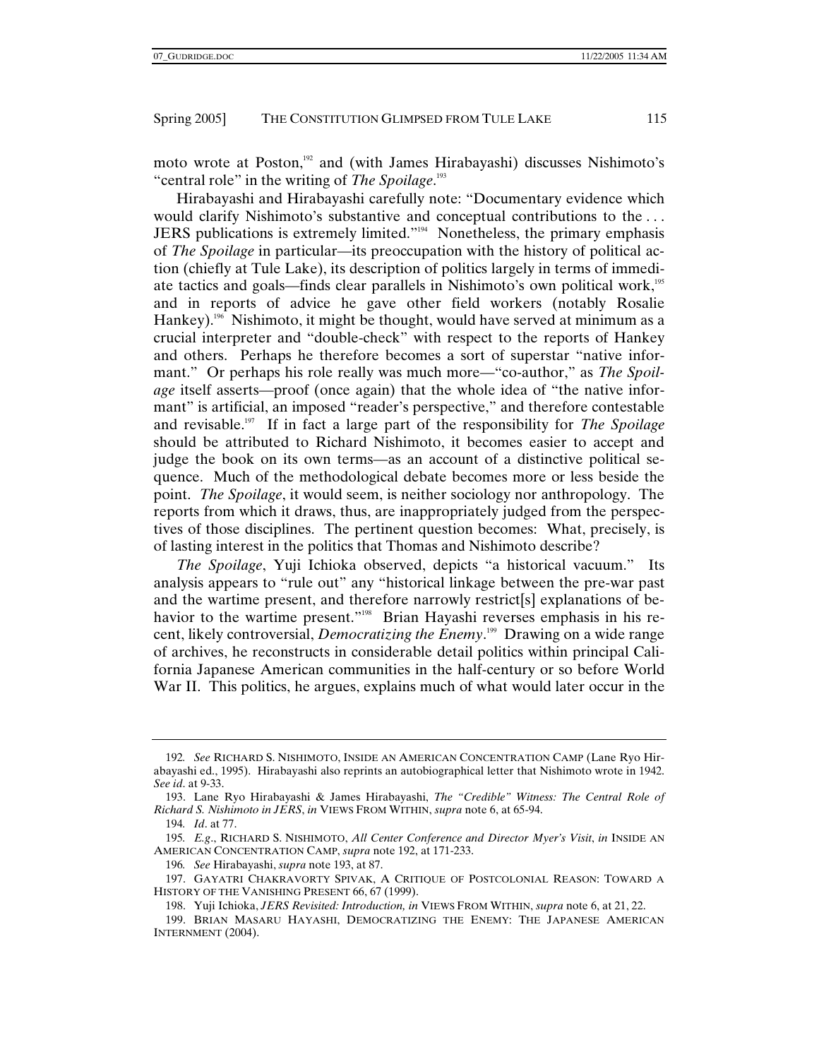moto wrote at Poston,[192] and (with James Hirabayashi) discusses Nishimoto's "central role" in the writing of *The Spoilage*.[193]

Hirabayashi and Hirabayashi carefully note: "Documentary evidence which would clarify Nishimoto's substantive and conceptual contributions to the . . . JERS publications is extremely limited."[194] Nonetheless, the primary emphasis of *The Spoilage* in particular—its preoccupation with the history of political action (chiefly at Tule Lake), its description of politics largely in terms of immediate tactics and goals—finds clear parallels in Nishimoto's own political work,[195] and in reports of advice he gave other field workers (notably Rosalie Hankey).[196] Nishimoto, it might be thought, would have served at minimum as a crucial interpreter and "double-check" with respect to the reports of Hankey and others. Perhaps he therefore becomes a sort of superstar "native informant." Or perhaps his role really was much more—"co-author," as *The Spoilage* itself asserts—proof (once again) that the whole idea of "the native informant" is artificial, an imposed "reader's perspective," and therefore contestable and revisable.[197] If in fact a large part of the responsibility for *The Spoilage* should be attributed to Richard Nishimoto, it becomes easier to accept and judge the book on its own terms—as an account of a distinctive political sequence. Much of the methodological debate becomes more or less beside the point. *The Spoilage*, it would seem, is neither sociology nor anthropology. The reports from which it draws, thus, are inappropriately judged from the perspectives of those disciplines. The pertinent question becomes: What, precisely, is of lasting interest in the politics that Thomas and Nishimoto describe?

*The Spoilage*, Yuji Ichioka observed, depicts "a historical vacuum." Its analysis appears to "rule out" any "historical linkage between the pre-war past and the wartime present, and therefore narrowly restrict[s] explanations of behavior to the wartime present."[198] Brian Hayashi reverses emphasis in his recent, likely controversial, *Democratizing the Enemy*.[199] Drawing on a wide range of archives, he reconstructs in considerable detail politics within principal California Japanese American communities in the half-century or so before World War II. This politics, he argues, explains much of what would later occur in the

---

192. *See* RICHARD S. NISHIMOTO, INSIDE AN AMERICAN CONCENTRATION CAMP (Lane Ryo Hirabayashi ed., 1995). Hirabayashi also reprints an autobiographical letter that Nishimoto wrote in 1942. *See id*. at 9-33.

193. Lane Ryo Hirabayashi & James Hirabayashi, *The "Credible" Witness: The Central Role of Richard S. Nishimoto in JERS*, *in* VIEWS FROM WITHIN, *supra* note 6, at 65-94.

194. *Id*. at 77.

195. *E.g.*, RICHARD S. NISHIMOTO, *All Center Conference and Director Myer's Visit*, *in* INSIDE AN AMERICAN CONCENTRATION CAMP, *supra* note 192, at 171-233.

196. *See* Hirabayashi, *supra* note 193, at 87.

197. GAYATRI CHAKRAVORTY SPIVAK, A CRITIQUE OF POSTCOLONIAL REASON: TOWARD A HISTORY OF THE VANISHING PRESENT 66, 67 (1999).

198. Yuji Ichioka, *JERS Revisited: Introduction, in* VIEWS FROM WITHIN, *supra* note 6, at 21, 22.

199. BRIAN MASARU HAYASHI, DEMOCRATIZING THE ENEMY: THE JAPANESE AMERICAN INTERNMENT (2004).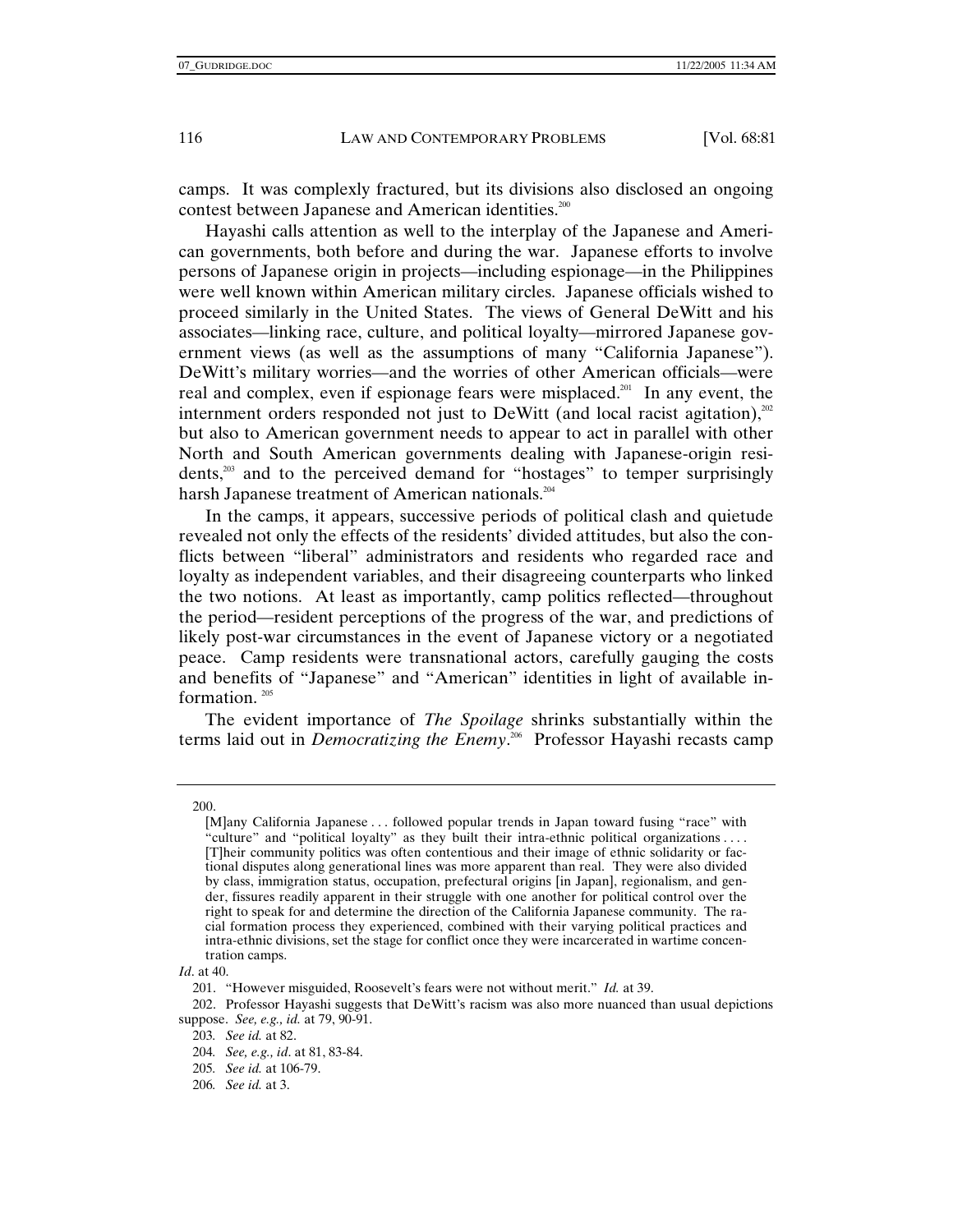camps. It was complexly fractured, but its divisions also disclosed an ongoing contest between Japanese and American identities.[200]

Hayashi calls attention as well to the interplay of the Japanese and American governments, both before and during the war. Japanese efforts to involve persons of Japanese origin in projects—including espionage—in the Philippines were well known within American military circles. Japanese officials wished to proceed similarly in the United States. The views of General DeWitt and his associates—linking race, culture, and political loyalty—mirrored Japanese government views (as well as the assumptions of many "California Japanese"). DeWitt's military worries—and the worries of other American officials—were real and complex, even if espionage fears were misplaced.[201] In any event, the internment orders responded not just to DeWitt (and local racist agitation),[202] but also to American government needs to appear to act in parallel with other North and South American governments dealing with Japanese-origin residents,[203] and to the perceived demand for "hostages" to temper surprisingly harsh Japanese treatment of American nationals.[204]

In the camps, it appears, successive periods of political clash and quietude revealed not only the effects of the residents' divided attitudes, but also the conflicts between "liberal" administrators and residents who regarded race and loyalty as independent variables, and their disagreeing counterparts who linked the two notions. At least as importantly, camp politics reflected—throughout the period—resident perceptions of the progress of the war, and predictions of likely post-war circumstances in the event of Japanese victory or a negotiated peace. Camp residents were transnational actors, carefully gauging the costs and benefits of "Japanese" and "American" identities in light of available information.[205]

The evident importance of *The Spoilage* shrinks substantially within the terms laid out in *Democratizing the Enemy*.[206] Professor Hayashi recasts camp

---

200.

> [M]any California Japanese . . . followed popular trends in Japan toward fusing "race" with "culture" and "political loyalty" as they built their intra-ethnic political organizations . . . . [T]heir community politics was often contentious and their image of ethnic solidarity or factional disputes along generational lines was more apparent than real. They were also divided by class, immigration status, occupation, prefectural origins [in Japan], regionalism, and gender, fissures readily apparent in their struggle with one another for political control over the right to speak for and determine the direction of the California Japanese community. The racial formation process they experienced, combined with their varying political practices and intra-ethnic divisions, set the stage for conflict once they were incarcerated in wartime concentration camps.

*Id*. at 40.

201. "However misguided, Roosevelt's fears were not without merit." *Id.* at 39.

202. Professor Hayashi suggests that DeWitt's racism was also more nuanced than usual depictions suppose. *See, e.g., id.* at 79, 90-91.

203. *See id.* at 82.

204. *See, e.g., id*. at 81, 83-84.

205. *See id.* at 106-79.

206. *See id.* at 3.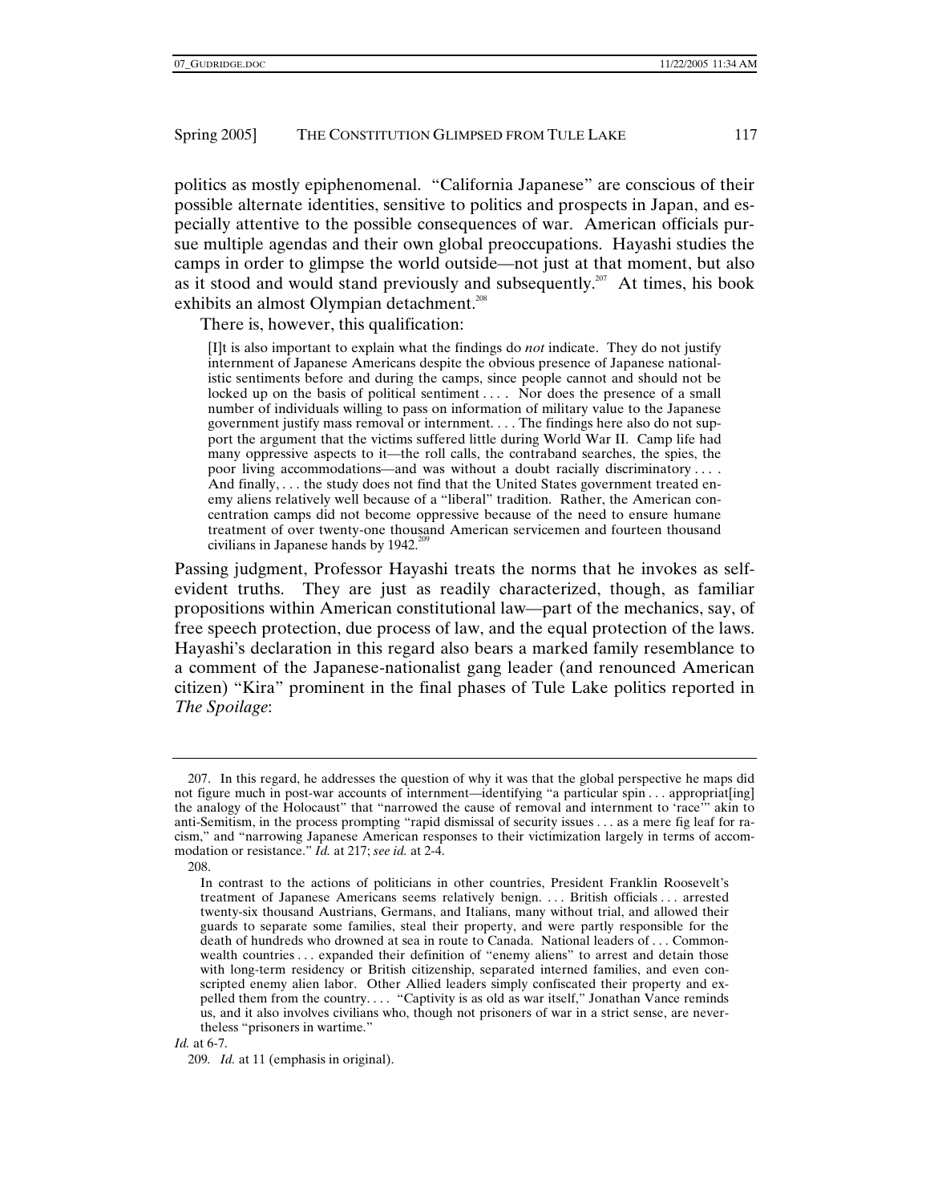politics as mostly epiphenomenal. "California Japanese" are conscious of their possible alternate identities, sensitive to politics and prospects in Japan, and especially attentive to the possible consequences of war. American officials pursue multiple agendas and their own global preoccupations. Hayashi studies the camps in order to glimpse the world outside—not just at that moment, but also as it stood and would stand previously and subsequently.[207] At times, his book exhibits an almost Olympian detachment.[208]

There is, however, this qualification:

> [I]t is also important to explain what the findings do *not* indicate. They do not justify internment of Japanese Americans despite the obvious presence of Japanese nationalistic sentiments before and during the camps, since people cannot and should not be locked up on the basis of political sentiment . . . . Nor does the presence of a small number of individuals willing to pass on information of military value to the Japanese government justify mass removal or internment. . . . The findings here also do not support the argument that the victims suffered little during World War II. Camp life had many oppressive aspects to it—the roll calls, the contraband searches, the spies, the poor living accommodations—and was without a doubt racially discriminatory . . . . And finally, . . . the study does not find that the United States government treated enemy aliens relatively well because of a "liberal" tradition. Rather, the American concentration camps did not become oppressive because of the need to ensure humane treatment of over twenty-one thousand American servicemen and fourteen thousand civilians in Japanese hands by 1942.[209]

Passing judgment, Professor Hayashi treats the norms that he invokes as self-evident truths. They are just as readily characterized, though, as familiar propositions within American constitutional law—part of the mechanics, say, of free speech protection, due process of law, and the equal protection of the laws. Hayashi's declaration in this regard also bears a marked family resemblance to a comment of the Japanese-nationalist gang leader (and renounced American citizen) "Kira" prominent in the final phases of Tule Lake politics reported in *The Spoilage*:

---

207. In this regard, he addresses the question of why it was that the global perspective he maps did not figure much in post-war accounts of internment—identifying "a particular spin . . . appropriat[ing] the analogy of the Holocaust" that "narrowed the cause of removal and internment to 'race'" akin to anti-Semitism, in the process prompting "rapid dismissal of security issues . . . as a mere fig leaf for racism," and "narrowing Japanese American responses to their victimization largely in terms of accommodation or resistance." *Id.* at 217; *see id.* at 2-4.

208.

> In contrast to the actions of politicians in other countries, President Franklin Roosevelt's treatment of Japanese Americans seems relatively benign. . . . British officials . . . arrested twenty-six thousand Austrians, Germans, and Italians, many without trial, and allowed their guards to separate some families, steal their property, and were partly responsible for the death of hundreds who drowned at sea in route to Canada. National leaders of . . . Commonwealth countries . . . expanded their definition of "enemy aliens" to arrest and detain those with long-term residency or British citizenship, separated interned families, and even conscripted enemy alien labor. Other Allied leaders simply confiscated their property and expelled them from the country. . . . "Captivity is as old as war itself," Jonathan Vance reminds us, and it also involves civilians who, though not prisoners of war in a strict sense, are nevertheless "prisoners in wartime."

*Id.* at 6-7.

209. *Id.* at 11 (emphasis in original).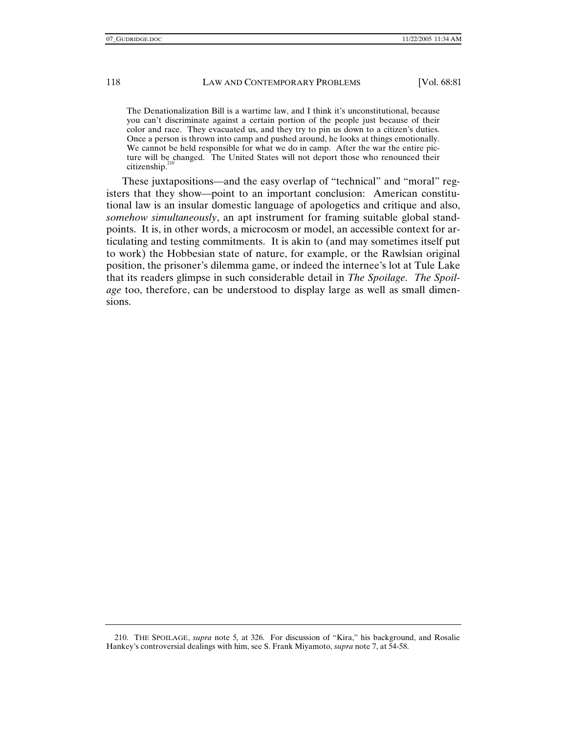> The Denationalization Bill is a wartime law, and I think it's unconstitutional, because you can't discriminate against a certain portion of the people just because of their color and race. They evacuated us, and they try to pin us down to a citizen's duties. Once a person is thrown into camp and pushed around, he looks at things emotionally. We cannot be held responsible for what we do in camp. After the war the entire picture will be changed. The United States will not deport those who renounced their citizenship.[210]

These juxtapositions—and the easy overlap of "technical" and "moral" registers that they show—point to an important conclusion: American constitutional law is an insular domestic language of apologetics and critique and also, *somehow simultaneously*, an apt instrument for framing suitable global standpoints. It is, in other words, a microcosm or model, an accessible context for articulating and testing commitments. It is akin to (and may sometimes itself put to work) the Hobbesian state of nature, for example, or the Rawlsian original position, the prisoner's dilemma game, or indeed the internee's lot at Tule Lake that its readers glimpse in such considerable detail in *The Spoilage*. *The Spoilage* too, therefore, can be understood to display large as well as small dimensions.

---

210. THE SPOILAGE, *supra* note 5, at 326. For discussion of "Kira," his background, and Rosalie Hankey's controversial dealings with him, see S. Frank Miyamoto, *supra* note 7, at 54-58.